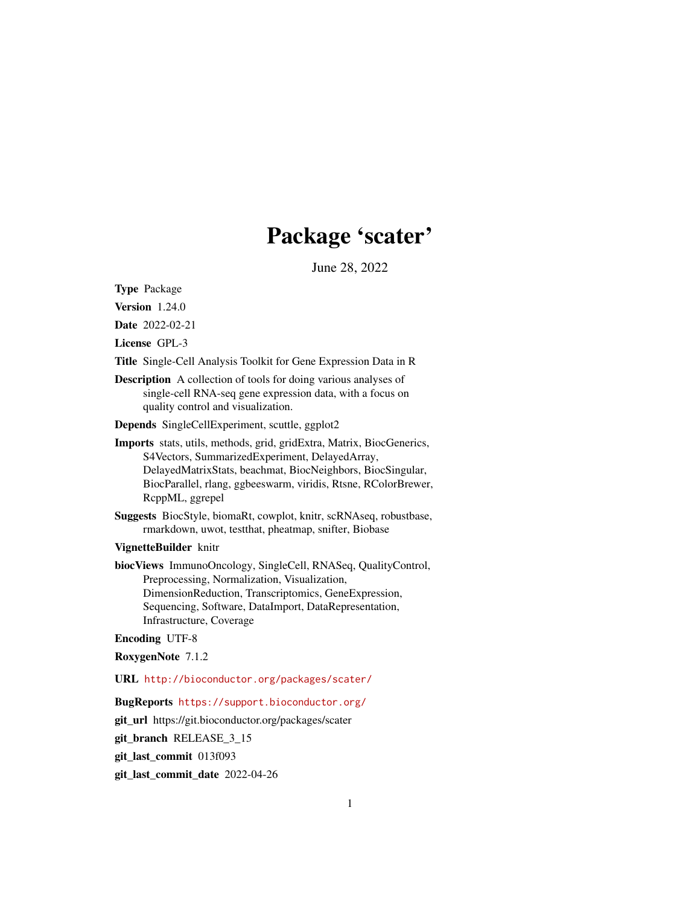# Package 'scater'

June 28, 2022

**Type** Package

**Version** 1.24.0

**Date** 2022-02-21

**License** GPL-3

**Title** Single-Cell Analysis Toolkit for Gene Expression Data in R

**Description** A collection of tools for doing various analyses of single-cell RNA-seq gene expression data, with a focus on quality control and visualization.

**Depends** SingleCellExperiment, scuttle, ggplot2

**Imports** stats, utils, methods, grid, gridExtra, Matrix, BiocGenerics, S4Vectors, SummarizedExperiment, DelayedArray, DelayedMatrixStats, beachmat, BiocNeighbors, BiocSingular, BiocParallel, rlang, ggbeeswarm, viridis, Rtsne, RColorBrewer, RcppML, ggrepel

**Suggests** BiocStyle, biomaRt, cowplot, knitr, scRNAseq, robustbase, rmarkdown, uwot, testthat, pheatmap, snifter, Biobase

**VignetteBuilder** knitr

**biocViews** ImmunoOncology, SingleCell, RNASeq, QualityControl, Preprocessing, Normalization, Visualization, DimensionReduction, Transcriptomics, GeneExpression, Sequencing, Software, DataImport, DataRepresentation, Infrastructure, Coverage

**Encoding** UTF-8

**RoxygenNote** 7.1.2

**URL** http://bioconductor.org/packages/scater/

**BugReports** https://support.bioconductor.org/

**git_url** https://git.bioconductor.org/packages/scater

**git_branch** RELEASE_3_15

**git_last_commit** 013f093

**git_last_commit_date** 2022-04-26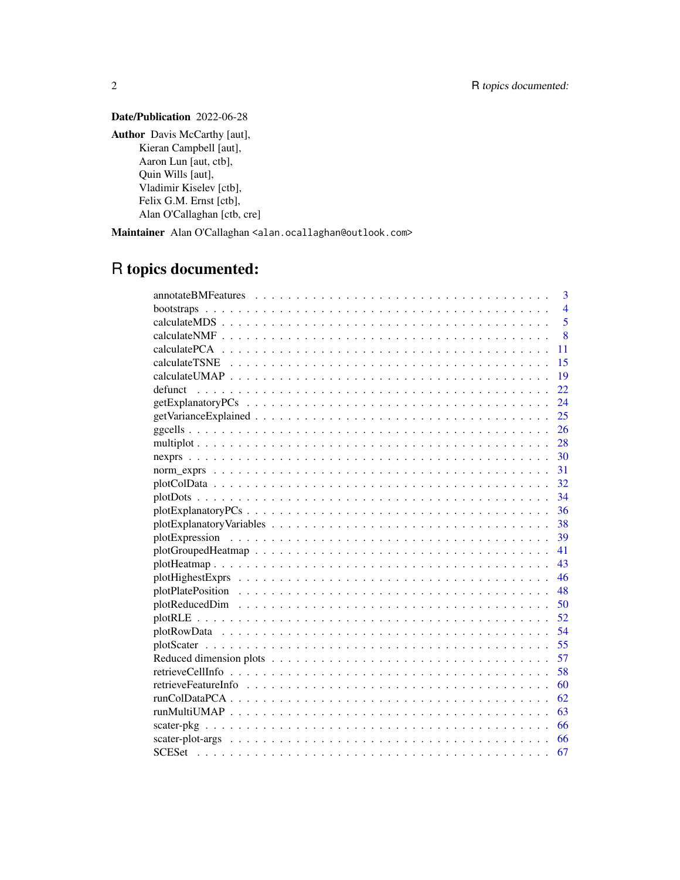**Date/Publication** 2022-06-28

**Author** Davis McCarthy [aut],
Kieran Campbell [aut],
Aaron Lun [aut, ctb],
Quin Wills [aut],
Vladimir Kiselev [ctb],
Felix G.M. Ernst [ctb],
Alan O'Callaghan [ctb, cre]

**Maintainer** Alan O'Callaghan <alan.ocallaghan@outlook.com>

# R topics documented:

| | |
|---|---|
| annotateBMFeatures | 3 |
| bootstraps | 4 |
| calculateMDS | 5 |
| calculateNMF | 8 |
| calculatePCA | 11 |
| calculateTSNE | 15 |
| calculateUMAP | 19 |
| defunct | 22 |
| getExplanatoryPCs | 24 |
| getVarianceExplained | 25 |
| ggcells | 26 |
| multiplot | 28 |
| nexprs | 30 |
| norm_exprs | 31 |
| plotColData | 32 |
| plotDots | 34 |
| plotExplanatoryPCs | 36 |
| plotExplanatoryVariables | 38 |
| plotExpression | 39 |
| plotGroupedHeatmap | 41 |
| plotHeatmap | 43 |
| plotHighestExprs | 46 |
| plotPlatePosition | 48 |
| plotReducedDim | 50 |
| plotRLE | 52 |
| plotRowData | 54 |
| plotScater | 55 |
| Reduced dimension plots | 57 |
| retrieveCellInfo | 58 |
| retrieveFeatureInfo | 60 |
| runColDataPCA | 62 |
| runMultiUMAP | 63 |
| scater-pkg | 66 |
| scater-plot-args | 66 |
| SCESet | 67 |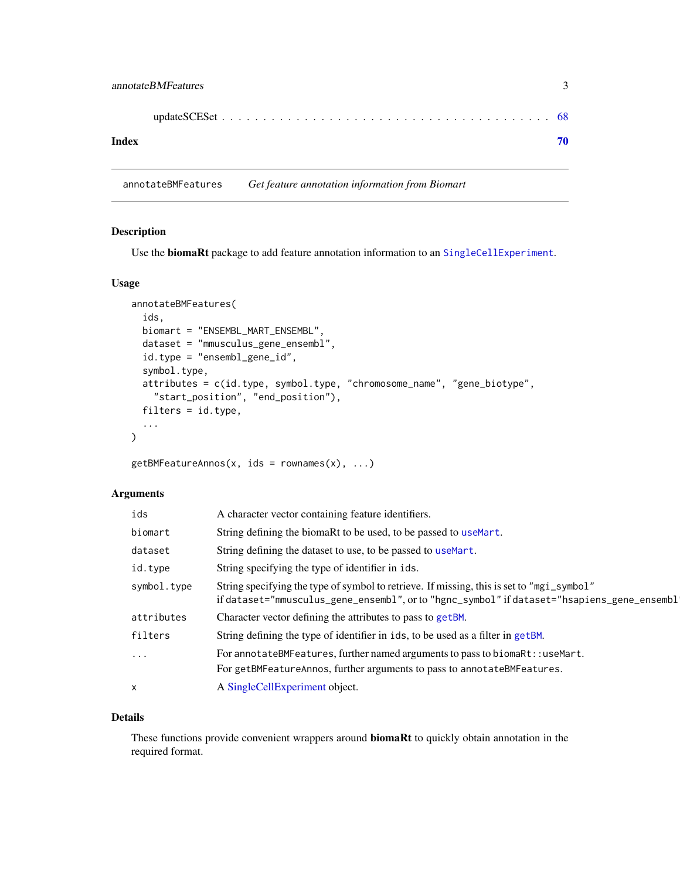updateSCESet . . . . . . . . . . . . . . . . . . . . . . . . . . . . . . . . . . . . . 68

**Index** **70**

---

`annotateBMFeatures` *Get feature annotation information from Biomart*

---

## Description

Use the **biomaRt** package to add feature annotation information to an `SingleCellExperiment`.

## Usage

```
annotateBMFeatures(
  ids,
  biomart = "ENSEMBL_MART_ENSEMBL",
  dataset = "mmusculus_gene_ensembl",
  id.type = "ensembl_gene_id",
  symbol.type,
  attributes = c(id.type, symbol.type, "chromosome_name", "gene_biotype",
    "start_position", "end_position"),
  filters = id.type,
  ...
)

getBMFeatureAnnos(x, ids = rownames(x), ...)
```

## Arguments

| | |
|---|---|
| `ids` | A character vector containing feature identifiers. |
| `biomart` | String defining the biomaRt to be used, to be passed to `useMart`. |
| `dataset` | String defining the dataset to use, to be passed to `useMart`. |
| `id.type` | String specifying the type of identifier in `ids`. |
| `symbol.type` | String specifying the type of symbol to retrieve. If missing, this is set to `"mgi_symbol"` if `dataset="mmusculus_gene_ensembl"`, or to `"hgnc_symbol"` if `dataset="hsapiens_gene_ensembl"` |
| `attributes` | Character vector defining the attributes to pass to `getBM`. |
| `filters` | String defining the type of identifier in `ids`, to be used as a filter in `getBM`. |
| `...` | For `annotateBMFeatures`, further named arguments to pass to `biomaRt::useMart`. For `getBMFeatureAnnos`, further arguments to pass to `annotateBMFeatures`. |
| `x` | A SingleCellExperiment object. |

## Details

These functions provide convenient wrappers around **biomaRt** to quickly obtain annotation in the required format.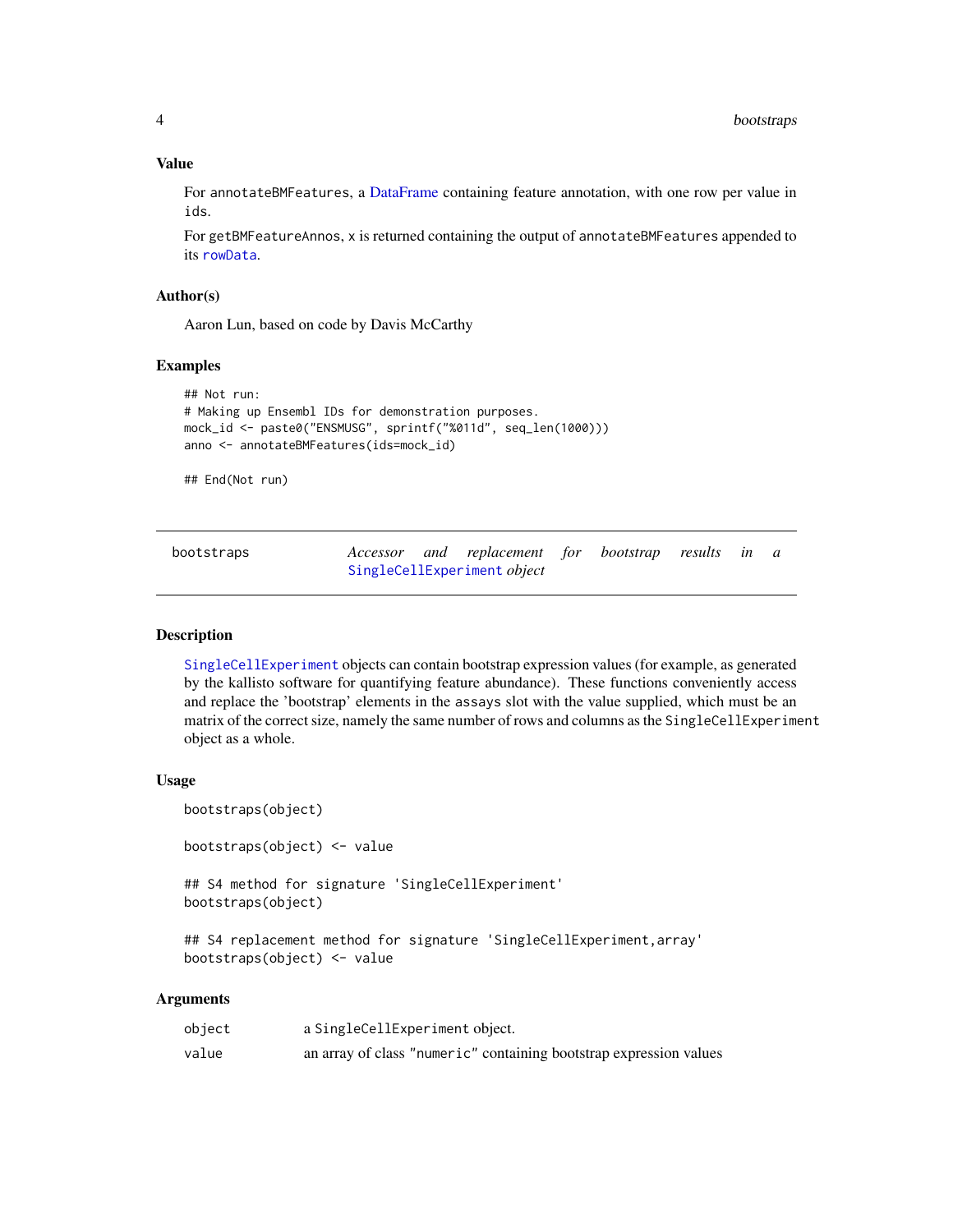### Value

For `annotateBMFeatures`, a DataFrame containing feature annotation, with one row per value in `ids`.

For `getBMFeatureAnnos`, `x` is returned containing the output of `annotateBMFeatures` appended to its `rowData`.

### Author(s)

Aaron Lun, based on code by Davis McCarthy

### Examples

```
## Not run:
# Making up Ensembl IDs for demonstration purposes.
mock_id <- paste0("ENSMUSG", sprintf("%011d", seq_len(1000)))
anno <- annotateBMFeatures(ids=mock_id)

## End(Not run)
```

---

## bootstraps — *Accessor and replacement for bootstrap results in a `SingleCellExperiment` object*

---

### Description

`SingleCellExperiment` objects can contain bootstrap expression values (for example, as generated by the kallisto software for quantifying feature abundance). These functions conveniently access and replace the 'bootstrap' elements in the `assays` slot with the value supplied, which must be an matrix of the correct size, namely the same number of rows and columns as the `SingleCellExperiment` object as a whole.

### Usage

```
bootstraps(object)

bootstraps(object) <- value

## S4 method for signature 'SingleCellExperiment'
bootstraps(object)

## S4 replacement method for signature 'SingleCellExperiment,array'
bootstraps(object) <- value
```

### Arguments

| | |
|---|---|
| `object` | a `SingleCellExperiment` object. |
| `value` | an array of class `"numeric"` containing bootstrap expression values |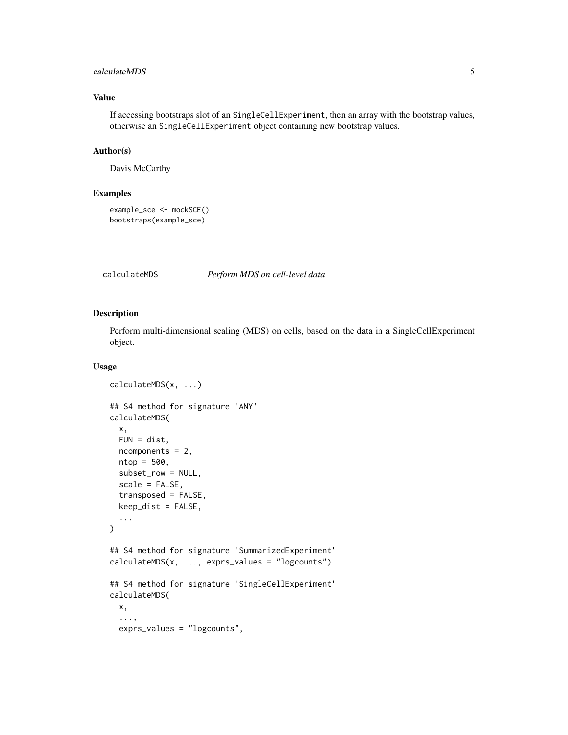## Value

If accessing bootstraps slot of an `SingleCellExperiment`, then an array with the bootstrap values, otherwise an `SingleCellExperiment` object containing new bootstrap values.

## Author(s)

Davis McCarthy

## Examples

```
example_sce <- mockSCE()
bootstraps(example_sce)
```

---

# calculateMDS — *Perform MDS on cell-level data*

---

## Description

Perform multi-dimensional scaling (MDS) on cells, based on the data in a SingleCellExperiment object.

## Usage

```
calculateMDS(x, ...)

## S4 method for signature 'ANY'
calculateMDS(
  x,
  FUN = dist,
  ncomponents = 2,
  ntop = 500,
  subset_row = NULL,
  scale = FALSE,
  transposed = FALSE,
  keep_dist = FALSE,
  ...
)

## S4 method for signature 'SummarizedExperiment'
calculateMDS(x, ..., exprs_values = "logcounts")

## S4 method for signature 'SingleCellExperiment'
calculateMDS(
  x,
  ...,
  exprs_values = "logcounts",
```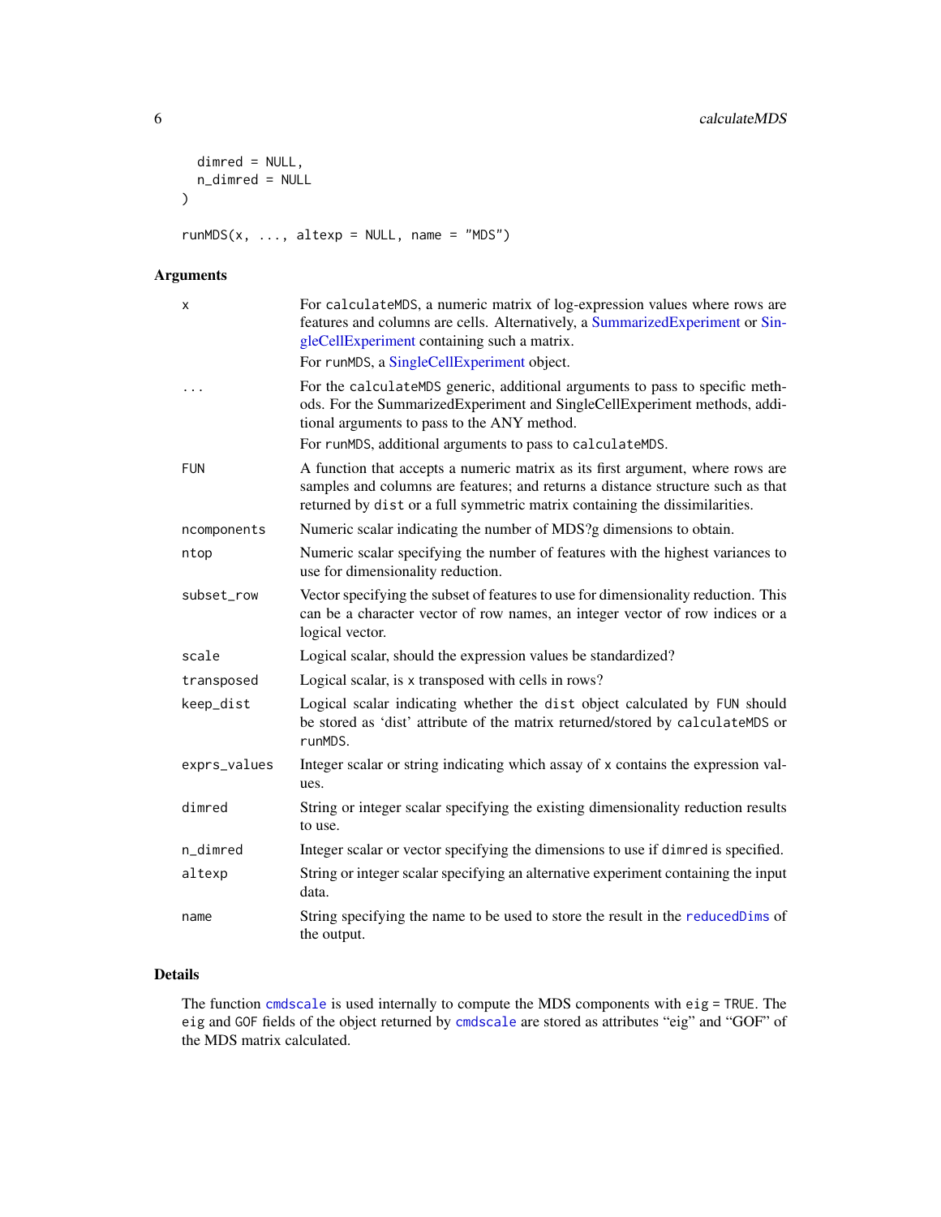```
  dimred = NULL,
  n_dimred = NULL
)

runMDS(x, ..., altexp = NULL, name = "MDS")
```

## Arguments

| | |
|---|---|
| x | For calculateMDS, a numeric matrix of log-expression values where rows are features and columns are cells. Alternatively, a SummarizedExperiment or SingleCellExperiment containing such a matrix.<br>For runMDS, a SingleCellExperiment object. |
| ... | For the calculateMDS generic, additional arguments to pass to specific methods. For the SummarizedExperiment and SingleCellExperiment methods, additional arguments to pass to the ANY method.<br>For runMDS, additional arguments to pass to calculateMDS. |
| FUN | A function that accepts a numeric matrix as its first argument, where rows are samples and columns are features; and returns a distance structure such as that returned by dist or a full symmetric matrix containing the dissimilarities. |
| ncomponents | Numeric scalar indicating the number of MDS?g dimensions to obtain. |
| ntop | Numeric scalar specifying the number of features with the highest variances to use for dimensionality reduction. |
| subset_row | Vector specifying the subset of features to use for dimensionality reduction. This can be a character vector of row names, an integer vector of row indices or a logical vector. |
| scale | Logical scalar, should the expression values be standardized? |
| transposed | Logical scalar, is x transposed with cells in rows? |
| keep_dist | Logical scalar indicating whether the dist object calculated by FUN should be stored as 'dist' attribute of the matrix returned/stored by calculateMDS or runMDS. |
| exprs_values | Integer scalar or string indicating which assay of x contains the expression values. |
| dimred | String or integer scalar specifying the existing dimensionality reduction results to use. |
| n_dimred | Integer scalar or vector specifying the dimensions to use if dimred is specified. |
| altexp | String or integer scalar specifying an alternative experiment containing the input data. |
| name | String specifying the name to be used to store the result in the reducedDims of the output. |

## Details

The function cmdscale is used internally to compute the MDS components with eig = TRUE. The eig and GOF fields of the object returned by cmdscale are stored as attributes "eig" and "GOF" of the MDS matrix calculated.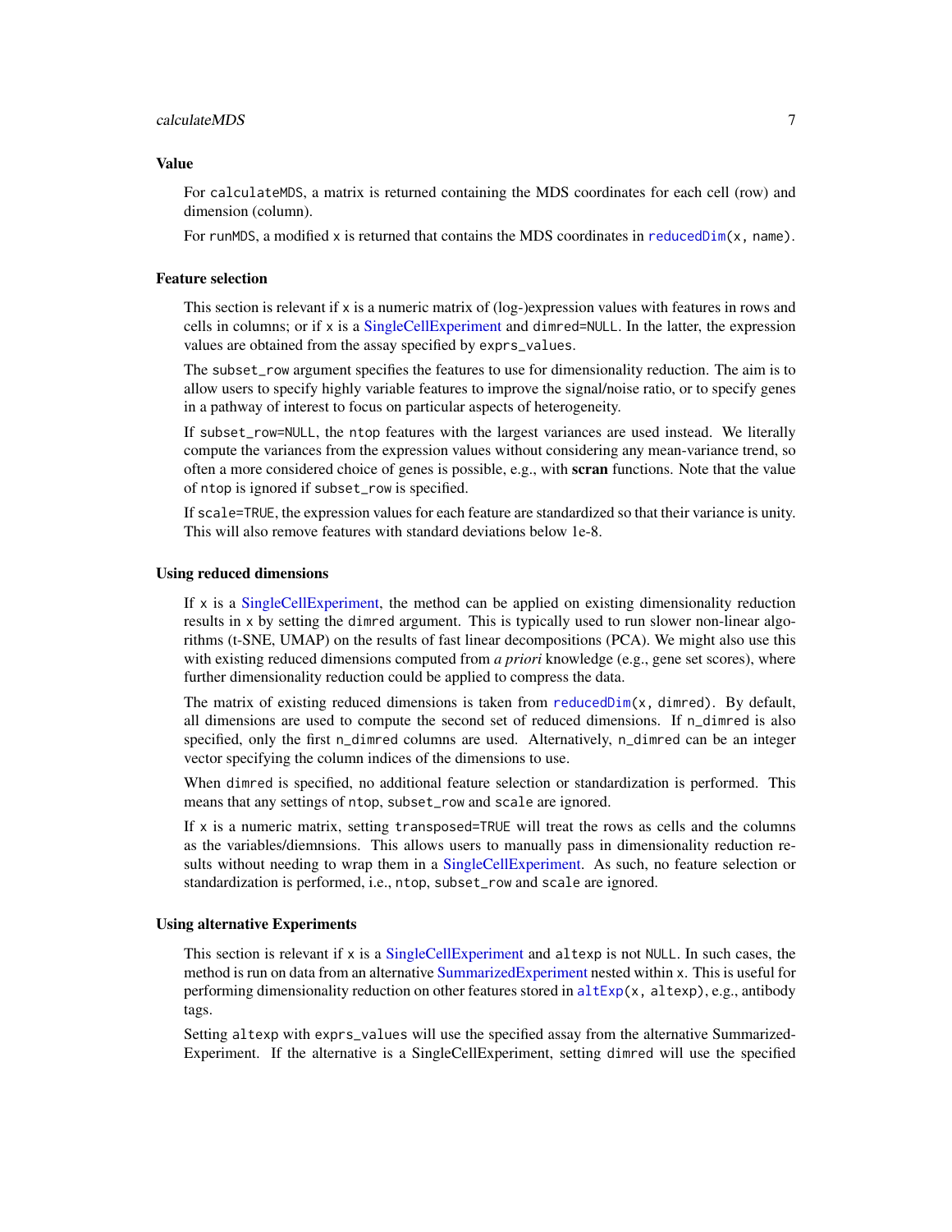## Value

For calculateMDS, a matrix is returned containing the MDS coordinates for each cell (row) and dimension (column).

For runMDS, a modified x is returned that contains the MDS coordinates in reducedDim(x, name).

## Feature selection

This section is relevant if x is a numeric matrix of (log-)expression values with features in rows and cells in columns; or if x is a SingleCellExperiment and dimred=NULL. In the latter, the expression values are obtained from the assay specified by exprs_values.

The subset_row argument specifies the features to use for dimensionality reduction. The aim is to allow users to specify highly variable features to improve the signal/noise ratio, or to specify genes in a pathway of interest to focus on particular aspects of heterogeneity.

If subset_row=NULL, the ntop features with the largest variances are used instead. We literally compute the variances from the expression values without considering any mean-variance trend, so often a more considered choice of genes is possible, e.g., with **scran** functions. Note that the value of ntop is ignored if subset_row is specified.

If scale=TRUE, the expression values for each feature are standardized so that their variance is unity. This will also remove features with standard deviations below 1e-8.

## Using reduced dimensions

If x is a SingleCellExperiment, the method can be applied on existing dimensionality reduction results in x by setting the dimred argument. This is typically used to run slower non-linear algorithms (t-SNE, UMAP) on the results of fast linear decompositions (PCA). We might also use this with existing reduced dimensions computed from *a priori* knowledge (e.g., gene set scores), where further dimensionality reduction could be applied to compress the data.

The matrix of existing reduced dimensions is taken from reducedDim(x, dimred). By default, all dimensions are used to compute the second set of reduced dimensions. If n_dimred is also specified, only the first n_dimred columns are used. Alternatively, n_dimred can be an integer vector specifying the column indices of the dimensions to use.

When dimred is specified, no additional feature selection or standardization is performed. This means that any settings of ntop, subset_row and scale are ignored.

If x is a numeric matrix, setting transposed=TRUE will treat the rows as cells and the columns as the variables/diemnsions. This allows users to manually pass in dimensionality reduction results without needing to wrap them in a SingleCellExperiment. As such, no feature selection or standardization is performed, i.e., ntop, subset_row and scale are ignored.

## Using alternative Experiments

This section is relevant if x is a SingleCellExperiment and altexp is not NULL. In such cases, the method is run on data from an alternative SummarizedExperiment nested within x. This is useful for performing dimensionality reduction on other features stored in altExp(x, altexp), e.g., antibody tags.

Setting altexp with exprs_values will use the specified assay from the alternative SummarizedExperiment. If the alternative is a SingleCellExperiment, setting dimred will use the specified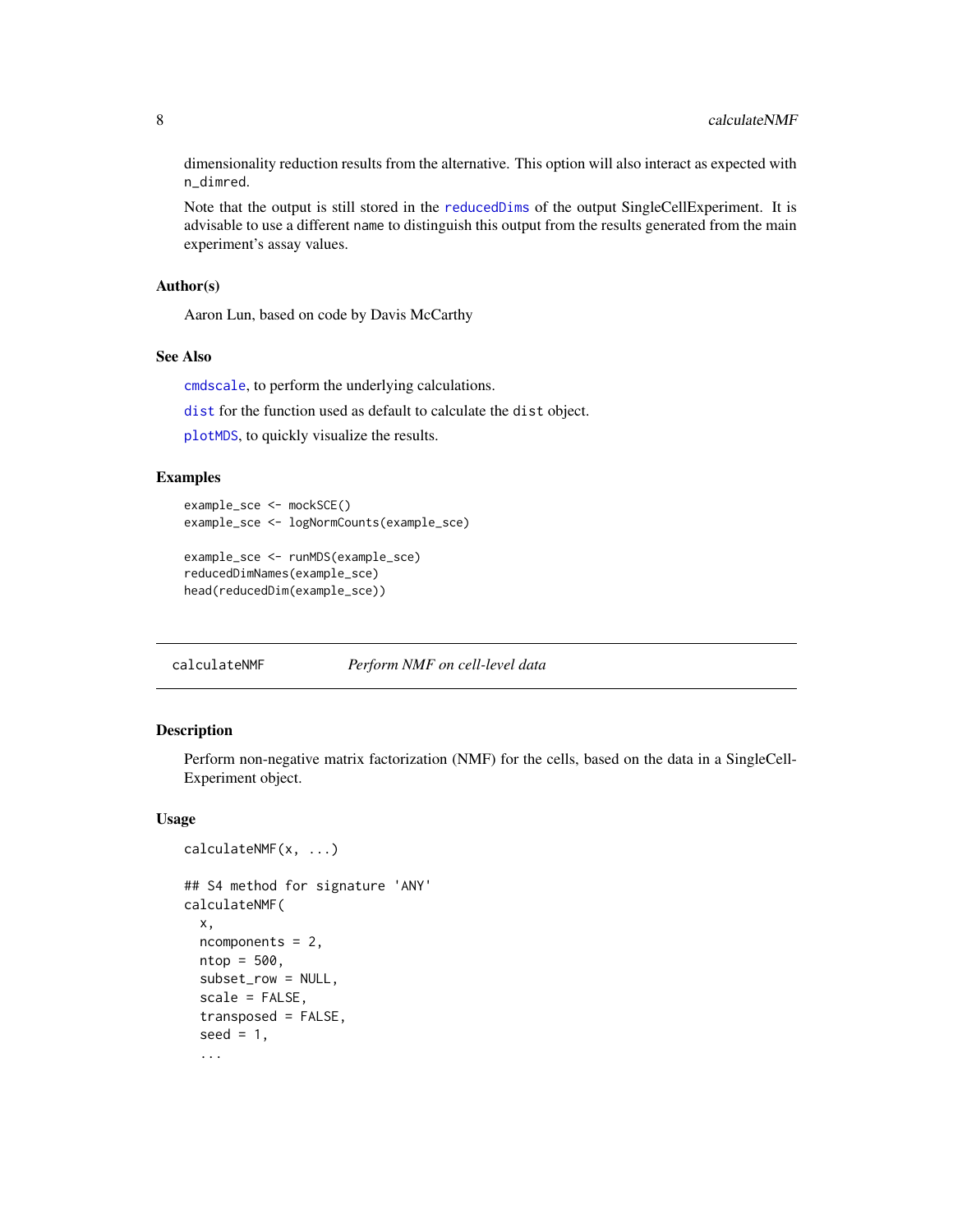dimensionality reduction results from the alternative. This option will also interact as expected with `n_dimred`.

Note that the output is still stored in the `reducedDims` of the output SingleCellExperiment. It is advisable to use a different `name` to distinguish this output from the results generated from the main experiment's assay values.

### Author(s)

Aaron Lun, based on code by Davis McCarthy

### See Also

`cmdscale`, to perform the underlying calculations.

`dist` for the function used as default to calculate the `dist` object.

`plotMDS`, to quickly visualize the results.

### Examples

```
example_sce <- mockSCE()
example_sce <- logNormCounts(example_sce)

example_sce <- runMDS(example_sce)
reducedDimNames(example_sce)
head(reducedDim(example_sce))
```

---

## calculateNMF *Perform NMF on cell-level data*

### Description

Perform non-negative matrix factorization (NMF) for the cells, based on the data in a SingleCell-Experiment object.

### Usage

```
calculateNMF(x, ...)

## S4 method for signature 'ANY'
calculateNMF(
  x,
  ncomponents = 2,
  ntop = 500,
  subset_row = NULL,
  scale = FALSE,
  transposed = FALSE,
  seed = 1,
  ...
```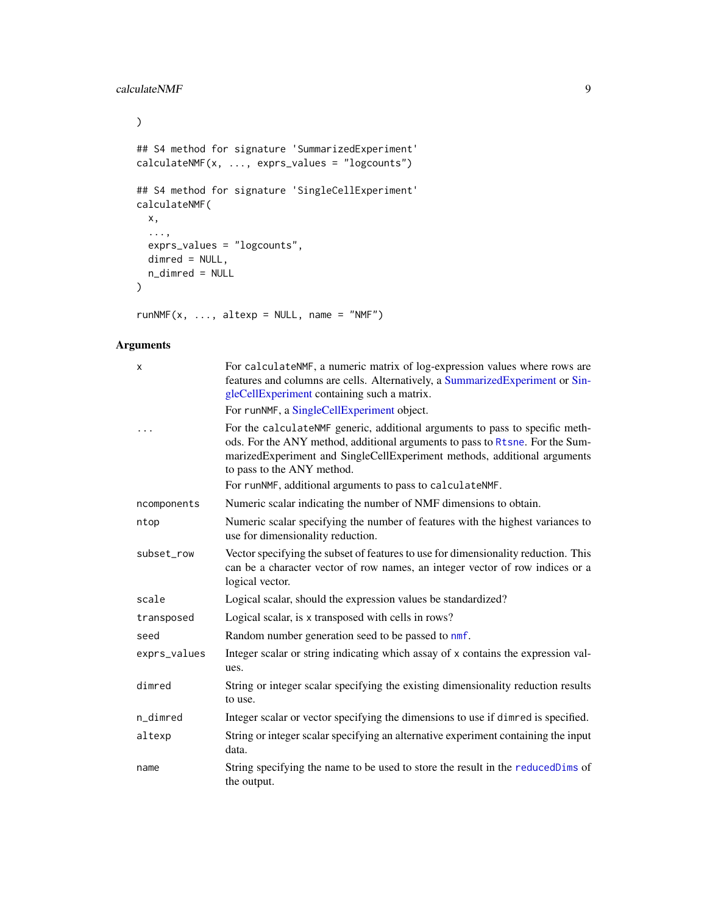```
)

## S4 method for signature 'SummarizedExperiment'
calculateNMF(x, ..., exprs_values = "logcounts")

## S4 method for signature 'SingleCellExperiment'
calculateNMF(
  x,
  ...,
  exprs_values = "logcounts",
  dimred = NULL,
  n_dimred = NULL
)

runNMF(x, ..., altexp = NULL, name = "NMF")
```

## Arguments

| Argument | Description |
|---|---|
| `x` | For `calculateNMF`, a numeric matrix of log-expression values where rows are features and columns are cells. Alternatively, a SummarizedExperiment or SingleCellExperiment containing such a matrix.<br>For `runNMF`, a SingleCellExperiment object. |
| `...` | For the `calculateNMF` generic, additional arguments to pass to specific methods. For the ANY method, additional arguments to pass to `Rtsne`. For the SummarizedExperiment and SingleCellExperiment methods, additional arguments to pass to the ANY method.<br>For `runNMF`, additional arguments to pass to `calculateNMF`. |
| `ncomponents` | Numeric scalar indicating the number of NMF dimensions to obtain. |
| `ntop` | Numeric scalar specifying the number of features with the highest variances to use for dimensionality reduction. |
| `subset_row` | Vector specifying the subset of features to use for dimensionality reduction. This can be a character vector of row names, an integer vector of row indices or a logical vector. |
| `scale` | Logical scalar, should the expression values be standardized? |
| `transposed` | Logical scalar, is `x` transposed with cells in rows? |
| `seed` | Random number generation seed to be passed to `nmf`. |
| `exprs_values` | Integer scalar or string indicating which assay of `x` contains the expression values. |
| `dimred` | String or integer scalar specifying the existing dimensionality reduction results to use. |
| `n_dimred` | Integer scalar or vector specifying the dimensions to use if `dimred` is specified. |
| `altexp` | String or integer scalar specifying an alternative experiment containing the input data. |
| `name` | String specifying the name to be used to store the result in the `reducedDims` of the output. |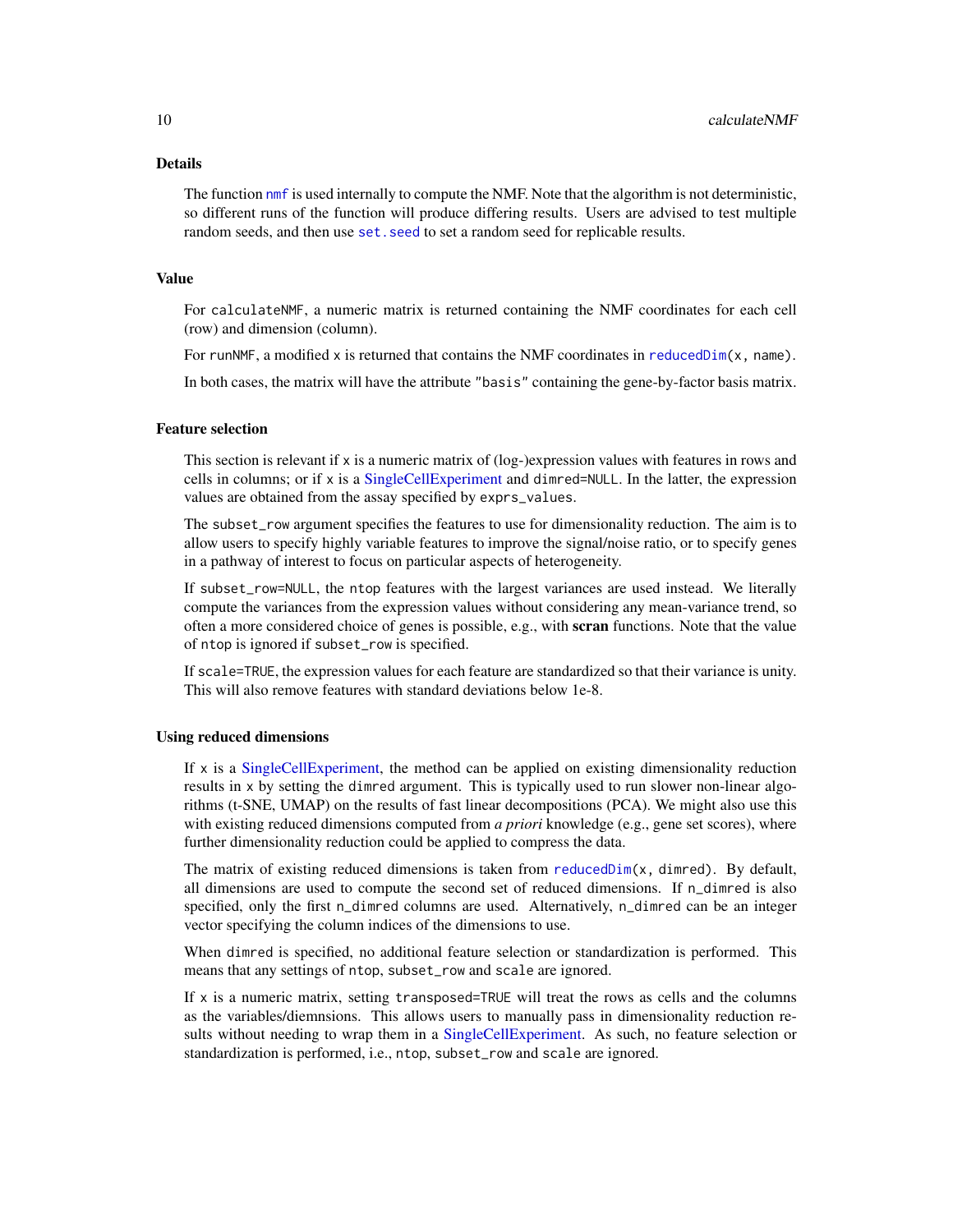## Details

The function `nmf` is used internally to compute the NMF. Note that the algorithm is not deterministic, so different runs of the function will produce differing results. Users are advised to test multiple random seeds, and then use `set.seed` to set a random seed for replicable results.

## Value

For `calculateNMF`, a numeric matrix is returned containing the NMF coordinates for each cell (row) and dimension (column).

For `runNMF`, a modified `x` is returned that contains the NMF coordinates in `reducedDim(x, name)`.

In both cases, the matrix will have the attribute `"basis"` containing the gene-by-factor basis matrix.

## Feature selection

This section is relevant if `x` is a numeric matrix of (log-)expression values with features in rows and cells in columns; or if `x` is a SingleCellExperiment and `dimred=NULL`. In the latter, the expression values are obtained from the assay specified by `exprs_values`.

The `subset_row` argument specifies the features to use for dimensionality reduction. The aim is to allow users to specify highly variable features to improve the signal/noise ratio, or to specify genes in a pathway of interest to focus on particular aspects of heterogeneity.

If `subset_row=NULL`, the `ntop` features with the largest variances are used instead. We literally compute the variances from the expression values without considering any mean-variance trend, so often a more considered choice of genes is possible, e.g., with **scran** functions. Note that the value of `ntop` is ignored if `subset_row` is specified.

If `scale=TRUE`, the expression values for each feature are standardized so that their variance is unity. This will also remove features with standard deviations below 1e-8.

## Using reduced dimensions

If `x` is a SingleCellExperiment, the method can be applied on existing dimensionality reduction results in `x` by setting the `dimred` argument. This is typically used to run slower non-linear algorithms (t-SNE, UMAP) on the results of fast linear decompositions (PCA). We might also use this with existing reduced dimensions computed from *a priori* knowledge (e.g., gene set scores), where further dimensionality reduction could be applied to compress the data.

The matrix of existing reduced dimensions is taken from `reducedDim(x, dimred)`. By default, all dimensions are used to compute the second set of reduced dimensions. If `n_dimred` is also specified, only the first `n_dimred` columns are used. Alternatively, `n_dimred` can be an integer vector specifying the column indices of the dimensions to use.

When `dimred` is specified, no additional feature selection or standardization is performed. This means that any settings of `ntop`, `subset_row` and `scale` are ignored.

If `x` is a numeric matrix, setting `transposed=TRUE` will treat the rows as cells and the columns as the variables/diemnsions. This allows users to manually pass in dimensionality reduction results without needing to wrap them in a SingleCellExperiment. As such, no feature selection or standardization is performed, i.e., `ntop`, `subset_row` and `scale` are ignored.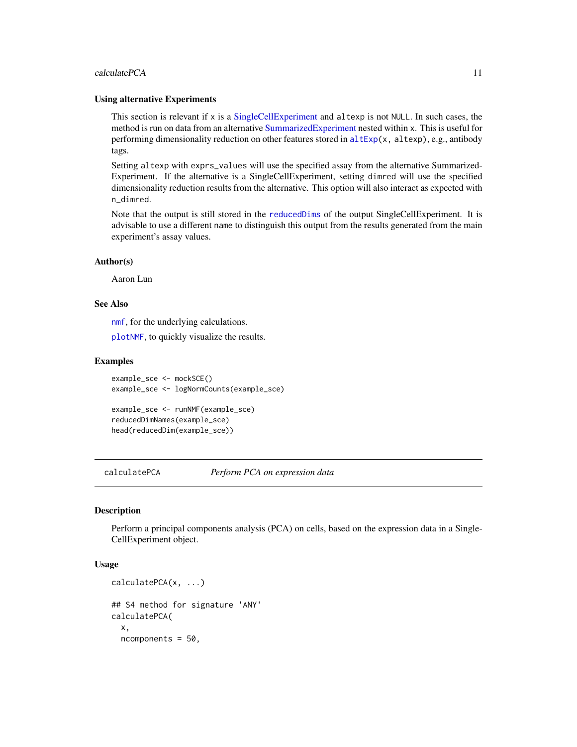### Using alternative Experiments

This section is relevant if `x` is a SingleCellExperiment and `altexp` is not `NULL`. In such cases, the method is run on data from an alternative SummarizedExperiment nested within `x`. This is useful for performing dimensionality reduction on other features stored in `altExp(x, altexp)`, e.g., antibody tags.

Setting `altexp` with `exprs_values` will use the specified assay from the alternative SummarizedExperiment. If the alternative is a SingleCellExperiment, setting `dimred` will use the specified dimensionality reduction results from the alternative. This option will also interact as expected with `n_dimred`.

Note that the output is still stored in the `reducedDims` of the output SingleCellExperiment. It is advisable to use a different `name` to distinguish this output from the results generated from the main experiment's assay values.

### Author(s)

Aaron Lun

### See Also

`nmf`, for the underlying calculations.

`plotNMF`, to quickly visualize the results.

### Examples

```
example_sce <- mockSCE()
example_sce <- logNormCounts(example_sce)

example_sce <- runNMF(example_sce)
reducedDimNames(example_sce)
head(reducedDim(example_sce))
```

---

## calculatePCA — *Perform PCA on expression data*

### Description

Perform a principal components analysis (PCA) on cells, based on the expression data in a SingleCellExperiment object.

### Usage

```
calculatePCA(x, ...)

## S4 method for signature 'ANY'
calculatePCA(
  x,
  ncomponents = 50,
```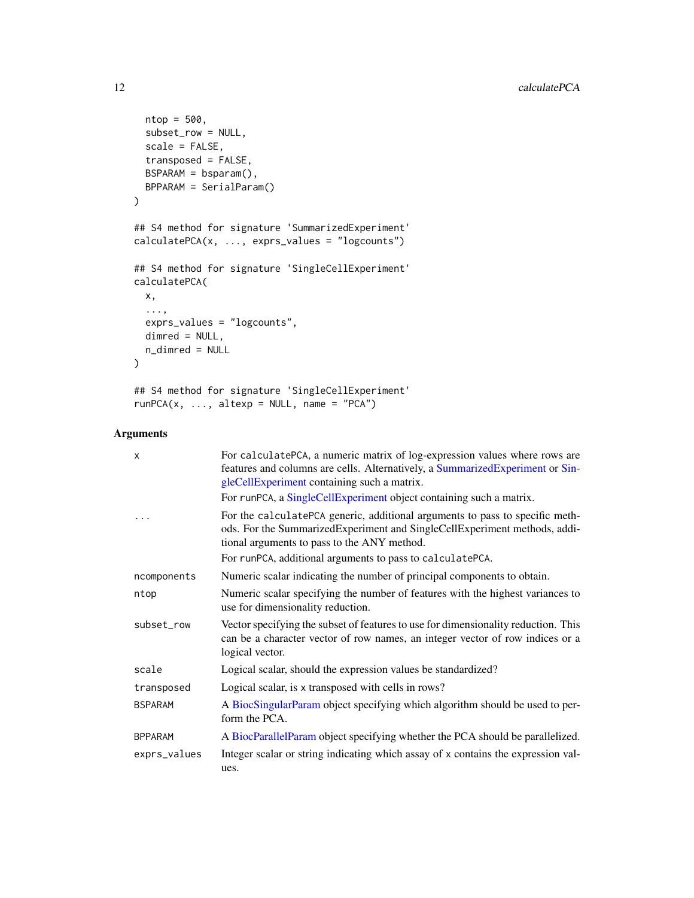```
  ntop = 500,
  subset_row = NULL,
  scale = FALSE,
  transposed = FALSE,
  BSPARAM = bsparam(),
  BPPARAM = SerialParam()
)

## S4 method for signature 'SummarizedExperiment'
calculatePCA(x, ..., exprs_values = "logcounts")

## S4 method for signature 'SingleCellExperiment'
calculatePCA(
  x,
  ...,
  exprs_values = "logcounts",
  dimred = NULL,
  n_dimred = NULL
)

## S4 method for signature 'SingleCellExperiment'
runPCA(x, ..., altexp = NULL, name = "PCA")
```

## Arguments

| | |
|---|---|
| `x` | For `calculatePCA`, a numeric matrix of log-expression values where rows are features and columns are cells. Alternatively, a SummarizedExperiment or SingleCellExperiment containing such a matrix.<br>For `runPCA`, a SingleCellExperiment object containing such a matrix. |
| `...` | For the `calculatePCA` generic, additional arguments to pass to specific methods. For the SummarizedExperiment and SingleCellExperiment methods, additional arguments to pass to the ANY method.<br>For `runPCA`, additional arguments to pass to `calculatePCA`. |
| `ncomponents` | Numeric scalar indicating the number of principal components to obtain. |
| `ntop` | Numeric scalar specifying the number of features with the highest variances to use for dimensionality reduction. |
| `subset_row` | Vector specifying the subset of features to use for dimensionality reduction. This can be a character vector of row names, an integer vector of row indices or a logical vector. |
| `scale` | Logical scalar, should the expression values be standardized? |
| `transposed` | Logical scalar, is `x` transposed with cells in rows? |
| `BSPARAM` | A BiocSingularParam object specifying which algorithm should be used to perform the PCA. |
| `BPPARAM` | A BiocParallelParam object specifying whether the PCA should be parallelized. |
| `exprs_values` | Integer scalar or string indicating which assay of `x` contains the expression values. |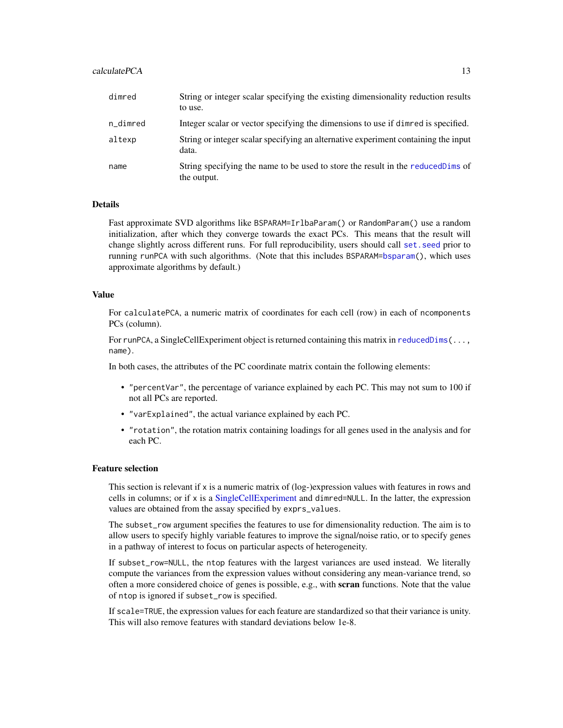| | |
|---|---|
| `dimred` | String or integer scalar specifying the existing dimensionality reduction results to use. |
| `n_dimred` | Integer scalar or vector specifying the dimensions to use if `dimred` is specified. |
| `altexp` | String or integer scalar specifying an alternative experiment containing the input data. |
| `name` | String specifying the name to be used to store the result in the `reducedDims` of the output. |

## Details

Fast approximate SVD algorithms like `BSPARAM=IrlbaParam()` or `RandomParam()` use a random initialization, after which they converge towards the exact PCs. This means that the result will change slightly across different runs. For full reproducibility, users should call `set.seed` prior to running `runPCA` with such algorithms. (Note that this includes `BSPARAM=bsparam()`, which uses approximate algorithms by default.)

## Value

For `calculatePCA`, a numeric matrix of coordinates for each cell (row) in each of `ncomponents` PCs (column).

For `runPCA`, a SingleCellExperiment object is returned containing this matrix in `reducedDims(..., name)`.

In both cases, the attributes of the PC coordinate matrix contain the following elements:

- `"percentVar"`, the percentage of variance explained by each PC. This may not sum to 100 if not all PCs are reported.
- `"varExplained"`, the actual variance explained by each PC.
- `"rotation"`, the rotation matrix containing loadings for all genes used in the analysis and for each PC.

## Feature selection

This section is relevant if `x` is a numeric matrix of (log-)expression values with features in rows and cells in columns; or if `x` is a SingleCellExperiment and `dimred=NULL`. In the latter, the expression values are obtained from the assay specified by `exprs_values`.

The `subset_row` argument specifies the features to use for dimensionality reduction. The aim is to allow users to specify highly variable features to improve the signal/noise ratio, or to specify genes in a pathway of interest to focus on particular aspects of heterogeneity.

If `subset_row=NULL`, the `ntop` features with the largest variances are used instead. We literally compute the variances from the expression values without considering any mean-variance trend, so often a more considered choice of genes is possible, e.g., with **scran** functions. Note that the value of `ntop` is ignored if `subset_row` is specified.

If `scale=TRUE`, the expression values for each feature are standardized so that their variance is unity. This will also remove features with standard deviations below 1e-8.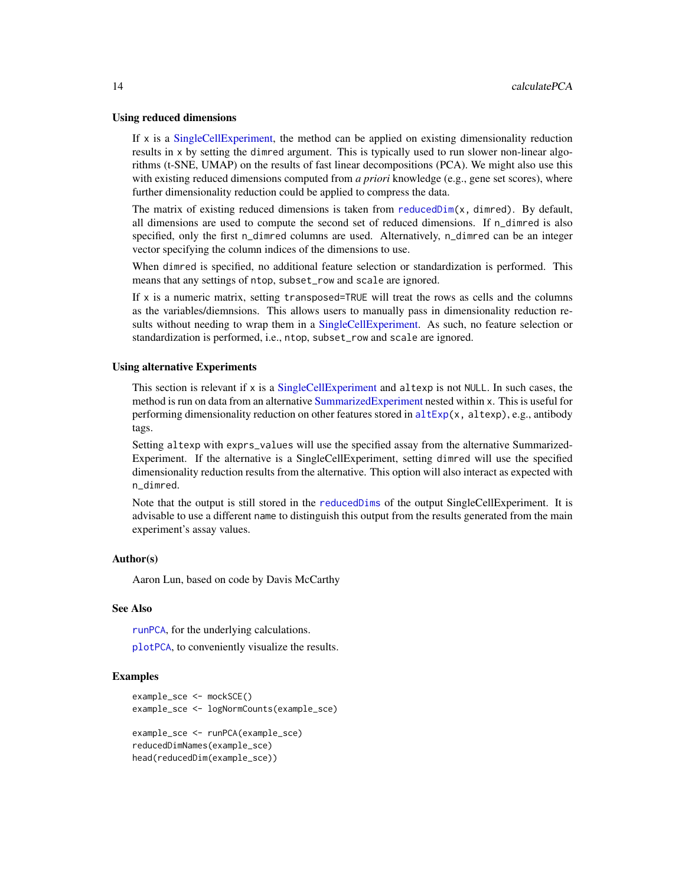### Using reduced dimensions

If `x` is a SingleCellExperiment, the method can be applied on existing dimensionality reduction results in `x` by setting the `dimred` argument. This is typically used to run slower non-linear algorithms (t-SNE, UMAP) on the results of fast linear decompositions (PCA). We might also use this with existing reduced dimensions computed from *a priori* knowledge (e.g., gene set scores), where further dimensionality reduction could be applied to compress the data.

The matrix of existing reduced dimensions is taken from `reducedDim(x, dimred)`. By default, all dimensions are used to compute the second set of reduced dimensions. If `n_dimred` is also specified, only the first `n_dimred` columns are used. Alternatively, `n_dimred` can be an integer vector specifying the column indices of the dimensions to use.

When `dimred` is specified, no additional feature selection or standardization is performed. This means that any settings of `ntop`, `subset_row` and `scale` are ignored.

If `x` is a numeric matrix, setting `transposed=TRUE` will treat the rows as cells and the columns as the variables/diemnsions. This allows users to manually pass in dimensionality reduction results without needing to wrap them in a SingleCellExperiment. As such, no feature selection or standardization is performed, i.e., `ntop`, `subset_row` and `scale` are ignored.

### Using alternative Experiments

This section is relevant if `x` is a SingleCellExperiment and `altexp` is not `NULL`. In such cases, the method is run on data from an alternative SummarizedExperiment nested within `x`. This is useful for performing dimensionality reduction on other features stored in `altExp(x, altexp)`, e.g., antibody tags.

Setting `altexp` with `exprs_values` will use the specified assay from the alternative SummarizedExperiment. If the alternative is a SingleCellExperiment, setting `dimred` will use the specified dimensionality reduction results from the alternative. This option will also interact as expected with `n_dimred`.

Note that the output is still stored in the `reducedDims` of the output SingleCellExperiment. It is advisable to use a different `name` to distinguish this output from the results generated from the main experiment's assay values.

### Author(s)

Aaron Lun, based on code by Davis McCarthy

### See Also

`runPCA`, for the underlying calculations.

`plotPCA`, to conveniently visualize the results.

### Examples

```
example_sce <- mockSCE()
example_sce <- logNormCounts(example_sce)

example_sce <- runPCA(example_sce)
reducedDimNames(example_sce)
head(reducedDim(example_sce))
```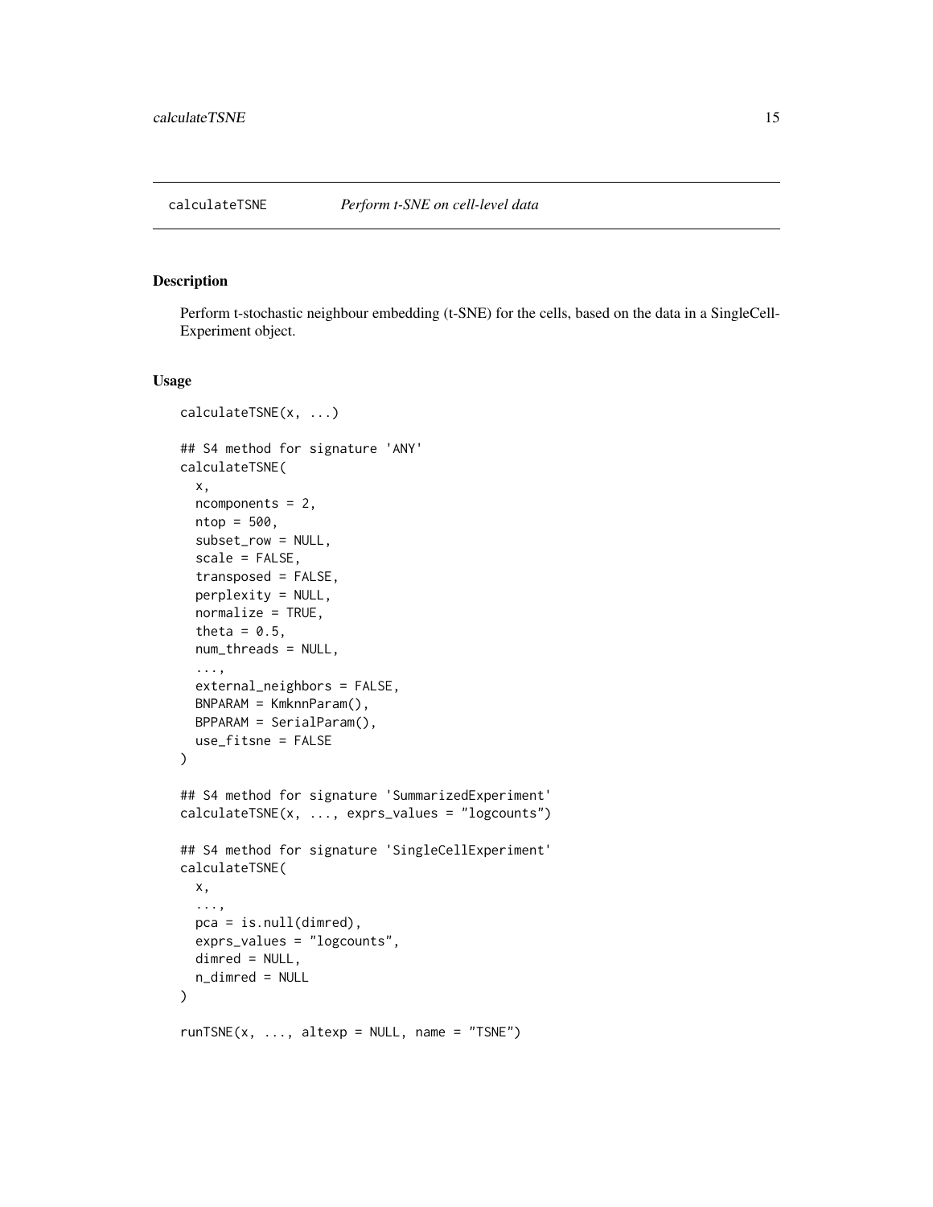## calculateTSNE — *Perform t-SNE on cell-level data*

### Description

Perform t-stochastic neighbour embedding (t-SNE) for the cells, based on the data in a SingleCell-Experiment object.

### Usage

```
calculateTSNE(x, ...)

## S4 method for signature 'ANY'
calculateTSNE(
  x,
  ncomponents = 2,
  ntop = 500,
  subset_row = NULL,
  scale = FALSE,
  transposed = FALSE,
  perplexity = NULL,
  normalize = TRUE,
  theta = 0.5,
  num_threads = NULL,
  ...,
  external_neighbors = FALSE,
  BNPARAM = KmknnParam(),
  BPPARAM = SerialParam(),
  use_fitsne = FALSE
)

## S4 method for signature 'SummarizedExperiment'
calculateTSNE(x, ..., exprs_values = "logcounts")

## S4 method for signature 'SingleCellExperiment'
calculateTSNE(
  x,
  ...,
  pca = is.null(dimred),
  exprs_values = "logcounts",
  dimred = NULL,
  n_dimred = NULL
)

runTSNE(x, ..., altexp = NULL, name = "TSNE")
```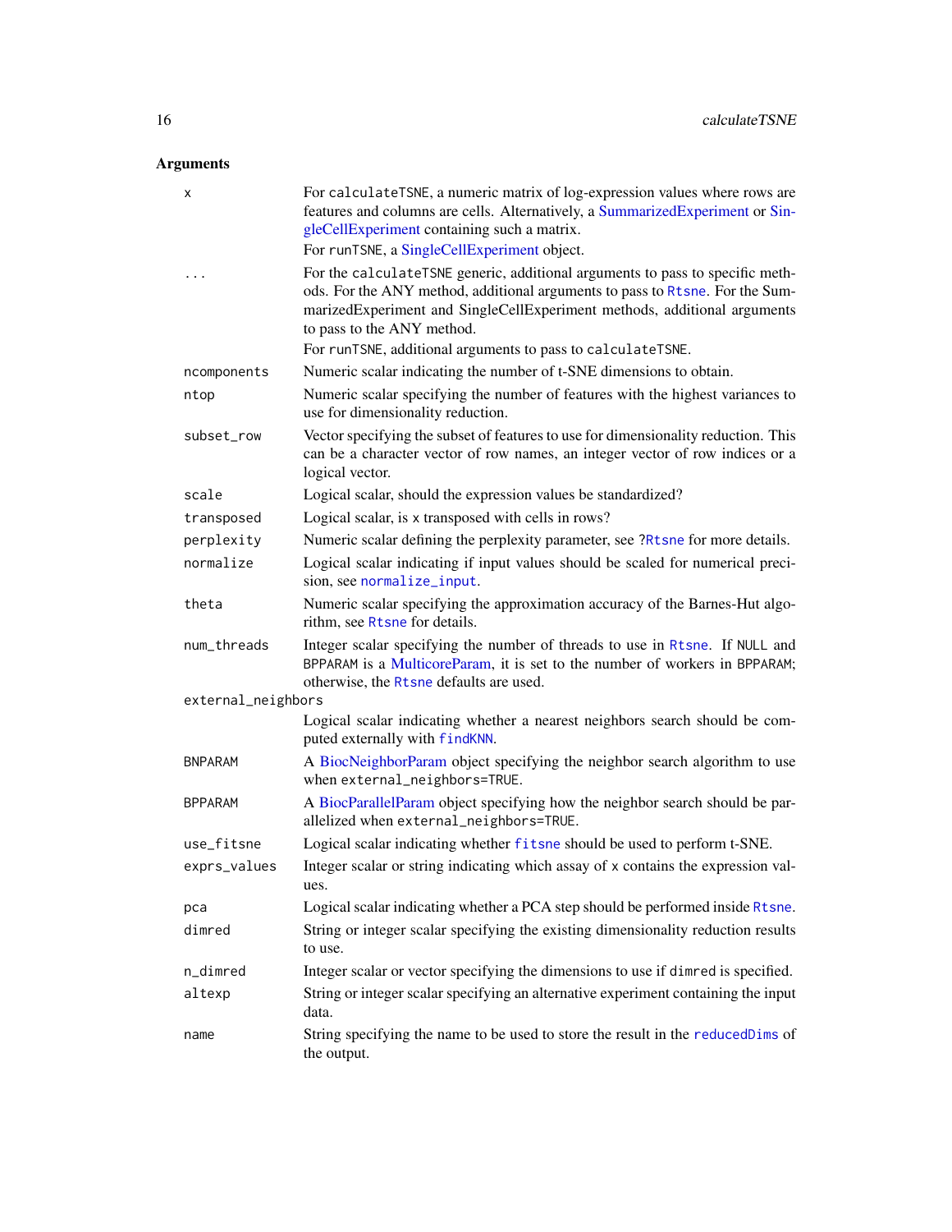## Arguments

| | |
|---|---|
| `x` | For `calculateTSNE`, a numeric matrix of log-expression values where rows are features and columns are cells. Alternatively, a SummarizedExperiment or SingleCellExperiment containing such a matrix. <br> For `runTSNE`, a SingleCellExperiment object. |
| `...` | For the `calculateTSNE` generic, additional arguments to pass to specific methods. For the ANY method, additional arguments to pass to `Rtsne`. For the SummarizedExperiment and SingleCellExperiment methods, additional arguments to pass to the ANY method. <br> For `runTSNE`, additional arguments to pass to `calculateTSNE`. |
| `ncomponents` | Numeric scalar indicating the number of t-SNE dimensions to obtain. |
| `ntop` | Numeric scalar specifying the number of features with the highest variances to use for dimensionality reduction. |
| `subset_row` | Vector specifying the subset of features to use for dimensionality reduction. This can be a character vector of row names, an integer vector of row indices or a logical vector. |
| `scale` | Logical scalar, should the expression values be standardized? |
| `transposed` | Logical scalar, is `x` transposed with cells in rows? |
| `perplexity` | Numeric scalar defining the perplexity parameter, see `?Rtsne` for more details. |
| `normalize` | Logical scalar indicating if input values should be scaled for numerical precision, see `normalize_input`. |
| `theta` | Numeric scalar specifying the approximation accuracy of the Barnes-Hut algorithm, see `Rtsne` for details. |
| `num_threads` | Integer scalar specifying the number of threads to use in `Rtsne`. If `NULL` and `BPPARAM` is a MulticoreParam, it is set to the number of workers in `BPPARAM`; otherwise, the `Rtsne` defaults are used. |
| `external_neighbors` | Logical scalar indicating whether a nearest neighbors search should be computed externally with `findKNN`. |
| `BNPARAM` | A BiocNeighborParam object specifying the neighbor search algorithm to use when `external_neighbors=TRUE`. |
| `BPPARAM` | A BiocParallelParam object specifying how the neighbor search should be parallelized when `external_neighbors=TRUE`. |
| `use_fitsne` | Logical scalar indicating whether `fitsne` should be used to perform t-SNE. |
| `exprs_values` | Integer scalar or string indicating which assay of `x` contains the expression values. |
| `pca` | Logical scalar indicating whether a PCA step should be performed inside `Rtsne`. |
| `dimred` | String or integer scalar specifying the existing dimensionality reduction results to use. |
| `n_dimred` | Integer scalar or vector specifying the dimensions to use if `dimred` is specified. |
| `altexp` | String or integer scalar specifying an alternative experiment containing the input data. |
| `name` | String specifying the name to be used to store the result in the `reducedDims` of the output. |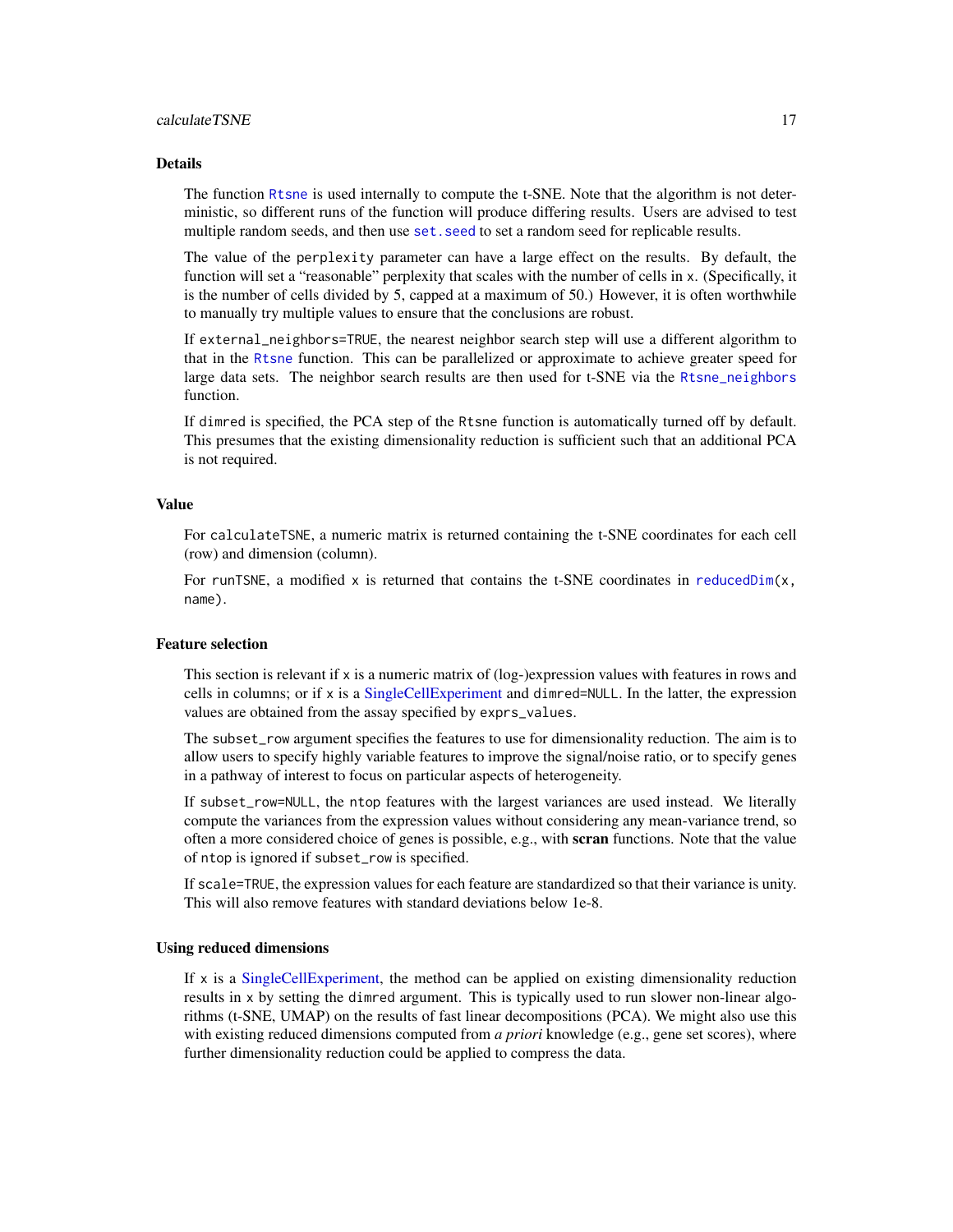## Details

The function Rtsne is used internally to compute the t-SNE. Note that the algorithm is not deterministic, so different runs of the function will produce differing results. Users are advised to test multiple random seeds, and then use set.seed to set a random seed for replicable results.

The value of the perplexity parameter can have a large effect on the results. By default, the function will set a "reasonable" perplexity that scales with the number of cells in x. (Specifically, it is the number of cells divided by 5, capped at a maximum of 50.) However, it is often worthwhile to manually try multiple values to ensure that the conclusions are robust.

If external_neighbors=TRUE, the nearest neighbor search step will use a different algorithm to that in the Rtsne function. This can be parallelized or approximate to achieve greater speed for large data sets. The neighbor search results are then used for t-SNE via the Rtsne_neighbors function.

If dimred is specified, the PCA step of the Rtsne function is automatically turned off by default. This presumes that the existing dimensionality reduction is sufficient such that an additional PCA is not required.

## Value

For calculateTSNE, a numeric matrix is returned containing the t-SNE coordinates for each cell (row) and dimension (column).

For runTSNE, a modified x is returned that contains the t-SNE coordinates in reducedDim(x, name).

## Feature selection

This section is relevant if x is a numeric matrix of (log-)expression values with features in rows and cells in columns; or if x is a SingleCellExperiment and dimred=NULL. In the latter, the expression values are obtained from the assay specified by exprs_values.

The subset_row argument specifies the features to use for dimensionality reduction. The aim is to allow users to specify highly variable features to improve the signal/noise ratio, or to specify genes in a pathway of interest to focus on particular aspects of heterogeneity.

If subset_row=NULL, the ntop features with the largest variances are used instead. We literally compute the variances from the expression values without considering any mean-variance trend, so often a more considered choice of genes is possible, e.g., with **scran** functions. Note that the value of ntop is ignored if subset_row is specified.

If scale=TRUE, the expression values for each feature are standardized so that their variance is unity. This will also remove features with standard deviations below 1e-8.

## Using reduced dimensions

If x is a SingleCellExperiment, the method can be applied on existing dimensionality reduction results in x by setting the dimred argument. This is typically used to run slower non-linear algorithms (t-SNE, UMAP) on the results of fast linear decompositions (PCA). We might also use this with existing reduced dimensions computed from *a priori* knowledge (e.g., gene set scores), where further dimensionality reduction could be applied to compress the data.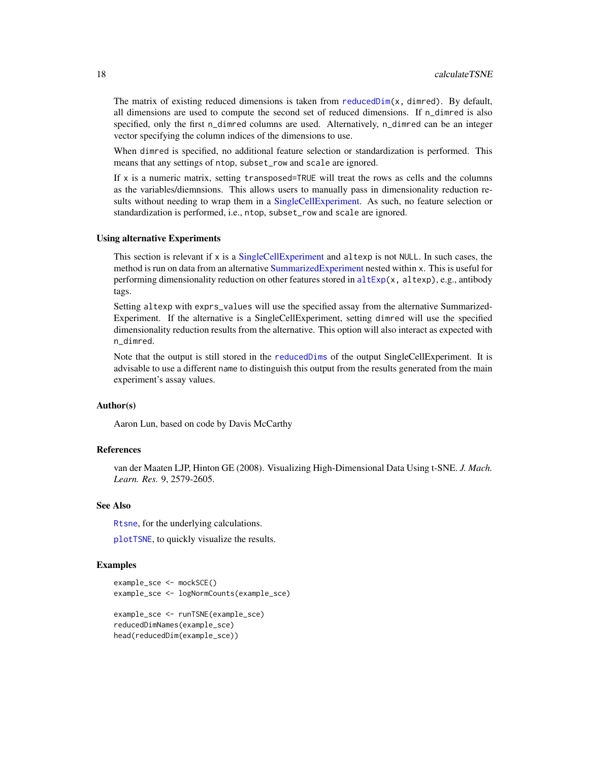The matrix of existing reduced dimensions is taken from `reducedDim(x, dimred)`. By default, all dimensions are used to compute the second set of reduced dimensions. If `n_dimred` is also specified, only the first `n_dimred` columns are used. Alternatively, `n_dimred` can be an integer vector specifying the column indices of the dimensions to use.

When `dimred` is specified, no additional feature selection or standardization is performed. This means that any settings of `ntop`, `subset_row` and `scale` are ignored.

If `x` is a numeric matrix, setting `transposed=TRUE` will treat the rows as cells and the columns as the variables/diemnsions. This allows users to manually pass in dimensionality reduction results without needing to wrap them in a SingleCellExperiment. As such, no feature selection or standardization is performed, i.e., `ntop`, `subset_row` and `scale` are ignored.

### Using alternative Experiments

This section is relevant if `x` is a SingleCellExperiment and `altexp` is not `NULL`. In such cases, the method is run on data from an alternative SummarizedExperiment nested within `x`. This is useful for performing dimensionality reduction on other features stored in `altExp(x, altexp)`, e.g., antibody tags.

Setting `altexp` with `exprs_values` will use the specified assay from the alternative SummarizedExperiment. If the alternative is a SingleCellExperiment, setting `dimred` will use the specified dimensionality reduction results from the alternative. This option will also interact as expected with `n_dimred`.

Note that the output is still stored in the `reducedDims` of the output SingleCellExperiment. It is advisable to use a different `name` to distinguish this output from the results generated from the main experiment's assay values.

### Author(s)

Aaron Lun, based on code by Davis McCarthy

### References

van der Maaten LJP, Hinton GE (2008). Visualizing High-Dimensional Data Using t-SNE. *J. Mach. Learn. Res.* 9, 2579-2605.

### See Also

`Rtsne`, for the underlying calculations.

`plotTSNE`, to quickly visualize the results.

### Examples

```
example_sce <- mockSCE()
example_sce <- logNormCounts(example_sce)

example_sce <- runTSNE(example_sce)
reducedDimNames(example_sce)
head(reducedDim(example_sce))
```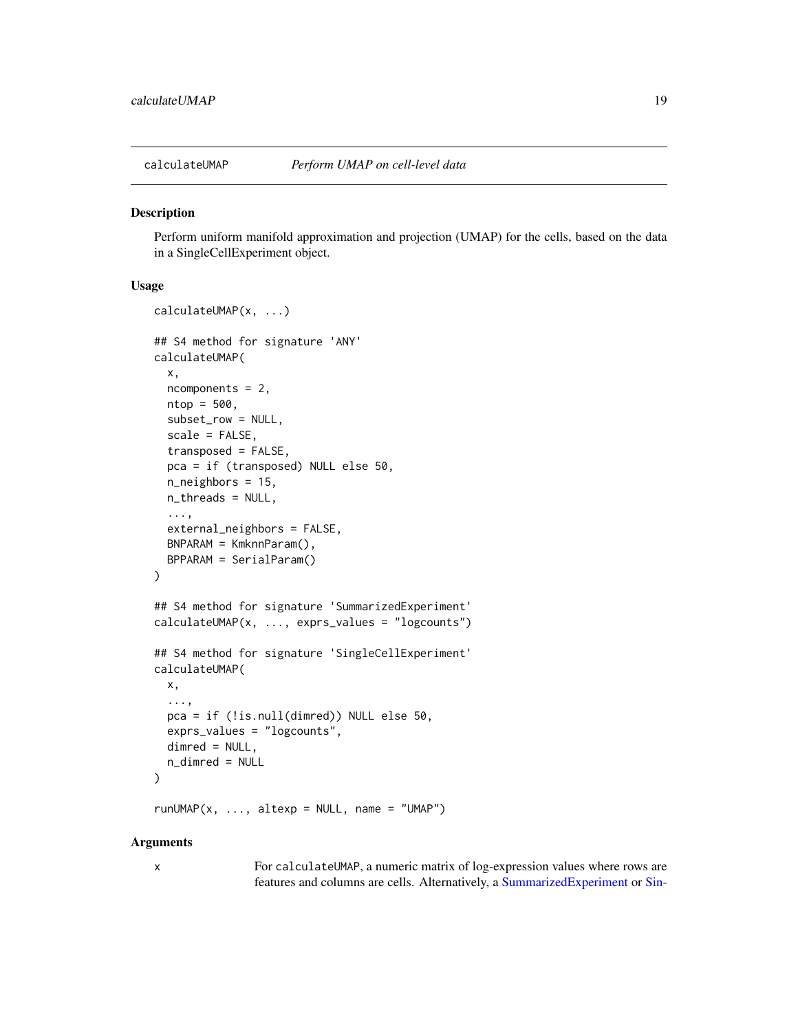## calculateUMAP *Perform UMAP on cell-level data*

### Description

Perform uniform manifold approximation and projection (UMAP) for the cells, based on the data in a SingleCellExperiment object.

### Usage

```
calculateUMAP(x, ...)

## S4 method for signature 'ANY'
calculateUMAP(
  x,
  ncomponents = 2,
  ntop = 500,
  subset_row = NULL,
  scale = FALSE,
  transposed = FALSE,
  pca = if (transposed) NULL else 50,
  n_neighbors = 15,
  n_threads = NULL,
  ...,
  external_neighbors = FALSE,
  BNPARAM = KmknnParam(),
  BPPARAM = SerialParam()
)

## S4 method for signature 'SummarizedExperiment'
calculateUMAP(x, ..., exprs_values = "logcounts")

## S4 method for signature 'SingleCellExperiment'
calculateUMAP(
  x,
  ...,
  pca = if (!is.null(dimred)) NULL else 50,
  exprs_values = "logcounts",
  dimred = NULL,
  n_dimred = NULL
)

runUMAP(x, ..., altexp = NULL, name = "UMAP")
```

### Arguments

x	For calculateUMAP, a numeric matrix of log-expression values where rows are features and columns are cells. Alternatively, a SummarizedExperiment or Sin-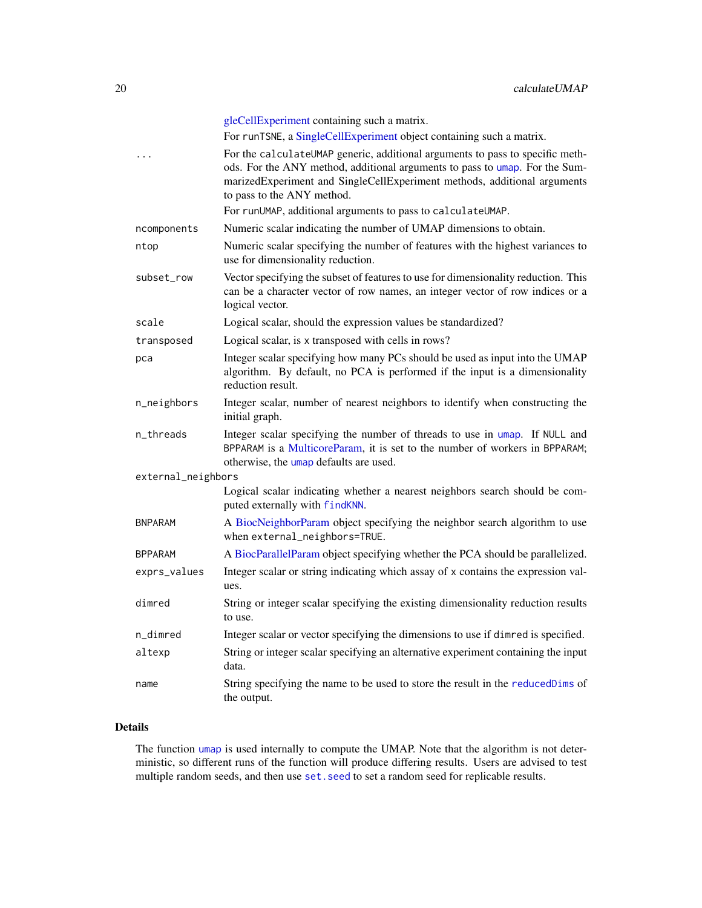gleCellExperiment containing such a matrix.

For runTSNE, a SingleCellExperiment object containing such a matrix.

| | |
|---|---|
| ... | For the calculateUMAP generic, additional arguments to pass to specific methods. For the ANY method, additional arguments to pass to umap. For the SummarizedExperiment and SingleCellExperiment methods, additional arguments to pass to the ANY method. For runUMAP, additional arguments to pass to calculateUMAP. |
| ncomponents | Numeric scalar indicating the number of UMAP dimensions to obtain. |
| ntop | Numeric scalar specifying the number of features with the highest variances to use for dimensionality reduction. |
| subset_row | Vector specifying the subset of features to use for dimensionality reduction. This can be a character vector of row names, an integer vector of row indices or a logical vector. |
| scale | Logical scalar, should the expression values be standardized? |
| transposed | Logical scalar, is x transposed with cells in rows? |
| pca | Integer scalar specifying how many PCs should be used as input into the UMAP algorithm. By default, no PCA is performed if the input is a dimensionality reduction result. |
| n_neighbors | Integer scalar, number of nearest neighbors to identify when constructing the initial graph. |
| n_threads | Integer scalar specifying the number of threads to use in umap. If NULL and BPPARAM is a MulticoreParam, it is set to the number of workers in BPPARAM; otherwise, the umap defaults are used. |
| external_neighbors | Logical scalar indicating whether a nearest neighbors search should be computed externally with findKNN. |
| BNPARAM | A BiocNeighborParam object specifying the neighbor search algorithm to use when external_neighbors=TRUE. |
| BPPARAM | A BiocParallelParam object specifying whether the PCA should be parallelized. |
| exprs_values | Integer scalar or string indicating which assay of x contains the expression values. |
| dimred | String or integer scalar specifying the existing dimensionality reduction results to use. |
| n_dimred | Integer scalar or vector specifying the dimensions to use if dimred is specified. |
| altexp | String or integer scalar specifying an alternative experiment containing the input data. |
| name | String specifying the name to be used to store the result in the reducedDims of the output. |

## Details

The function umap is used internally to compute the UMAP. Note that the algorithm is not deterministic, so different runs of the function will produce differing results. Users are advised to test multiple random seeds, and then use set.seed to set a random seed for replicable results.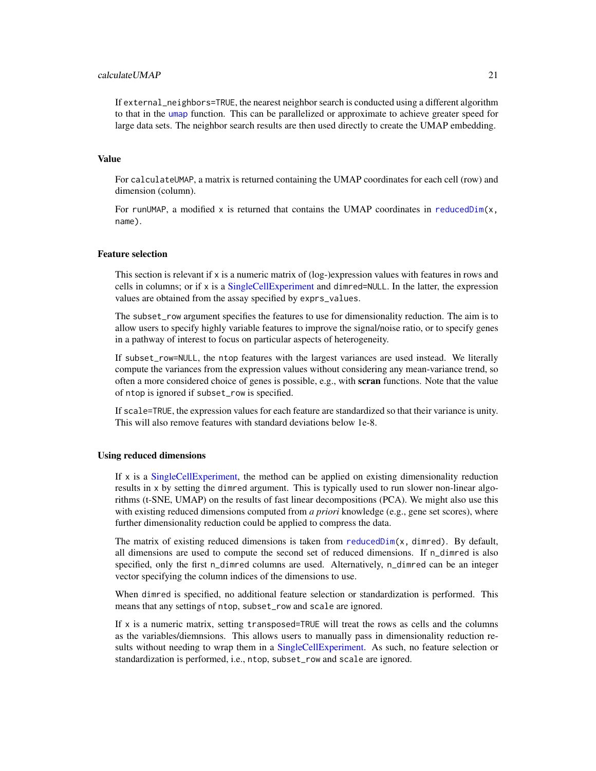If external_neighbors=TRUE, the nearest neighbor search is conducted using a different algorithm to that in the umap function. This can be parallelized or approximate to achieve greater speed for large data sets. The neighbor search results are then used directly to create the UMAP embedding.

## Value

For calculateUMAP, a matrix is returned containing the UMAP coordinates for each cell (row) and dimension (column).

For runUMAP, a modified x is returned that contains the UMAP coordinates in reducedDim(x, name).

## Feature selection

This section is relevant if x is a numeric matrix of (log-)expression values with features in rows and cells in columns; or if x is a SingleCellExperiment and dimred=NULL. In the latter, the expression values are obtained from the assay specified by exprs_values.

The subset_row argument specifies the features to use for dimensionality reduction. The aim is to allow users to specify highly variable features to improve the signal/noise ratio, or to specify genes in a pathway of interest to focus on particular aspects of heterogeneity.

If subset_row=NULL, the ntop features with the largest variances are used instead. We literally compute the variances from the expression values without considering any mean-variance trend, so often a more considered choice of genes is possible, e.g., with **scran** functions. Note that the value of ntop is ignored if subset_row is specified.

If scale=TRUE, the expression values for each feature are standardized so that their variance is unity. This will also remove features with standard deviations below 1e-8.

## Using reduced dimensions

If x is a SingleCellExperiment, the method can be applied on existing dimensionality reduction results in x by setting the dimred argument. This is typically used to run slower non-linear algorithms (t-SNE, UMAP) on the results of fast linear decompositions (PCA). We might also use this with existing reduced dimensions computed from *a priori* knowledge (e.g., gene set scores), where further dimensionality reduction could be applied to compress the data.

The matrix of existing reduced dimensions is taken from reducedDim(x, dimred). By default, all dimensions are used to compute the second set of reduced dimensions. If n_dimred is also specified, only the first n_dimred columns are used. Alternatively, n_dimred can be an integer vector specifying the column indices of the dimensions to use.

When dimred is specified, no additional feature selection or standardization is performed. This means that any settings of ntop, subset_row and scale are ignored.

If x is a numeric matrix, setting transposed=TRUE will treat the rows as cells and the columns as the variables/diemnsions. This allows users to manually pass in dimensionality reduction results without needing to wrap them in a SingleCellExperiment. As such, no feature selection or standardization is performed, i.e., ntop, subset_row and scale are ignored.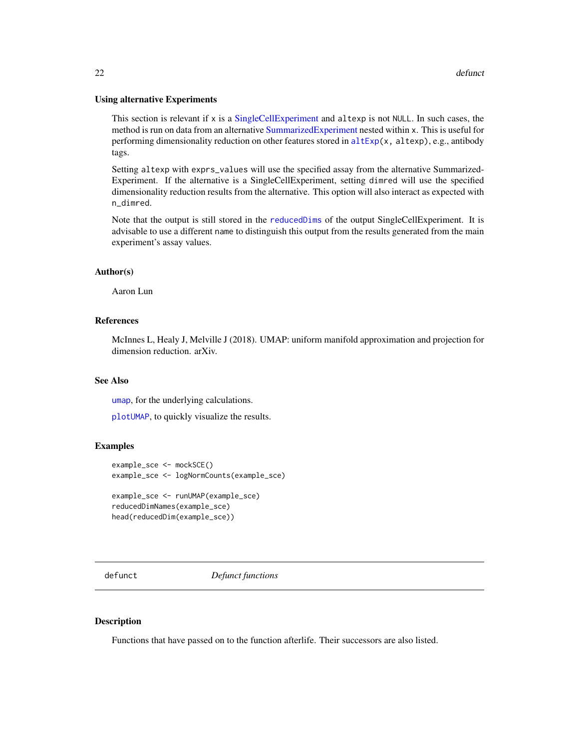### Using alternative Experiments

This section is relevant if `x` is a SingleCellExperiment and `altexp` is not `NULL`. In such cases, the method is run on data from an alternative SummarizedExperiment nested within `x`. This is useful for performing dimensionality reduction on other features stored in `altExp(x, altexp)`, e.g., antibody tags.

Setting `altexp` with `exprs_values` will use the specified assay from the alternative SummarizedExperiment. If the alternative is a SingleCellExperiment, setting `dimred` will use the specified dimensionality reduction results from the alternative. This option will also interact as expected with `n_dimred`.

Note that the output is still stored in the `reducedDims` of the output SingleCellExperiment. It is advisable to use a different `name` to distinguish this output from the results generated from the main experiment's assay values.

### Author(s)

Aaron Lun

### References

McInnes L, Healy J, Melville J (2018). UMAP: uniform manifold approximation and projection for dimension reduction. arXiv.

### See Also

`umap`, for the underlying calculations.

`plotUMAP`, to quickly visualize the results.

### Examples

```
example_sce <- mockSCE()
example_sce <- logNormCounts(example_sce)

example_sce <- runUMAP(example_sce)
reducedDimNames(example_sce)
head(reducedDim(example_sce))
```

---

## defunct &nbsp;&nbsp;&nbsp;&nbsp; *Defunct functions*

---

### Description

Functions that have passed on to the function afterlife. Their successors are also listed.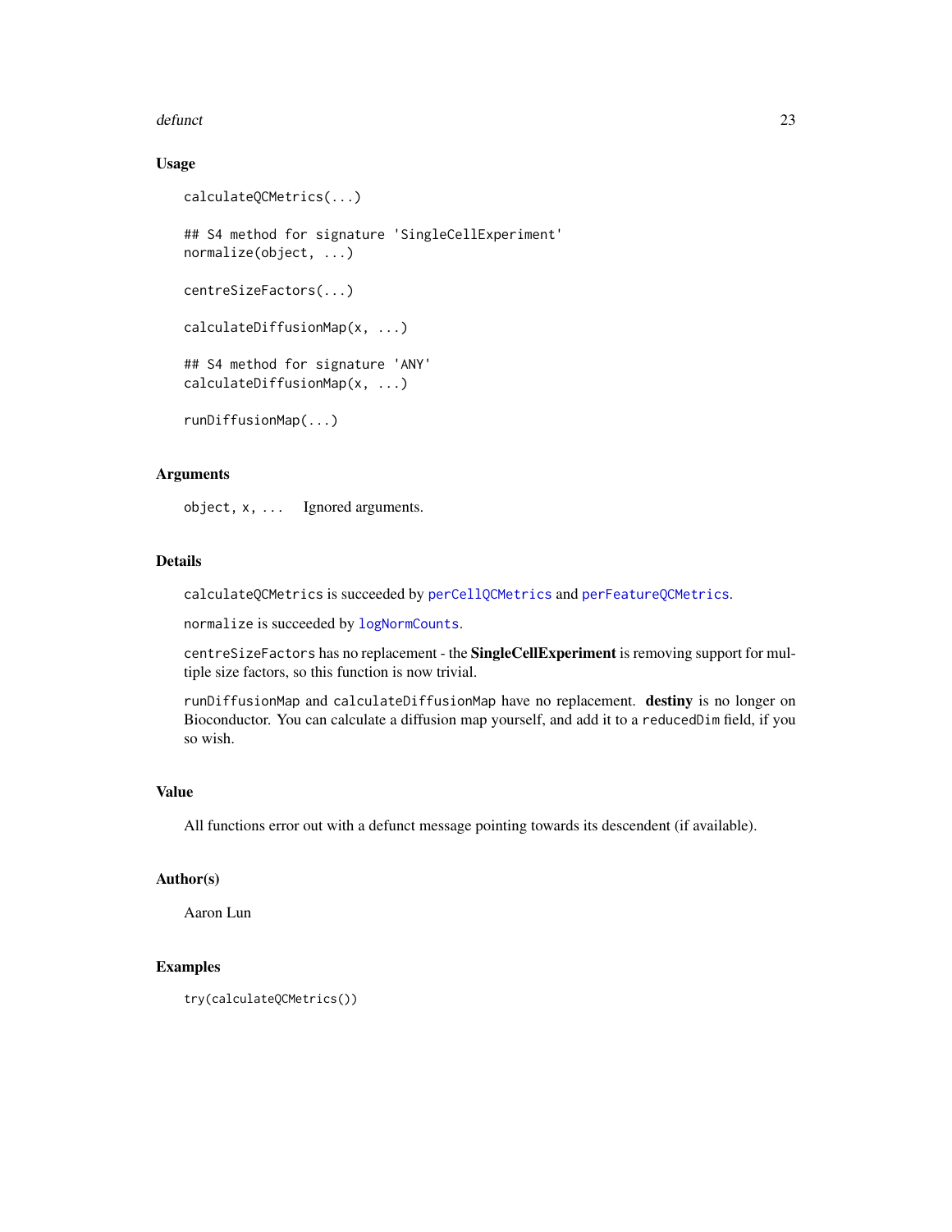## Usage

```
calculateQCMetrics(...)

## S4 method for signature 'SingleCellExperiment'
normalize(object, ...)

centreSizeFactors(...)

calculateDiffusionMap(x, ...)

## S4 method for signature 'ANY'
calculateDiffusionMap(x, ...)

runDiffusionMap(...)
```

## Arguments

| | |
|---|---|
| object, x, ... | Ignored arguments. |

## Details

calculateQCMetrics is succeeded by perCellQCMetrics and perFeatureQCMetrics.

normalize is succeeded by logNormCounts.

centreSizeFactors has no replacement - the **SingleCellExperiment** is removing support for multiple size factors, so this function is now trivial.

runDiffusionMap and calculateDiffusionMap have no replacement. **destiny** is no longer on Bioconductor. You can calculate a diffusion map yourself, and add it to a reducedDim field, if you so wish.

## Value

All functions error out with a defunct message pointing towards its descendent (if available).

## Author(s)

Aaron Lun

## Examples

```
try(calculateQCMetrics())
```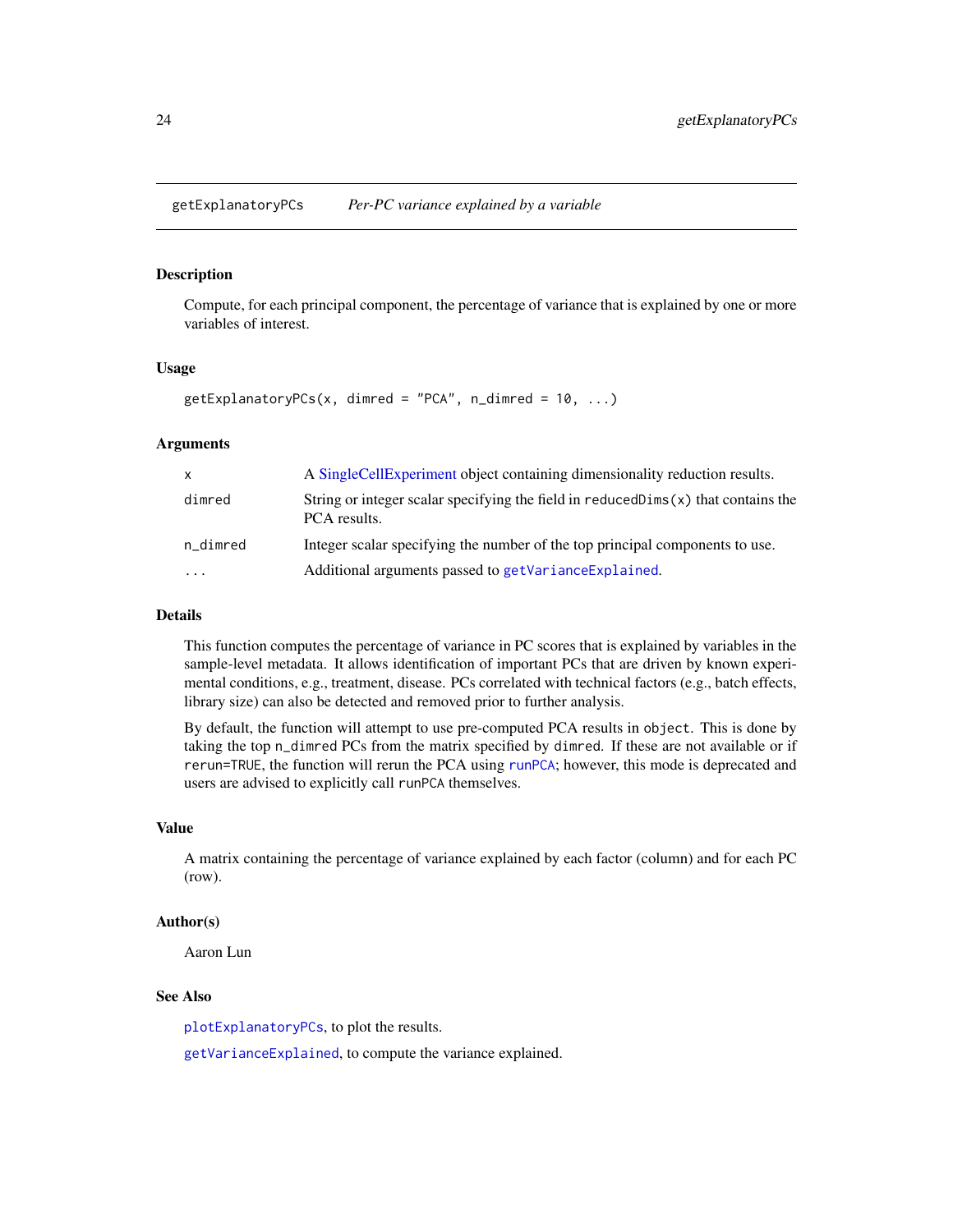## getExplanatoryPCs *Per-PC variance explained by a variable*

### Description

Compute, for each principal component, the percentage of variance that is explained by one or more variables of interest.

### Usage

```
getExplanatoryPCs(x, dimred = "PCA", n_dimred = 10, ...)
```

### Arguments

| | |
|---|---|
| x | A SingleCellExperiment object containing dimensionality reduction results. |
| dimred | String or integer scalar specifying the field in `reducedDims(x)` that contains the PCA results. |
| n_dimred | Integer scalar specifying the number of the top principal components to use. |
| ... | Additional arguments passed to `getVarianceExplained`. |

### Details

This function computes the percentage of variance in PC scores that is explained by variables in the sample-level metadata. It allows identification of important PCs that are driven by known experimental conditions, e.g., treatment, disease. PCs correlated with technical factors (e.g., batch effects, library size) can also be detected and removed prior to further analysis.

By default, the function will attempt to use pre-computed PCA results in `object`. This is done by taking the top `n_dimred` PCs from the matrix specified by `dimred`. If these are not available or if `rerun=TRUE`, the function will rerun the PCA using `runPCA`; however, this mode is deprecated and users are advised to explicitly call `runPCA` themselves.

### Value

A matrix containing the percentage of variance explained by each factor (column) and for each PC (row).

### Author(s)

Aaron Lun

### See Also

`plotExplanatoryPCs`, to plot the results.

`getVarianceExplained`, to compute the variance explained.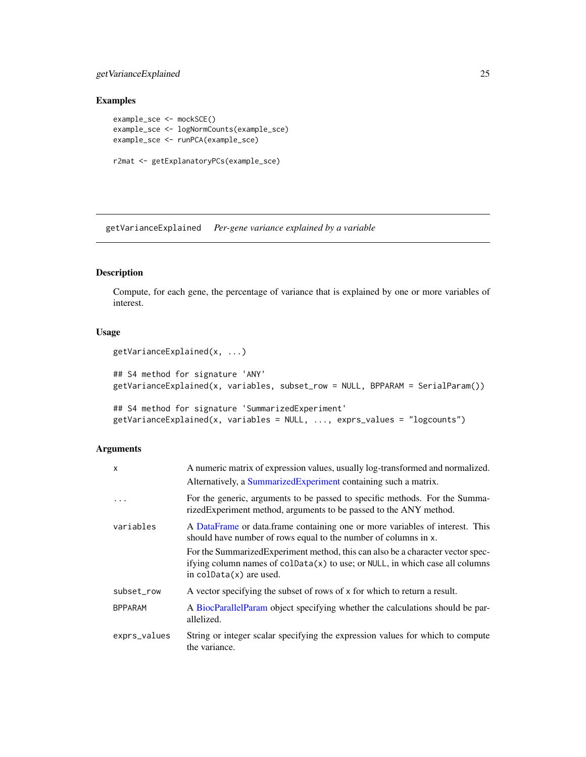## Examples

```
example_sce <- mockSCE()
example_sce <- logNormCounts(example_sce)
example_sce <- runPCA(example_sce)

r2mat <- getExplanatoryPCs(example_sce)
```

---

# getVarianceExplained *Per-gene variance explained by a variable*

---

## Description

Compute, for each gene, the percentage of variance that is explained by one or more variables of interest.

## Usage

```
getVarianceExplained(x, ...)

## S4 method for signature 'ANY'
getVarianceExplained(x, variables, subset_row = NULL, BPPARAM = SerialParam())

## S4 method for signature 'SummarizedExperiment'
getVarianceExplained(x, variables = NULL, ..., exprs_values = "logcounts")
```

## Arguments

| | |
|---|---|
| `x` | A numeric matrix of expression values, usually log-transformed and normalized. Alternatively, a SummarizedExperiment containing such a matrix. |
| `...` | For the generic, arguments to be passed to specific methods. For the SummarizedExperiment method, arguments to be passed to the ANY method. |
| `variables` | A DataFrame or data.frame containing one or more variables of interest. This should have number of rows equal to the number of columns in `x`.<br>For the SummarizedExperiment method, this can also be a character vector specifying column names of `colData(x)` to use; or `NULL`, in which case all columns in `colData(x)` are used. |
| `subset_row` | A vector specifying the subset of rows of `x` for which to return a result. |
| `BPPARAM` | A BiocParallelParam object specifying whether the calculations should be parallelized. |
| `exprs_values` | String or integer scalar specifying the expression values for which to compute the variance. |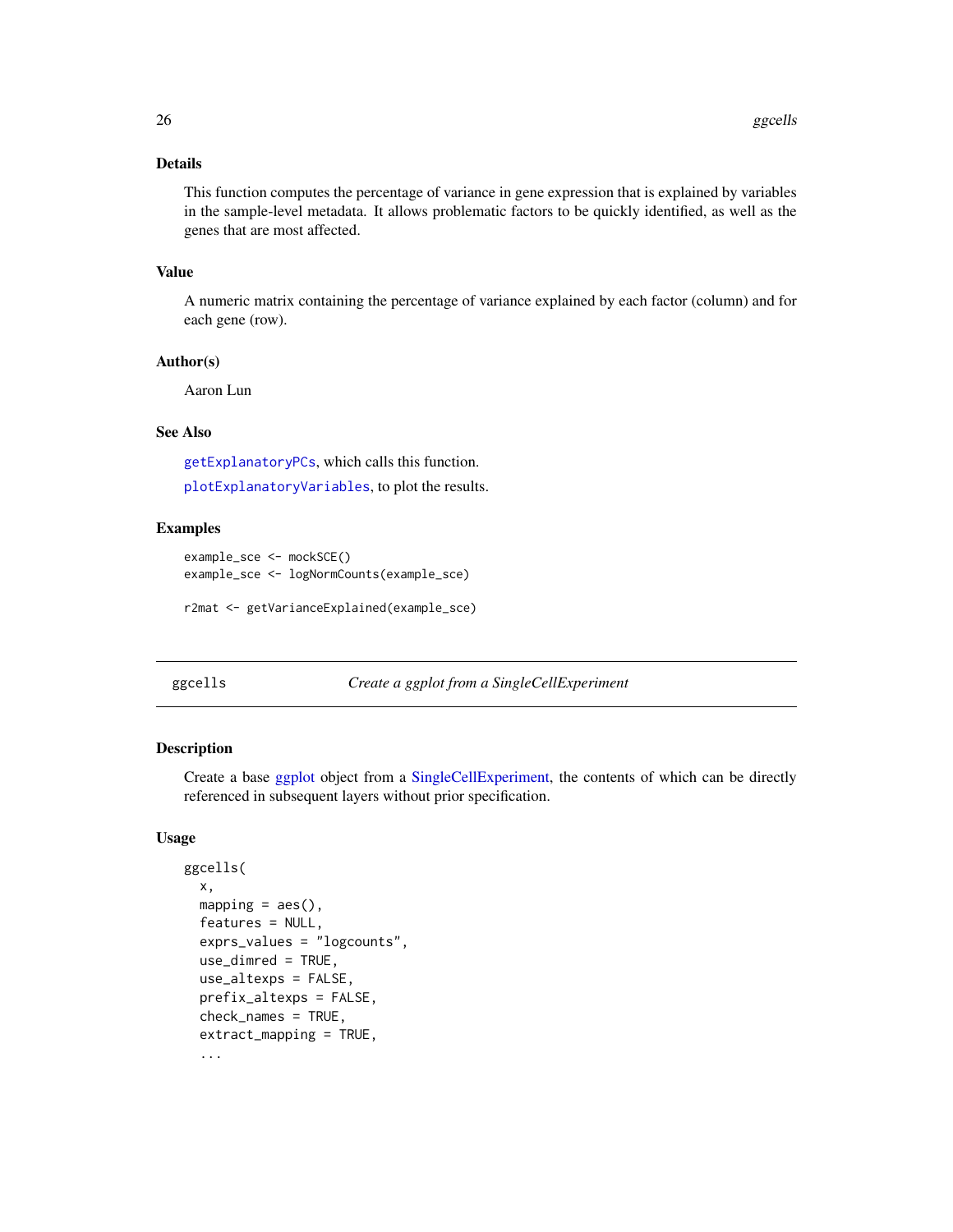### Details

This function computes the percentage of variance in gene expression that is explained by variables in the sample-level metadata. It allows problematic factors to be quickly identified, as well as the genes that are most affected.

### Value

A numeric matrix containing the percentage of variance explained by each factor (column) and for each gene (row).

### Author(s)

Aaron Lun

### See Also

`getExplanatoryPCs`, which calls this function.

`plotExplanatoryVariables`, to plot the results.

### Examples

```
example_sce <- mockSCE()
example_sce <- logNormCounts(example_sce)

r2mat <- getVarianceExplained(example_sce)
```

---

## ggcells — *Create a ggplot from a SingleCellExperiment*

### Description

Create a base ggplot object from a SingleCellExperiment, the contents of which can be directly referenced in subsequent layers without prior specification.

### Usage

```
ggcells(
  x,
  mapping = aes(),
  features = NULL,
  exprs_values = "logcounts",
  use_dimred = TRUE,
  use_altexps = FALSE,
  prefix_altexps = FALSE,
  check_names = TRUE,
  extract_mapping = TRUE,
  ...
```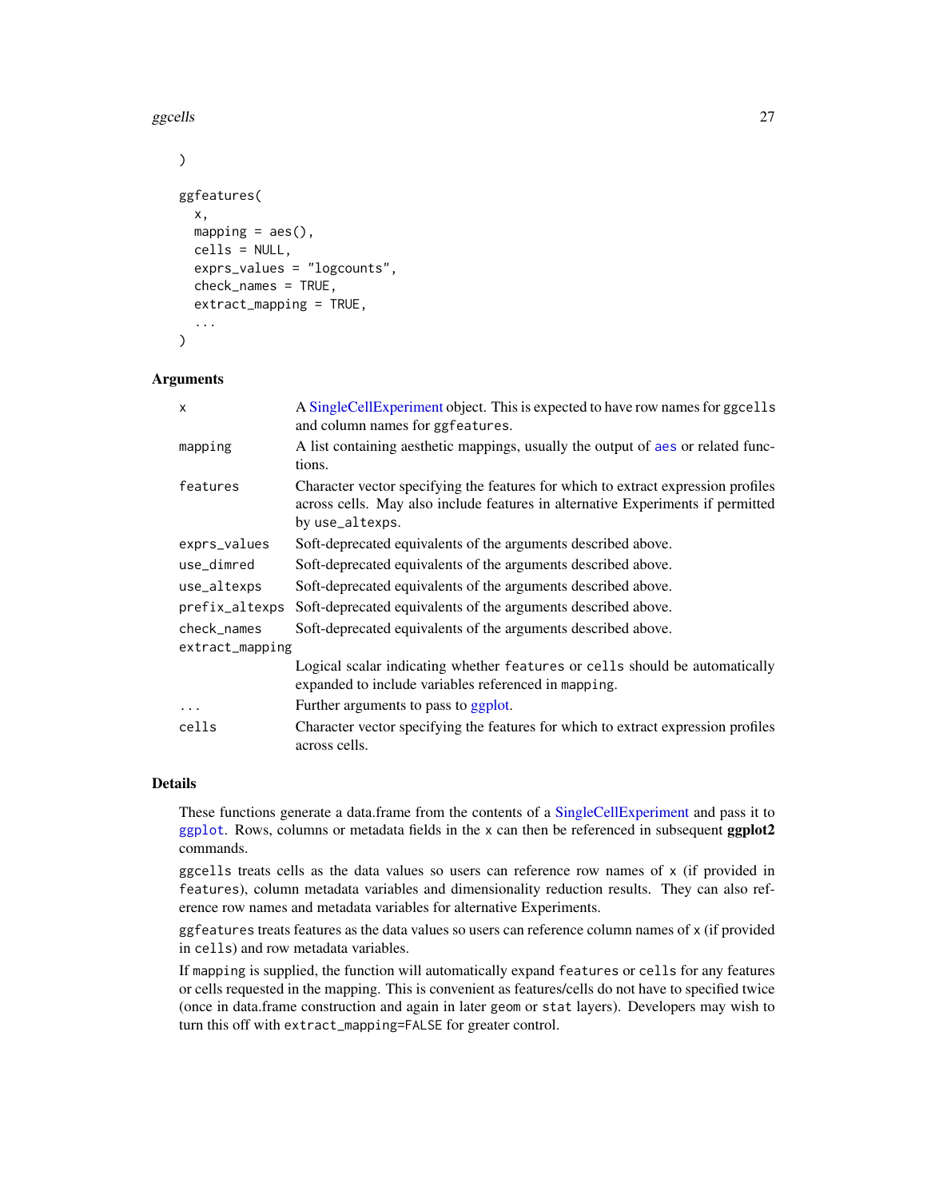```
)

ggfeatures(
  x,
  mapping = aes(),
  cells = NULL,
  exprs_values = "logcounts",
  check_names = TRUE,
  extract_mapping = TRUE,
  ...
)
```

## Arguments

| | |
|---|---|
| x | A SingleCellExperiment object. This is expected to have row names for `ggcells` and column names for `ggfeatures`. |
| mapping | A list containing aesthetic mappings, usually the output of `aes` or related functions. |
| features | Character vector specifying the features for which to extract expression profiles across cells. May also include features in alternative Experiments if permitted by `use_altexps`. |
| exprs_values | Soft-deprecated equivalents of the arguments described above. |
| use_dimred | Soft-deprecated equivalents of the arguments described above. |
| use_altexps | Soft-deprecated equivalents of the arguments described above. |
| prefix_altexps | Soft-deprecated equivalents of the arguments described above. |
| check_names | Soft-deprecated equivalents of the arguments described above. |
| extract_mapping | Logical scalar indicating whether `features` or `cells` should be automatically expanded to include variables referenced in `mapping`. |
| ... | Further arguments to pass to ggplot. |
| cells | Character vector specifying the features for which to extract expression profiles across cells. |

## Details

These functions generate a data.frame from the contents of a SingleCellExperiment and pass it to `ggplot`. Rows, columns or metadata fields in the `x` can then be referenced in subsequent **ggplot2** commands.

`ggcells` treats cells as the data values so users can reference row names of `x` (if provided in `features`), column metadata variables and dimensionality reduction results. They can also reference row names and metadata variables for alternative Experiments.

`ggfeatures` treats features as the data values so users can reference column names of `x` (if provided in `cells`) and row metadata variables.

If `mapping` is supplied, the function will automatically expand `features` or `cells` for any features or cells requested in the mapping. This is convenient as features/cells do not have to specified twice (once in data.frame construction and again in later `geom` or `stat` layers). Developers may wish to turn this off with `extract_mapping=FALSE` for greater control.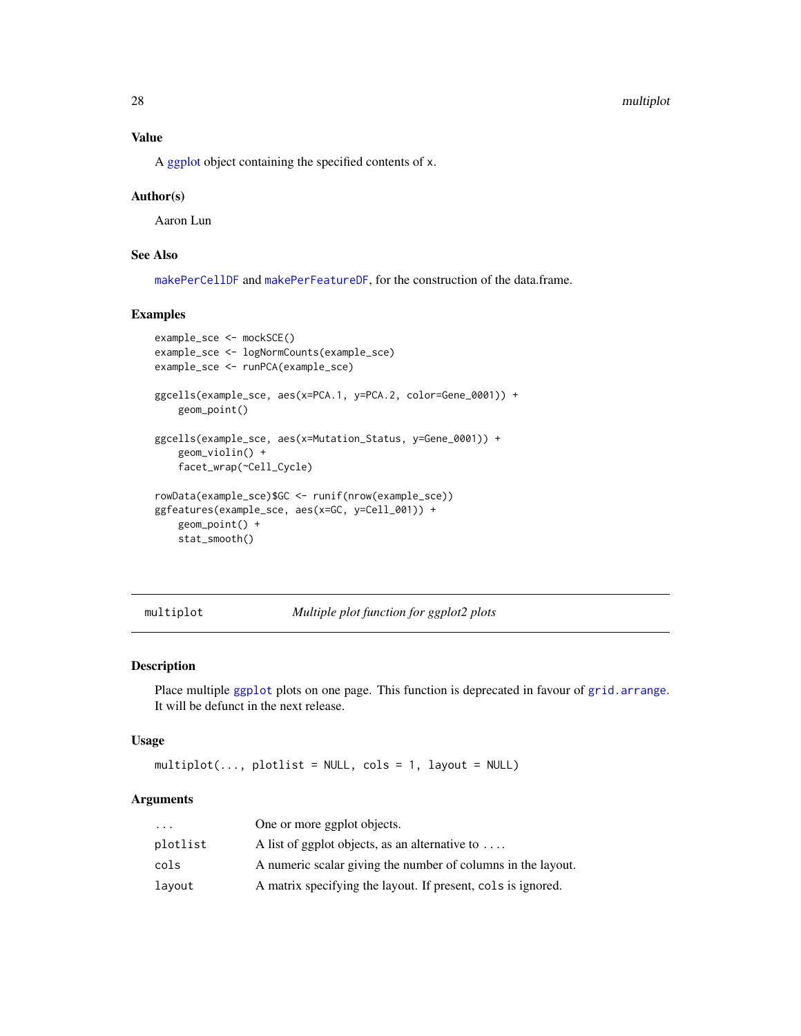### Value

A ggplot object containing the specified contents of x.

### Author(s)

Aaron Lun

### See Also

makePerCellDF and makePerFeatureDF, for the construction of the data.frame.

### Examples

```
example_sce <- mockSCE()
example_sce <- logNormCounts(example_sce)
example_sce <- runPCA(example_sce)

ggcells(example_sce, aes(x=PCA.1, y=PCA.2, color=Gene_0001)) +
    geom_point()

ggcells(example_sce, aes(x=Mutation_Status, y=Gene_0001)) +
    geom_violin() +
    facet_wrap(~Cell_Cycle)

rowData(example_sce)$GC <- runif(nrow(example_sce))
ggfeatures(example_sce, aes(x=GC, y=Cell_001)) +
    geom_point() +
    stat_smooth()
```

---

## multiplot — *Multiple plot function for ggplot2 plots*

### Description

Place multiple ggplot plots on one page. This function is deprecated in favour of grid.arrange. It will be defunct in the next release.

### Usage

```
multiplot(..., plotlist = NULL, cols = 1, layout = NULL)
```

### Arguments

| | |
|---|---|
| ... | One or more ggplot objects. |
| plotlist | A list of ggplot objects, as an alternative to .... |
| cols | A numeric scalar giving the number of columns in the layout. |
| layout | A matrix specifying the layout. If present, cols is ignored. |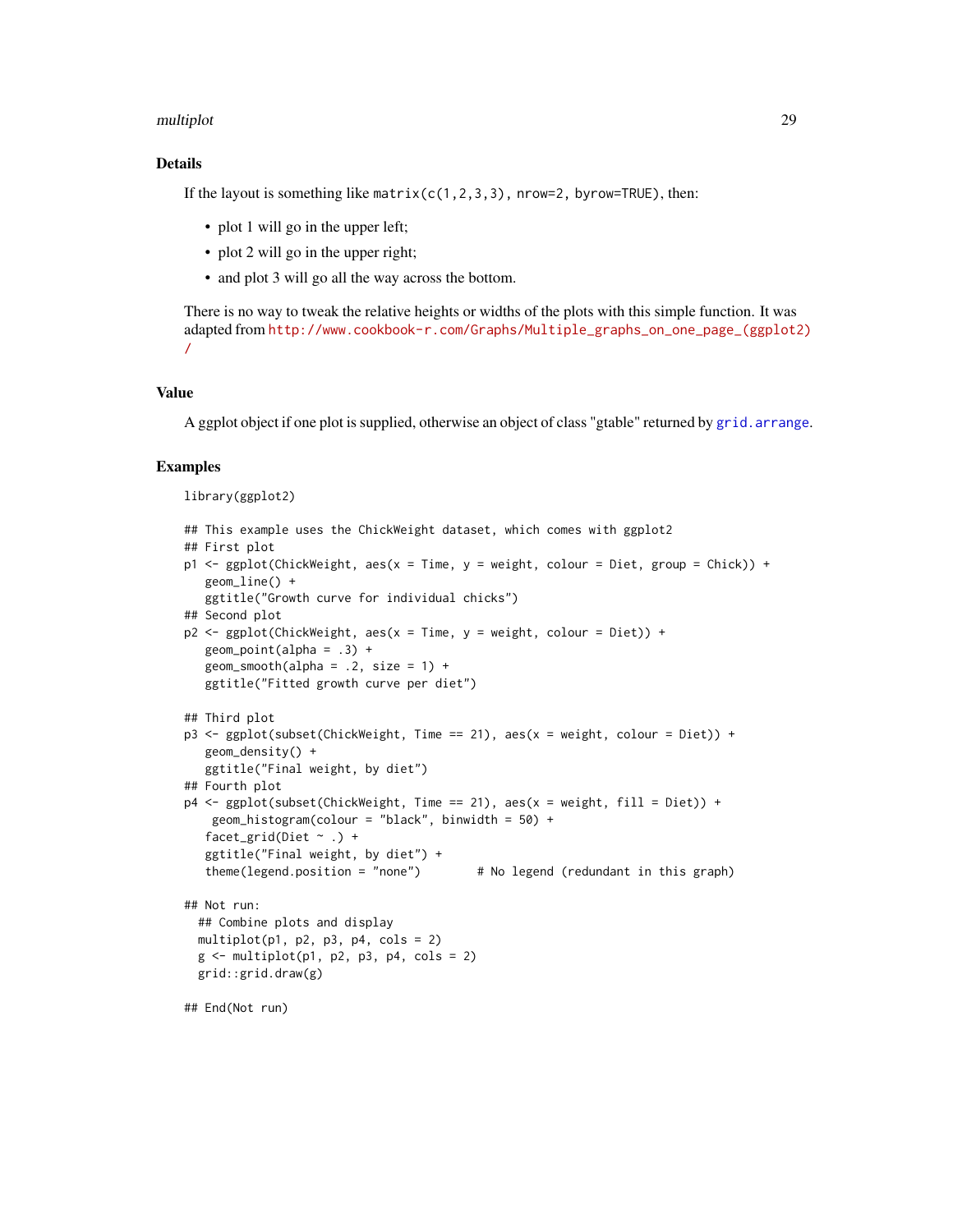## Details

If the layout is something like `matrix(c(1,2,3,3), nrow=2, byrow=TRUE)`, then:

- plot 1 will go in the upper left;
- plot 2 will go in the upper right;
- and plot 3 will go all the way across the bottom.

There is no way to tweak the relative heights or widths of the plots with this simple function. It was adapted from http://www.cookbook-r.com/Graphs/Multiple_graphs_on_one_page_(ggplot2)/

## Value

A ggplot object if one plot is supplied, otherwise an object of class "gtable" returned by grid.arrange.

## Examples

```
library(ggplot2)

## This example uses the ChickWeight dataset, which comes with ggplot2
## First plot
p1 <- ggplot(ChickWeight, aes(x = Time, y = weight, colour = Diet, group = Chick)) +
   geom_line() +
   ggtitle("Growth curve for individual chicks")
## Second plot
p2 <- ggplot(ChickWeight, aes(x = Time, y = weight, colour = Diet)) +
   geom_point(alpha = .3) +
   geom_smooth(alpha = .2, size = 1) +
   ggtitle("Fitted growth curve per diet")

## Third plot
p3 <- ggplot(subset(ChickWeight, Time == 21), aes(x = weight, colour = Diet)) +
   geom_density() +
   ggtitle("Final weight, by diet")
## Fourth plot
p4 <- ggplot(subset(ChickWeight, Time == 21), aes(x = weight, fill = Diet)) +
    geom_histogram(colour = "black", binwidth = 50) +
   facet_grid(Diet ~ .) +
   ggtitle("Final weight, by diet") +
   theme(legend.position = "none")        # No legend (redundant in this graph)

## Not run:
  ## Combine plots and display
  multiplot(p1, p2, p3, p4, cols = 2)
  g <- multiplot(p1, p2, p3, p4, cols = 2)
  grid::grid.draw(g)

## End(Not run)
```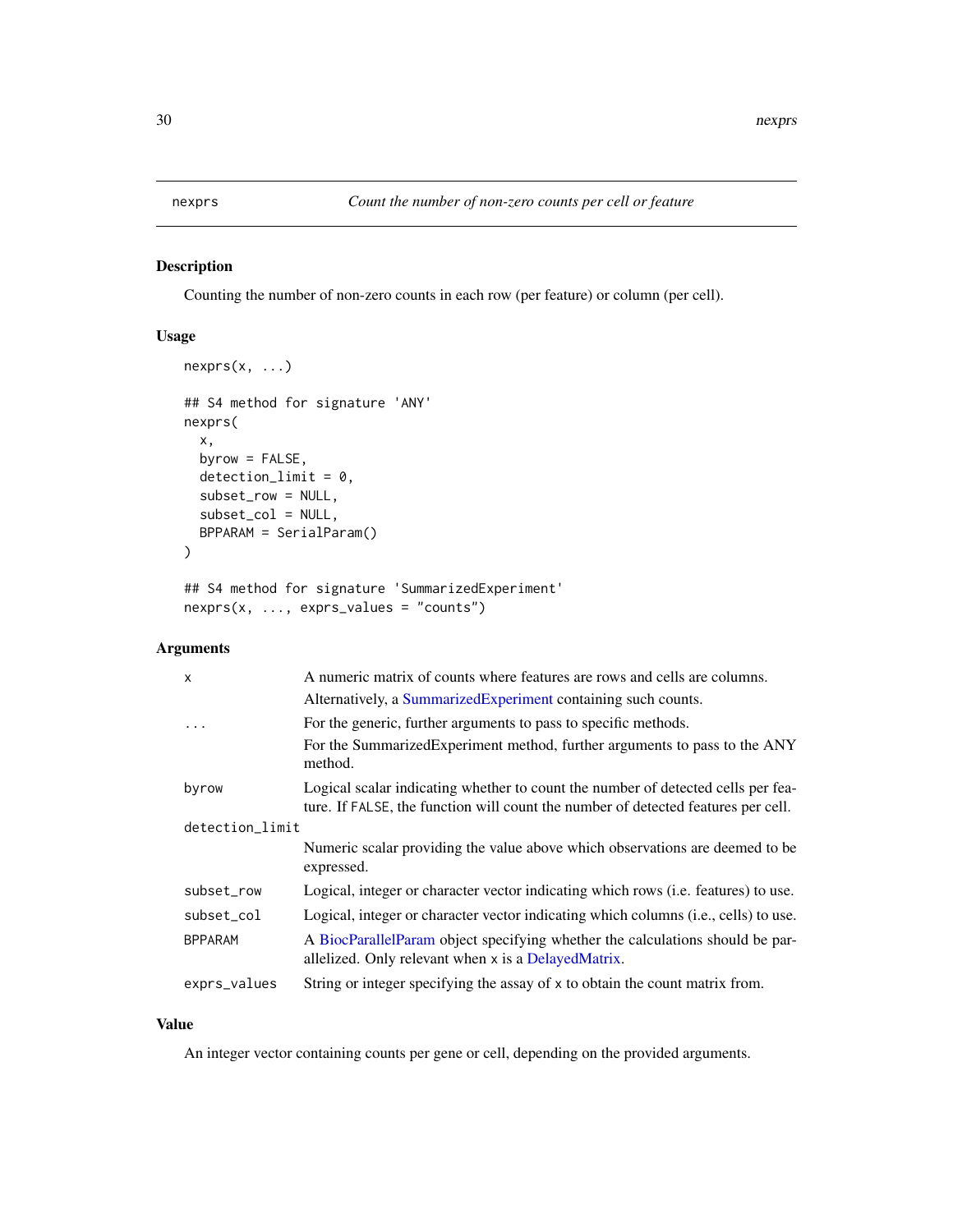# nexprs — *Count the number of non-zero counts per cell or feature*

## Description

Counting the number of non-zero counts in each row (per feature) or column (per cell).

## Usage

```
nexprs(x, ...)

## S4 method for signature 'ANY'
nexprs(
  x,
  byrow = FALSE,
  detection_limit = 0,
  subset_row = NULL,
  subset_col = NULL,
  BPPARAM = SerialParam()
)

## S4 method for signature 'SummarizedExperiment'
nexprs(x, ..., exprs_values = "counts")
```

## Arguments

| Argument | Description |
|---|---|
| `x` | A numeric matrix of counts where features are rows and cells are columns. Alternatively, a SummarizedExperiment containing such counts. |
| `...` | For the generic, further arguments to pass to specific methods. For the SummarizedExperiment method, further arguments to pass to the ANY method. |
| `byrow` | Logical scalar indicating whether to count the number of detected cells per feature. If `FALSE`, the function will count the number of detected features per cell. |
| `detection_limit` | Numeric scalar providing the value above which observations are deemed to be expressed. |
| `subset_row` | Logical, integer or character vector indicating which rows (i.e. features) to use. |
| `subset_col` | Logical, integer or character vector indicating which columns (i.e., cells) to use. |
| `BPPARAM` | A BiocParallelParam object specifying whether the calculations should be parallelized. Only relevant when `x` is a DelayedMatrix. |
| `exprs_values` | String or integer specifying the assay of `x` to obtain the count matrix from. |

## Value

An integer vector containing counts per gene or cell, depending on the provided arguments.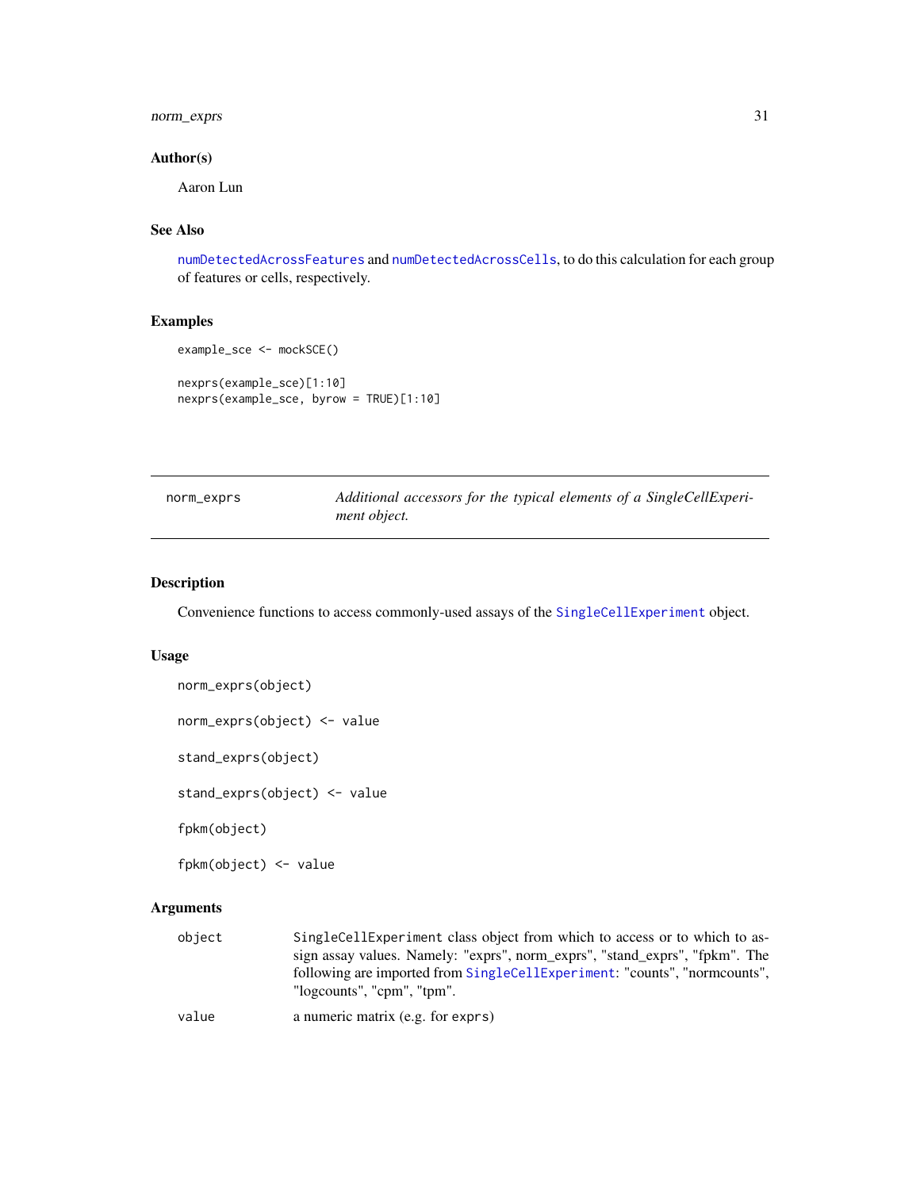### Author(s)

Aaron Lun

### See Also

numDetectedAcrossFeatures and numDetectedAcrossCells, to do this calculation for each group of features or cells, respectively.

### Examples

```
example_sce <- mockSCE()

nexprs(example_sce)[1:10]
nexprs(example_sce, byrow = TRUE)[1:10]
```

---

## norm_exprs — *Additional accessors for the typical elements of a SingleCellExperiment object.*

---

### Description

Convenience functions to access commonly-used assays of the SingleCellExperiment object.

### Usage

```
norm_exprs(object)

norm_exprs(object) <- value

stand_exprs(object)

stand_exprs(object) <- value

fpkm(object)

fpkm(object) <- value
```

### Arguments

| | |
|---|---|
| object | SingleCellExperiment class object from which to access or to which to assign assay values. Namely: "exprs", norm_exprs", "stand_exprs", "fpkm". The following are imported from SingleCellExperiment: "counts", "normcounts", "logcounts", "cpm", "tpm". |
| value | a numeric matrix (e.g. for exprs) |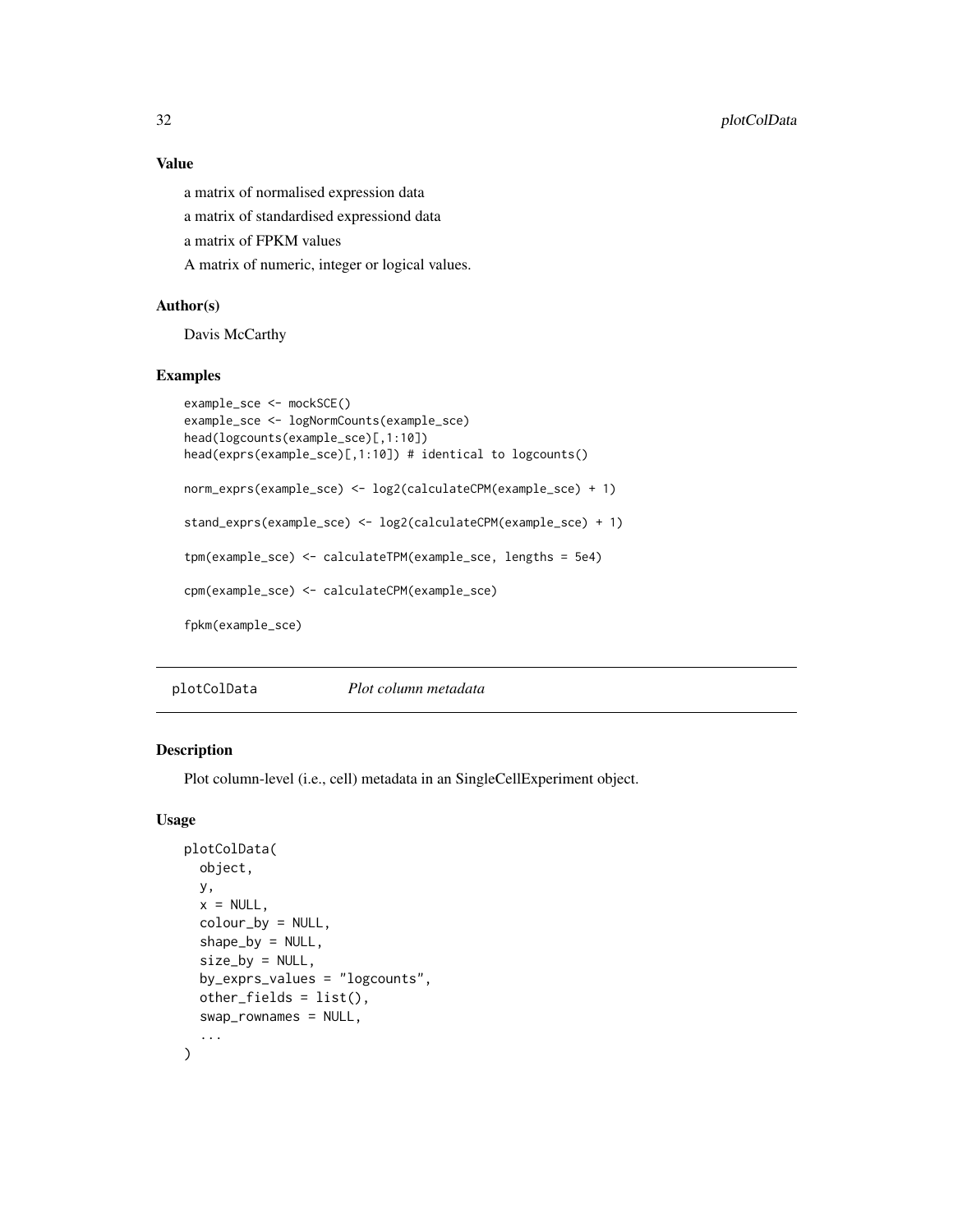## Value

a matrix of normalised expression data

a matrix of standardised expressiond data

a matrix of FPKM values

A matrix of numeric, integer or logical values.

## Author(s)

Davis McCarthy

## Examples

```
example_sce <- mockSCE()
example_sce <- logNormCounts(example_sce)
head(logcounts(example_sce)[,1:10])
head(exprs(example_sce)[,1:10]) # identical to logcounts()

norm_exprs(example_sce) <- log2(calculateCPM(example_sce) + 1)

stand_exprs(example_sce) <- log2(calculateCPM(example_sce) + 1)

tpm(example_sce) <- calculateTPM(example_sce, lengths = 5e4)

cpm(example_sce) <- calculateCPM(example_sce)

fpkm(example_sce)
```

---

# plotColData    *Plot column metadata*

## Description

Plot column-level (i.e., cell) metadata in an SingleCellExperiment object.

## Usage

```
plotColData(
  object,
  y,
  x = NULL,
  colour_by = NULL,
  shape_by = NULL,
  size_by = NULL,
  by_exprs_values = "logcounts",
  other_fields = list(),
  swap_rownames = NULL,
  ...
)
```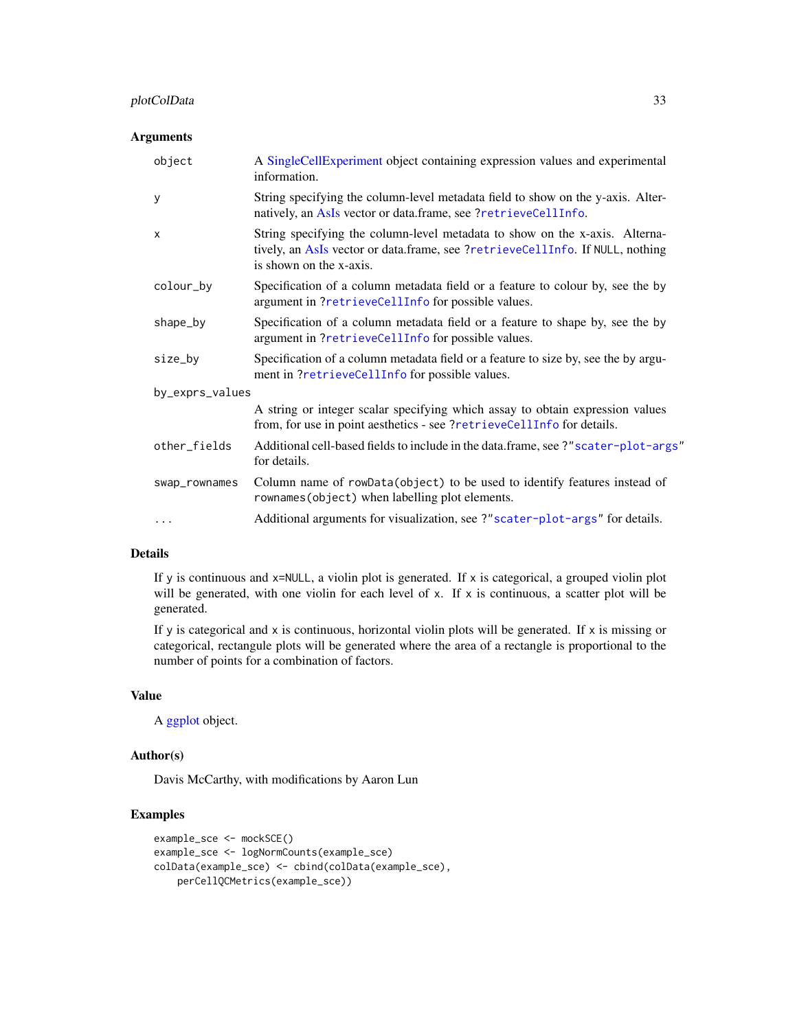### Arguments

| | |
|---|---|
| `object` | A SingleCellExperiment object containing expression values and experimental information. |
| `y` | String specifying the column-level metadata field to show on the y-axis. Alternatively, an AsIs vector or data.frame, see `?retrieveCellInfo`. |
| `x` | String specifying the column-level metadata to show on the x-axis. Alternatively, an AsIs vector or data.frame, see `?retrieveCellInfo`. If `NULL`, nothing is shown on the x-axis. |
| `colour_by` | Specification of a column metadata field or a feature to colour by, see the `by` argument in `?retrieveCellInfo` for possible values. |
| `shape_by` | Specification of a column metadata field or a feature to shape by, see the `by` argument in `?retrieveCellInfo` for possible values. |
| `size_by` | Specification of a column metadata field or a feature to size by, see the `by` argument in `?retrieveCellInfo` for possible values. |
| `by_exprs_values` | A string or integer scalar specifying which assay to obtain expression values from, for use in point aesthetics - see `?retrieveCellInfo` for details. |
| `other_fields` | Additional cell-based fields to include in the data.frame, see `?"scater-plot-args"` for details. |
| `swap_rownames` | Column name of `rowData(object)` to be used to identify features instead of `rownames(object)` when labelling plot elements. |
| `...` | Additional arguments for visualization, see `?"scater-plot-args"` for details. |

### Details

If `y` is continuous and `x=NULL`, a violin plot is generated. If `x` is categorical, a grouped violin plot will be generated, with one violin for each level of `x`. If `x` is continuous, a scatter plot will be generated.

If `y` is categorical and `x` is continuous, horizontal violin plots will be generated. If `x` is missing or categorical, rectangule plots will be generated where the area of a rectangle is proportional to the number of points for a combination of factors.

### Value

A ggplot object.

### Author(s)

Davis McCarthy, with modifications by Aaron Lun

### Examples

```
example_sce <- mockSCE()
example_sce <- logNormCounts(example_sce)
colData(example_sce) <- cbind(colData(example_sce),
    perCellQCMetrics(example_sce))
```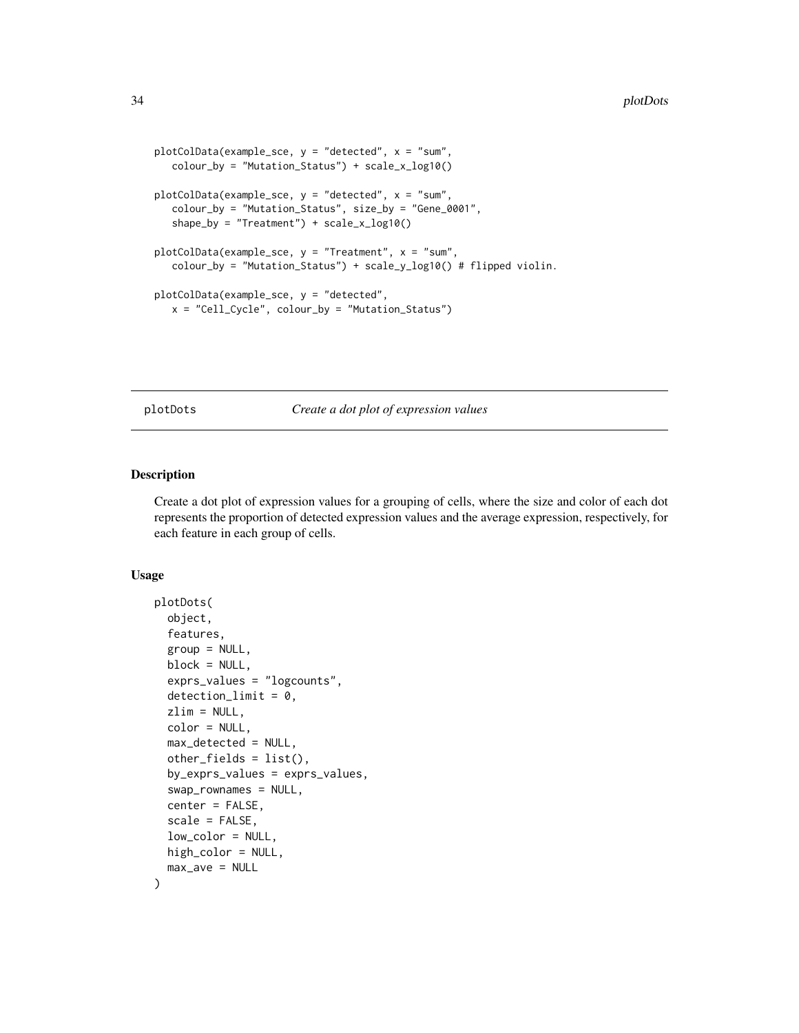```
plotColData(example_sce, y = "detected", x = "sum",
   colour_by = "Mutation_Status") + scale_x_log10()

plotColData(example_sce, y = "detected", x = "sum",
   colour_by = "Mutation_Status", size_by = "Gene_0001",
   shape_by = "Treatment") + scale_x_log10()

plotColData(example_sce, y = "Treatment", x = "sum",
   colour_by = "Mutation_Status") + scale_y_log10() # flipped violin.

plotColData(example_sce, y = "detected",
   x = "Cell_Cycle", colour_by = "Mutation_Status")
```

---

## plotDots *Create a dot plot of expression values*

---

### Description

Create a dot plot of expression values for a grouping of cells, where the size and color of each dot represents the proportion of detected expression values and the average expression, respectively, for each feature in each group of cells.

### Usage

```
plotDots(
  object,
  features,
  group = NULL,
  block = NULL,
  exprs_values = "logcounts",
  detection_limit = 0,
  zlim = NULL,
  color = NULL,
  max_detected = NULL,
  other_fields = list(),
  by_exprs_values = exprs_values,
  swap_rownames = NULL,
  center = FALSE,
  scale = FALSE,
  low_color = NULL,
  high_color = NULL,
  max_ave = NULL
)
```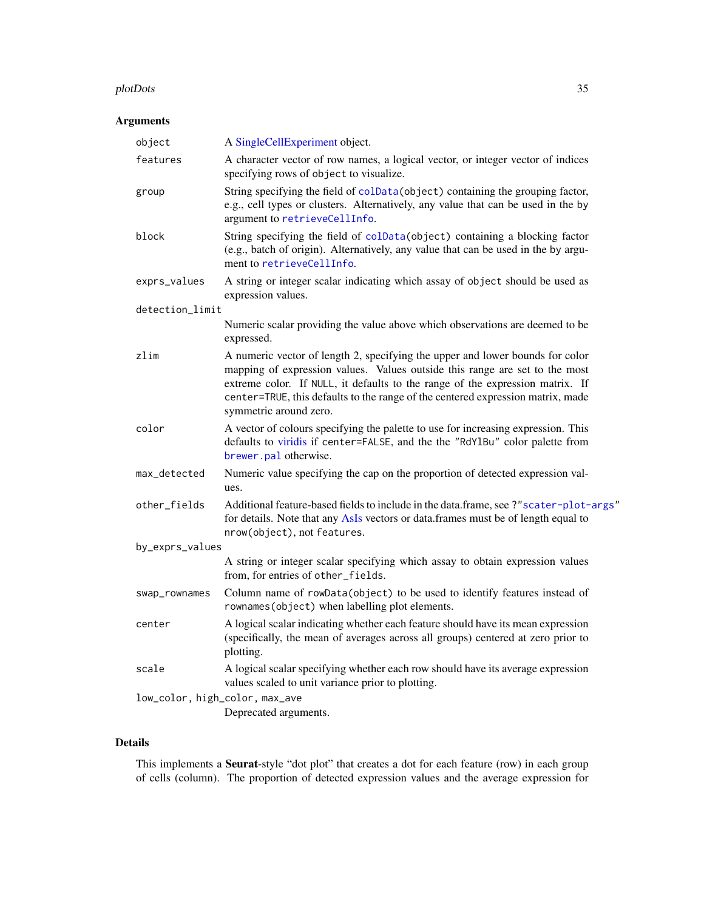## Arguments

| | |
|---|---|
| `object` | A SingleCellExperiment object. |
| `features` | A character vector of row names, a logical vector, or integer vector of indices specifying rows of `object` to visualize. |
| `group` | String specifying the field of `colData(object)` containing the grouping factor, e.g., cell types or clusters. Alternatively, any value that can be used in the by argument to `retrieveCellInfo`. |
| `block` | String specifying the field of `colData(object)` containing a blocking factor (e.g., batch of origin). Alternatively, any value that can be used in the by argument to `retrieveCellInfo`. |
| `exprs_values` | A string or integer scalar indicating which assay of `object` should be used as expression values. |
| `detection_limit` | Numeric scalar providing the value above which observations are deemed to be expressed. |
| `zlim` | A numeric vector of length 2, specifying the upper and lower bounds for color mapping of expression values. Values outside this range are set to the most extreme color. If `NULL`, it defaults to the range of the expression matrix. If `center=TRUE`, this defaults to the range of the centered expression matrix, made symmetric around zero. |
| `color` | A vector of colours specifying the palette to use for increasing expression. This defaults to viridis if `center=FALSE`, and the the `"RdYlBu"` color palette from `brewer.pal` otherwise. |
| `max_detected` | Numeric value specifying the cap on the proportion of detected expression values. |
| `other_fields` | Additional feature-based fields to include in the data.frame, see `?"scater-plot-args"` for details. Note that any AsIs vectors or data.frames must be of length equal to `nrow(object)`, not `features`. |
| `by_exprs_values` | A string or integer scalar specifying which assay to obtain expression values from, for entries of `other_fields`. |
| `swap_rownames` | Column name of `rowData(object)` to be used to identify features instead of `rownames(object)` when labelling plot elements. |
| `center` | A logical scalar indicating whether each feature should have its mean expression (specifically, the mean of averages across all groups) centered at zero prior to plotting. |
| `scale` | A logical scalar specifying whether each row should have its average expression values scaled to unit variance prior to plotting. |
| `low_color, high_color, max_ave` | Deprecated arguments. |

## Details

This implements a **Seurat**-style "dot plot" that creates a dot for each feature (row) in each group of cells (column). The proportion of detected expression values and the average expression for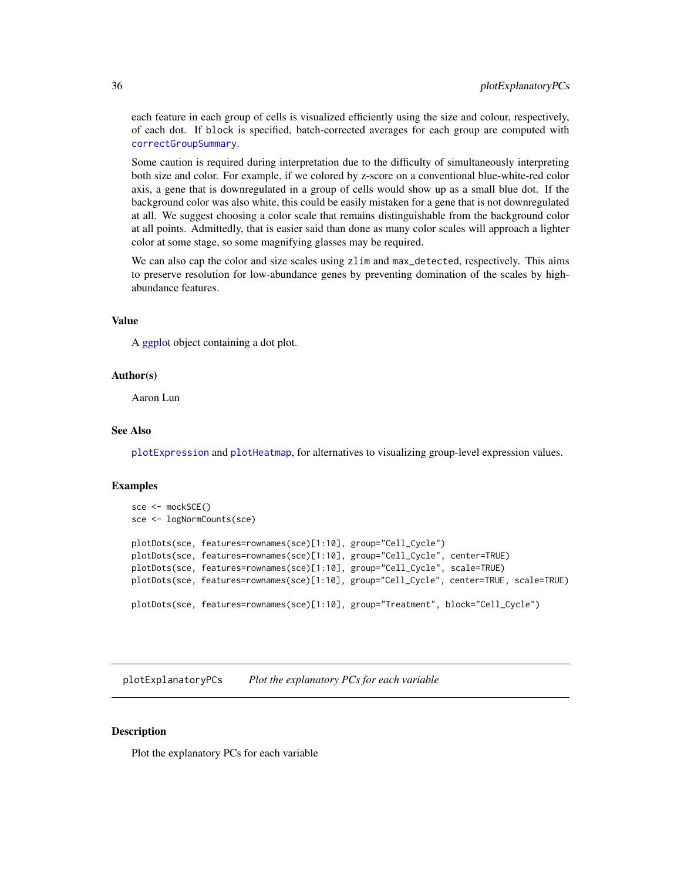each feature in each group of cells is visualized efficiently using the size and colour, respectively, of each dot. If `block` is specified, batch-corrected averages for each group are computed with `correctGroupSummary`.

Some caution is required during interpretation due to the difficulty of simultaneously interpreting both size and color. For example, if we colored by z-score on a conventional blue-white-red color axis, a gene that is downregulated in a group of cells would show up as a small blue dot. If the background color was also white, this could be easily mistaken for a gene that is not downregulated at all. We suggest choosing a color scale that remains distinguishable from the background color at all points. Admittedly, that is easier said than done as many color scales will approach a lighter color at some stage, so some magnifying glasses may be required.

We can also cap the color and size scales using `zlim` and `max_detected`, respectively. This aims to preserve resolution for low-abundance genes by preventing domination of the scales by high-abundance features.

### Value

A ggplot object containing a dot plot.

### Author(s)

Aaron Lun

### See Also

`plotExpression` and `plotHeatmap`, for alternatives to visualizing group-level expression values.

### Examples

```
sce <- mockSCE()
sce <- logNormCounts(sce)

plotDots(sce, features=rownames(sce)[1:10], group="Cell_Cycle")
plotDots(sce, features=rownames(sce)[1:10], group="Cell_Cycle", center=TRUE)
plotDots(sce, features=rownames(sce)[1:10], group="Cell_Cycle", scale=TRUE)
plotDots(sce, features=rownames(sce)[1:10], group="Cell_Cycle", center=TRUE, scale=TRUE)

plotDots(sce, features=rownames(sce)[1:10], group="Treatment", block="Cell_Cycle")
```

---

## plotExplanatoryPCs    *Plot the explanatory PCs for each variable*

### Description

Plot the explanatory PCs for each variable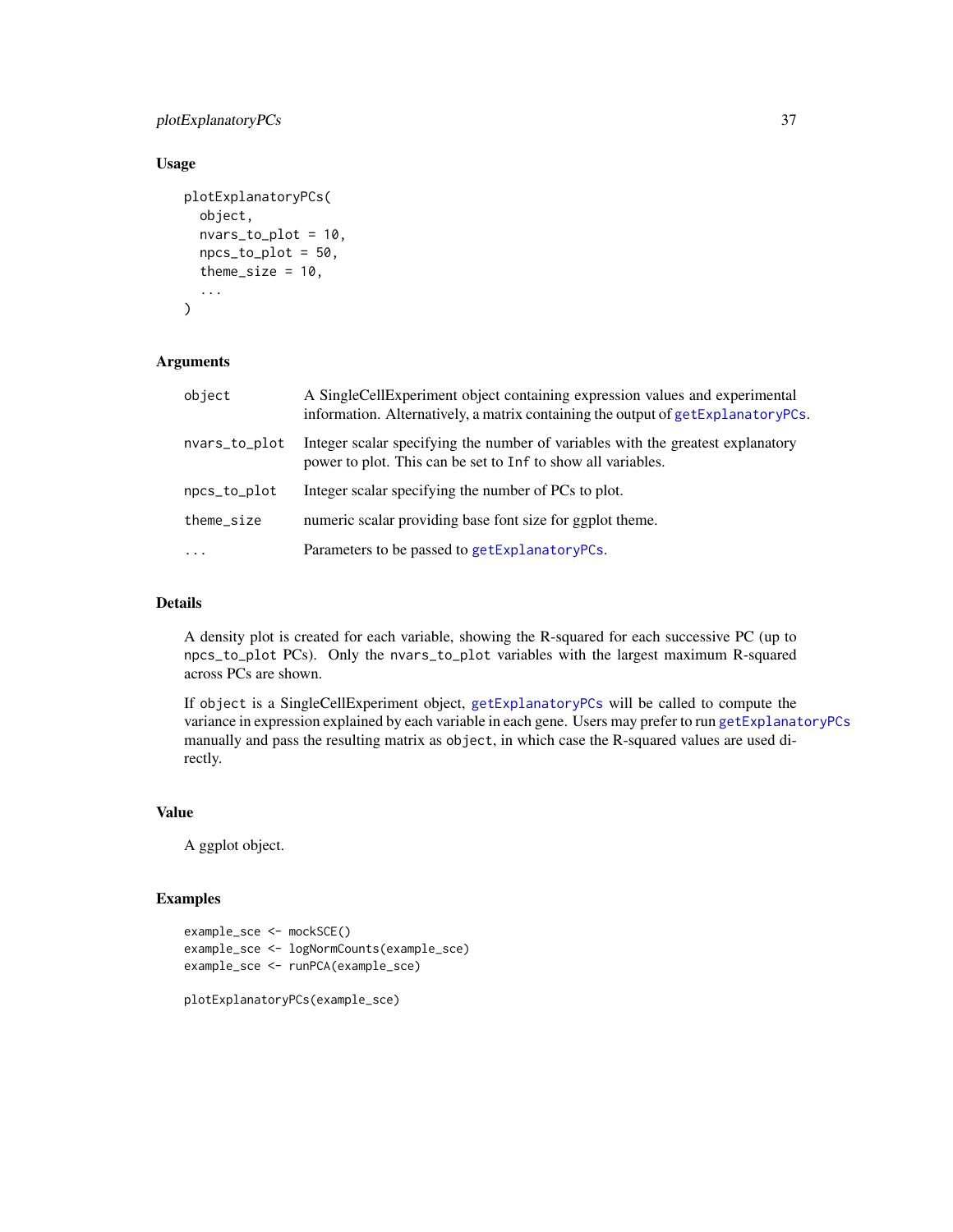## Usage

```
plotExplanatoryPCs(
  object,
  nvars_to_plot = 10,
  npcs_to_plot = 50,
  theme_size = 10,
  ...
)
```

## Arguments

| | |
|---|---|
| object | A SingleCellExperiment object containing expression values and experimental information. Alternatively, a matrix containing the output of getExplanatoryPCs. |
| nvars_to_plot | Integer scalar specifying the number of variables with the greatest explanatory power to plot. This can be set to Inf to show all variables. |
| npcs_to_plot | Integer scalar specifying the number of PCs to plot. |
| theme_size | numeric scalar providing base font size for ggplot theme. |
| ... | Parameters to be passed to getExplanatoryPCs. |

## Details

A density plot is created for each variable, showing the R-squared for each successive PC (up to npcs_to_plot PCs). Only the nvars_to_plot variables with the largest maximum R-squared across PCs are shown.

If object is a SingleCellExperiment object, getExplanatoryPCs will be called to compute the variance in expression explained by each variable in each gene. Users may prefer to run getExplanatoryPCs manually and pass the resulting matrix as object, in which case the R-squared values are used directly.

## Value

A ggplot object.

## Examples

```
example_sce <- mockSCE()
example_sce <- logNormCounts(example_sce)
example_sce <- runPCA(example_sce)

plotExplanatoryPCs(example_sce)
```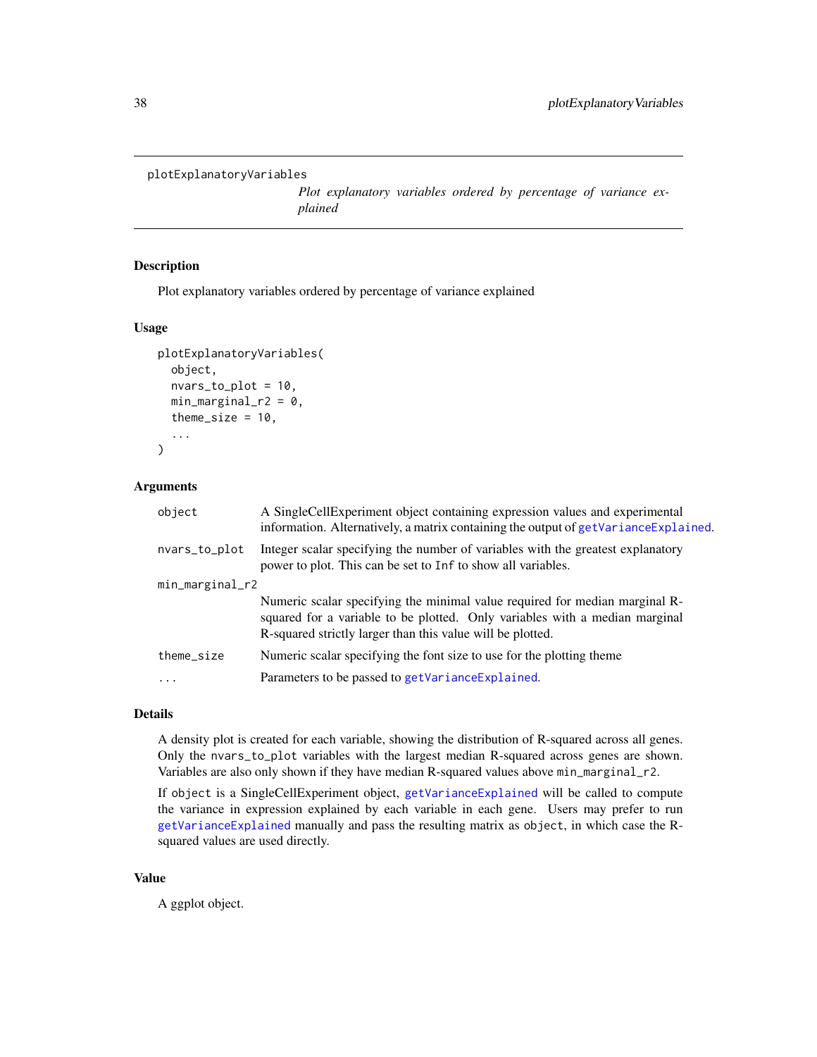```
plotExplanatoryVariables
```

*Plot explanatory variables ordered by percentage of variance explained*

## Description

Plot explanatory variables ordered by percentage of variance explained

## Usage

```
plotExplanatoryVariables(
  object,
  nvars_to_plot = 10,
  min_marginal_r2 = 0,
  theme_size = 10,
  ...
)
```

## Arguments

| | |
|---|---|
| `object` | A SingleCellExperiment object containing expression values and experimental information. Alternatively, a matrix containing the output of `getVarianceExplained`. |
| `nvars_to_plot` | Integer scalar specifying the number of variables with the greatest explanatory power to plot. This can be set to `Inf` to show all variables. |
| `min_marginal_r2` | Numeric scalar specifying the minimal value required for median marginal R-squared for a variable to be plotted. Only variables with a median marginal R-squared strictly larger than this value will be plotted. |
| `theme_size` | Numeric scalar specifying the font size to use for the plotting theme |
| `...` | Parameters to be passed to `getVarianceExplained`. |

## Details

A density plot is created for each variable, showing the distribution of R-squared across all genes. Only the `nvars_to_plot` variables with the largest median R-squared across genes are shown. Variables are also only shown if they have median R-squared values above `min_marginal_r2`.

If `object` is a SingleCellExperiment object, `getVarianceExplained` will be called to compute the variance in expression explained by each variable in each gene. Users may prefer to run `getVarianceExplained` manually and pass the resulting matrix as `object`, in which case the R-squared values are used directly.

## Value

A ggplot object.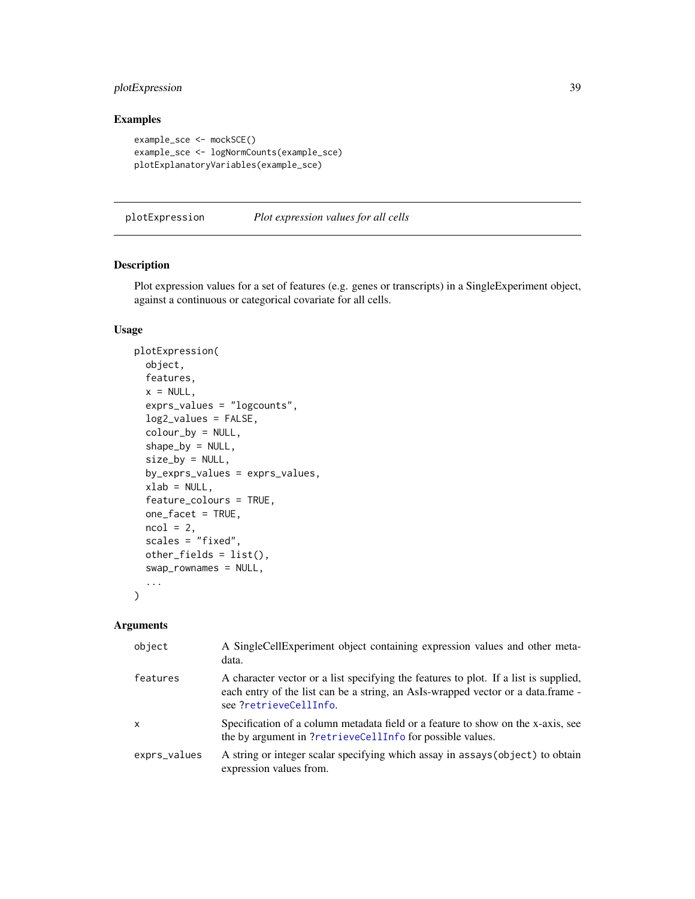## Examples

```
example_sce <- mockSCE()
example_sce <- logNormCounts(example_sce)
plotExplanatoryVariables(example_sce)
```

---

# plotExpression *Plot expression values for all cells*

---

## Description

Plot expression values for a set of features (e.g. genes or transcripts) in a SingleExperiment object, against a continuous or categorical covariate for all cells.

## Usage

```
plotExpression(
  object,
  features,
  x = NULL,
  exprs_values = "logcounts",
  log2_values = FALSE,
  colour_by = NULL,
  shape_by = NULL,
  size_by = NULL,
  by_exprs_values = exprs_values,
  xlab = NULL,
  feature_colours = TRUE,
  one_facet = TRUE,
  ncol = 2,
  scales = "fixed",
  other_fields = list(),
  swap_rownames = NULL,
  ...
)
```

## Arguments

| | |
|---|---|
| `object` | A SingleCellExperiment object containing expression values and other metadata. |
| `features` | A character vector or a list specifying the features to plot. If a list is supplied, each entry of the list can be a string, an AsIs-wrapped vector or a data.frame - see `?retrieveCellInfo`. |
| `x` | Specification of a column metadata field or a feature to show on the x-axis, see the by argument in `?retrieveCellInfo` for possible values. |
| `exprs_values` | A string or integer scalar specifying which assay in `assays(object)` to obtain expression values from. |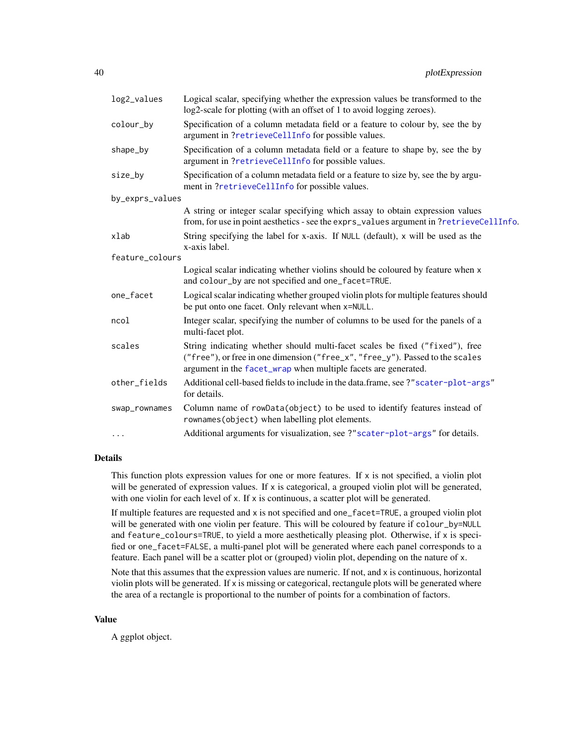| | |
|---|---|
| `log2_values` | Logical scalar, specifying whether the expression values be transformed to the log2-scale for plotting (with an offset of 1 to avoid logging zeroes). |
| `colour_by` | Specification of a column metadata field or a feature to colour by, see the by argument in ?retrieveCellInfo for possible values. |
| `shape_by` | Specification of a column metadata field or a feature to shape by, see the by argument in ?retrieveCellInfo for possible values. |
| `size_by` | Specification of a column metadata field or a feature to size by, see the by argument in ?retrieveCellInfo for possible values. |
| `by_exprs_values` | A string or integer scalar specifying which assay to obtain expression values from, for use in point aesthetics - see the `exprs_values` argument in ?retrieveCellInfo. |
| `xlab` | String specifying the label for x-axis. If `NULL` (default), `x` will be used as the x-axis label. |
| `feature_colours` | Logical scalar indicating whether violins should be coloured by feature when `x` and `colour_by` are not specified and `one_facet=TRUE`. |
| `one_facet` | Logical scalar indicating whether grouped violin plots for multiple features should be put onto one facet. Only relevant when `x=NULL`. |
| `ncol` | Integer scalar, specifying the number of columns to be used for the panels of a multi-facet plot. |
| `scales` | String indicating whether should multi-facet scales be fixed (`"fixed"`), free (`"free"`), or free in one dimension (`"free_x"`, `"free_y"`). Passed to the `scales` argument in the facet_wrap when multiple facets are generated. |
| `other_fields` | Additional cell-based fields to include in the data.frame, see ?"scater-plot-args" for details. |
| `swap_rownames` | Column name of `rowData(object)` to be used to identify features instead of `rownames(object)` when labelling plot elements. |
| `...` | Additional arguments for visualization, see ?"scater-plot-args" for details. |

## Details

This function plots expression values for one or more features. If `x` is not specified, a violin plot will be generated of expression values. If `x` is categorical, a grouped violin plot will be generated, with one violin for each level of `x`. If `x` is continuous, a scatter plot will be generated.

If multiple features are requested and `x` is not specified and `one_facet=TRUE`, a grouped violin plot will be generated with one violin per feature. This will be coloured by feature if `colour_by=NULL` and `feature_colours=TRUE`, to yield a more aesthetically pleasing plot. Otherwise, if `x` is specified or `one_facet=FALSE`, a multi-panel plot will be generated where each panel corresponds to a feature. Each panel will be a scatter plot or (grouped) violin plot, depending on the nature of `x`.

Note that this assumes that the expression values are numeric. If not, and `x` is continuous, horizontal violin plots will be generated. If `x` is missing or categorical, rectangule plots will be generated where the area of a rectangle is proportional to the number of points for a combination of factors.

## Value

A ggplot object.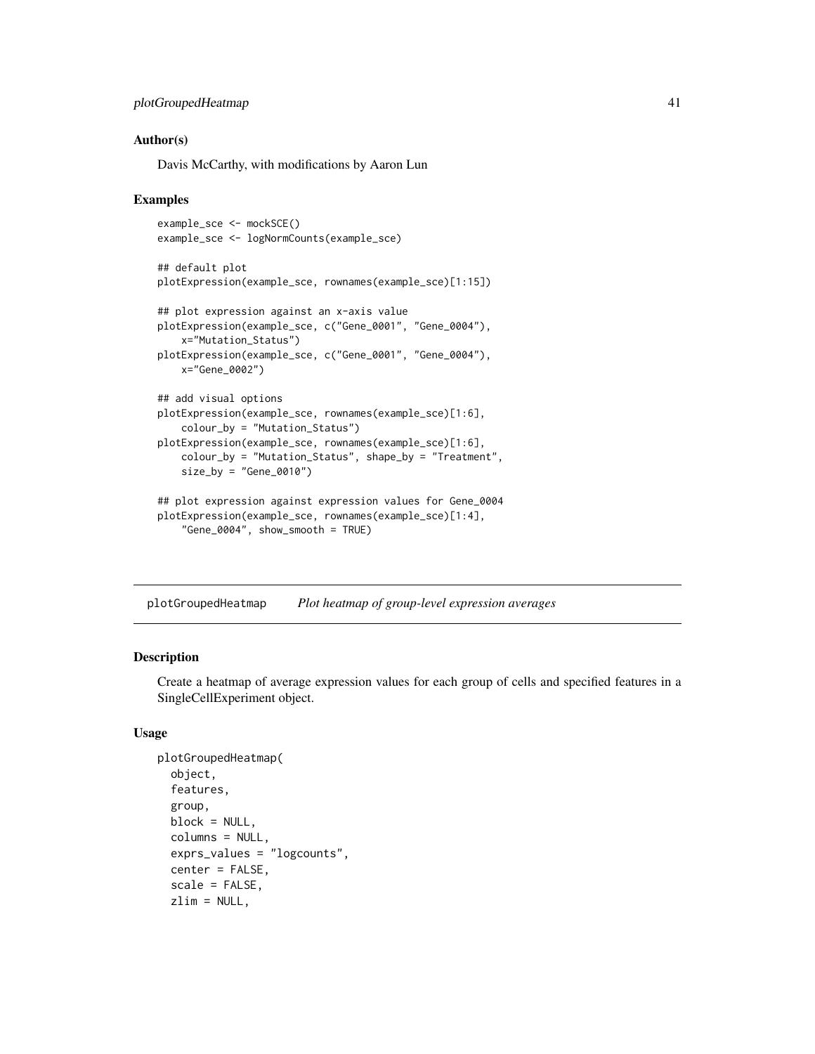## Author(s)

Davis McCarthy, with modifications by Aaron Lun

## Examples

```
example_sce <- mockSCE()
example_sce <- logNormCounts(example_sce)

## default plot
plotExpression(example_sce, rownames(example_sce)[1:15])

## plot expression against an x-axis value
plotExpression(example_sce, c("Gene_0001", "Gene_0004"),
    x="Mutation_Status")
plotExpression(example_sce, c("Gene_0001", "Gene_0004"),
    x="Gene_0002")

## add visual options
plotExpression(example_sce, rownames(example_sce)[1:6],
    colour_by = "Mutation_Status")
plotExpression(example_sce, rownames(example_sce)[1:6],
    colour_by = "Mutation_Status", shape_by = "Treatment",
    size_by = "Gene_0010")

## plot expression against expression values for Gene_0004
plotExpression(example_sce, rownames(example_sce)[1:4],
    "Gene_0004", show_smooth = TRUE)
```

---

# plotGroupedHeatmap *Plot heatmap of group-level expression averages*

## Description

Create a heatmap of average expression values for each group of cells and specified features in a SingleCellExperiment object.

## Usage

```
plotGroupedHeatmap(
  object,
  features,
  group,
  block = NULL,
  columns = NULL,
  exprs_values = "logcounts",
  center = FALSE,
  scale = FALSE,
  zlim = NULL,
```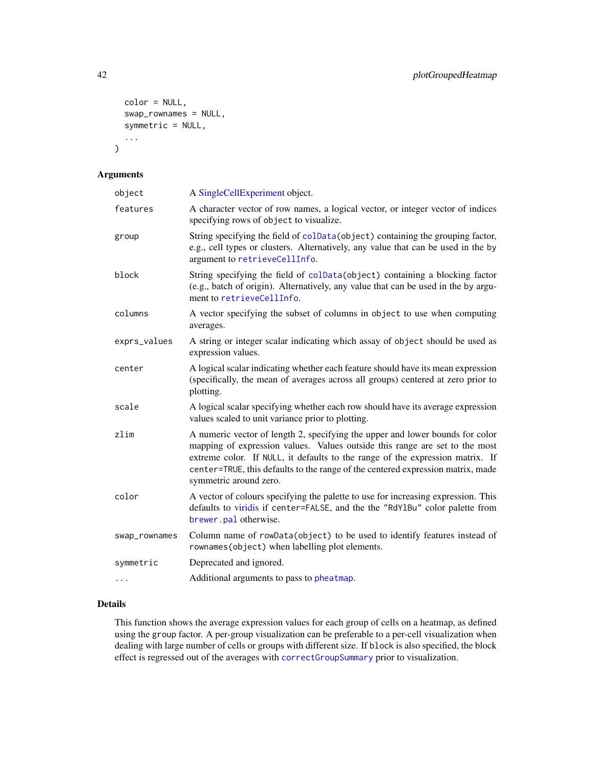```
  color = NULL,
  swap_rownames = NULL,
  symmetric = NULL,
  ...
)
```

## Arguments

| | |
|---|---|
| `object` | A SingleCellExperiment object. |
| `features` | A character vector of row names, a logical vector, or integer vector of indices specifying rows of `object` to visualize. |
| `group` | String specifying the field of `colData(object)` containing the grouping factor, e.g., cell types or clusters. Alternatively, any value that can be used in the by argument to `retrieveCellInfo`. |
| `block` | String specifying the field of `colData(object)` containing a blocking factor (e.g., batch of origin). Alternatively, any value that can be used in the by argument to `retrieveCellInfo`. |
| `columns` | A vector specifying the subset of columns in `object` to use when computing averages. |
| `exprs_values` | A string or integer scalar indicating which assay of `object` should be used as expression values. |
| `center` | A logical scalar indicating whether each feature should have its mean expression (specifically, the mean of averages across all groups) centered at zero prior to plotting. |
| `scale` | A logical scalar specifying whether each row should have its average expression values scaled to unit variance prior to plotting. |
| `zlim` | A numeric vector of length 2, specifying the upper and lower bounds for color mapping of expression values. Values outside this range are set to the most extreme color. If `NULL`, it defaults to the range of the expression matrix. If `center=TRUE`, this defaults to the range of the centered expression matrix, made symmetric around zero. |
| `color` | A vector of colours specifying the palette to use for increasing expression. This defaults to viridis if `center=FALSE`, and the the `"RdYlBu"` color palette from `brewer.pal` otherwise. |
| `swap_rownames` | Column name of `rowData(object)` to be used to identify features instead of `rownames(object)` when labelling plot elements. |
| `symmetric` | Deprecated and ignored. |
| `...` | Additional arguments to pass to `pheatmap`. |

## Details

This function shows the average expression values for each group of cells on a heatmap, as defined using the `group` factor. A per-group visualization can be preferable to a per-cell visualization when dealing with large number of cells or groups with different size. If `block` is also specified, the block effect is regressed out of the averages with `correctGroupSummary` prior to visualization.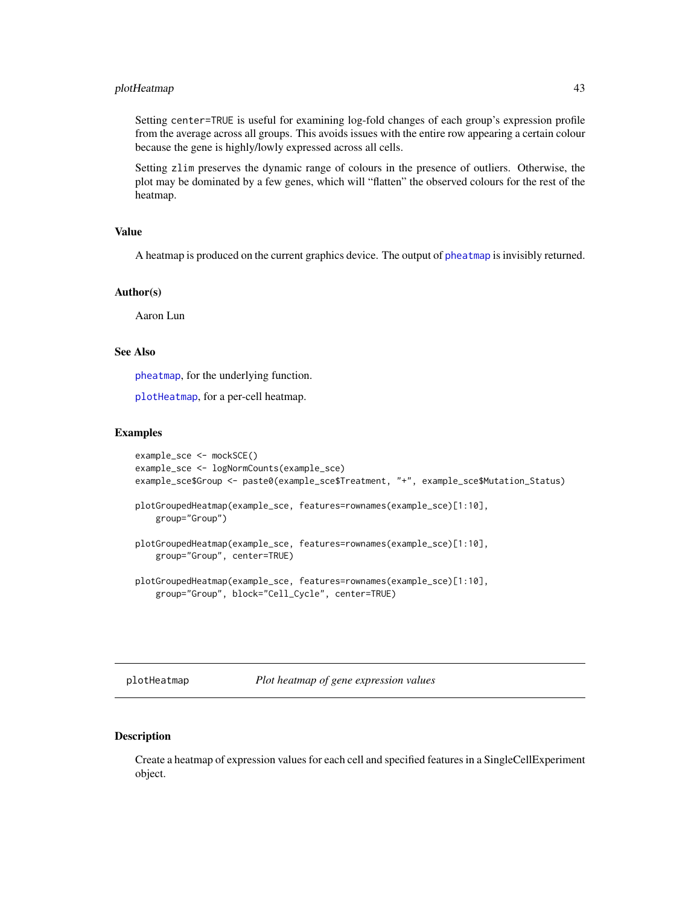Setting `center=TRUE` is useful for examining log-fold changes of each group's expression profile from the average across all groups. This avoids issues with the entire row appearing a certain colour because the gene is highly/lowly expressed across all cells.

Setting `zlim` preserves the dynamic range of colours in the presence of outliers. Otherwise, the plot may be dominated by a few genes, which will "flatten" the observed colours for the rest of the heatmap.

## Value

A heatmap is produced on the current graphics device. The output of `pheatmap` is invisibly returned.

## Author(s)

Aaron Lun

## See Also

`pheatmap`, for the underlying function.

`plotHeatmap`, for a per-cell heatmap.

## Examples

```
example_sce <- mockSCE()
example_sce <- logNormCounts(example_sce)
example_sce$Group <- paste0(example_sce$Treatment, "+", example_sce$Mutation_Status)

plotGroupedHeatmap(example_sce, features=rownames(example_sce)[1:10],
    group="Group")

plotGroupedHeatmap(example_sce, features=rownames(example_sce)[1:10],
    group="Group", center=TRUE)

plotGroupedHeatmap(example_sce, features=rownames(example_sce)[1:10],
    group="Group", block="Cell_Cycle", center=TRUE)
```

---

# plotHeatmap *Plot heatmap of gene expression values*

---

## Description

Create a heatmap of expression values for each cell and specified features in a SingleCellExperiment object.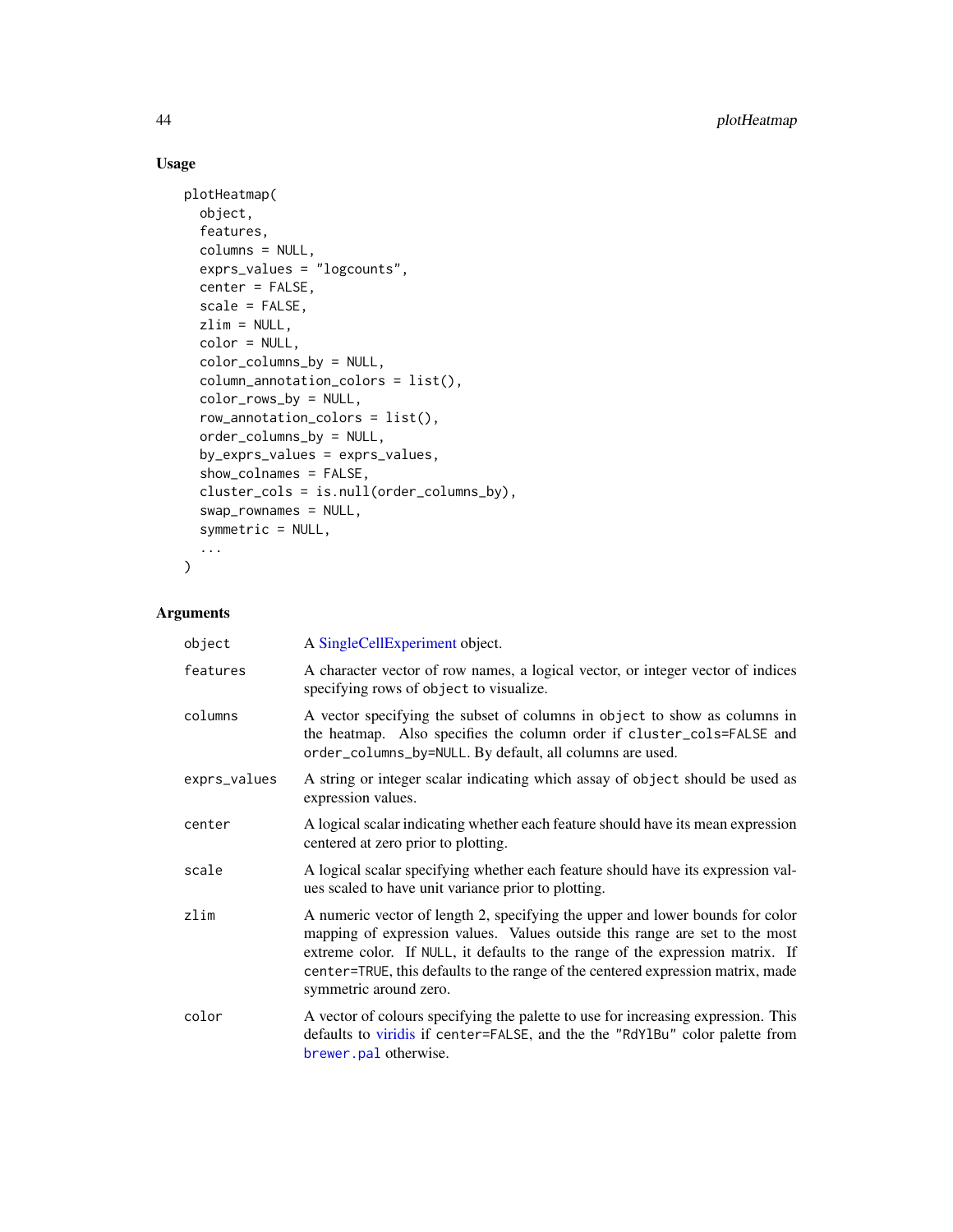## Usage

```
plotHeatmap(
  object,
  features,
  columns = NULL,
  exprs_values = "logcounts",
  center = FALSE,
  scale = FALSE,
  zlim = NULL,
  color = NULL,
  color_columns_by = NULL,
  column_annotation_colors = list(),
  color_rows_by = NULL,
  row_annotation_colors = list(),
  order_columns_by = NULL,
  by_exprs_values = exprs_values,
  show_colnames = FALSE,
  cluster_cols = is.null(order_columns_by),
  swap_rownames = NULL,
  symmetric = NULL,
  ...
)
```

## Arguments

| | |
|---|---|
| `object` | A SingleCellExperiment object. |
| `features` | A character vector of row names, a logical vector, or integer vector of indices specifying rows of `object` to visualize. |
| `columns` | A vector specifying the subset of columns in `object` to show as columns in the heatmap. Also specifies the column order if `cluster_cols=FALSE` and `order_columns_by=NULL`. By default, all columns are used. |
| `exprs_values` | A string or integer scalar indicating which assay of `object` should be used as expression values. |
| `center` | A logical scalar indicating whether each feature should have its mean expression centered at zero prior to plotting. |
| `scale` | A logical scalar specifying whether each feature should have its expression values scaled to have unit variance prior to plotting. |
| `zlim` | A numeric vector of length 2, specifying the upper and lower bounds for color mapping of expression values. Values outside this range are set to the most extreme color. If `NULL`, it defaults to the range of the expression matrix. If `center=TRUE`, this defaults to the range of the centered expression matrix, made symmetric around zero. |
| `color` | A vector of colours specifying the palette to use for increasing expression. This defaults to viridis if `center=FALSE`, and the the `"RdYlBu"` color palette from `brewer.pal` otherwise. |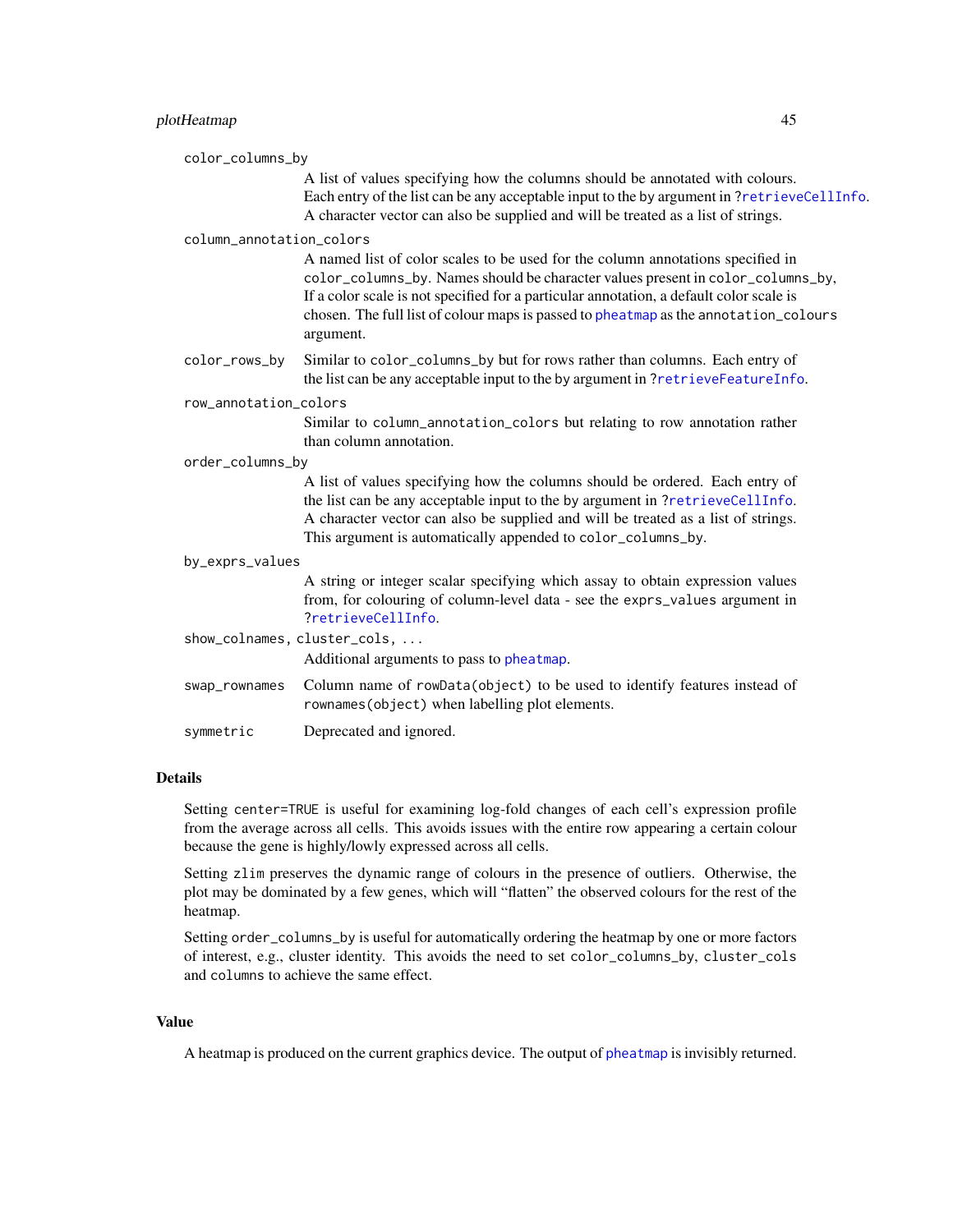color_columns_by
: A list of values specifying how the columns should be annotated with colours. Each entry of the list can be any acceptable input to the by argument in ?retrieveCellInfo. A character vector can also be supplied and will be treated as a list of strings.

column_annotation_colors
: A named list of color scales to be used for the column annotations specified in color_columns_by. Names should be character values present in color_columns_by, If a color scale is not specified for a particular annotation, a default color scale is chosen. The full list of colour maps is passed to pheatmap as the annotation_colours argument.

color_rows_by
: Similar to color_columns_by but for rows rather than columns. Each entry of the list can be any acceptable input to the by argument in ?retrieveFeatureInfo.

row_annotation_colors
: Similar to column_annotation_colors but relating to row annotation rather than column annotation.

order_columns_by
: A list of values specifying how the columns should be ordered. Each entry of the list can be any acceptable input to the by argument in ?retrieveCellInfo. A character vector can also be supplied and will be treated as a list of strings. This argument is automatically appended to color_columns_by.

by_exprs_values
: A string or integer scalar specifying which assay to obtain expression values from, for colouring of column-level data - see the exprs_values argument in ?retrieveCellInfo.

show_colnames, cluster_cols, ...
: Additional arguments to pass to pheatmap.

swap_rownames
: Column name of rowData(object) to be used to identify features instead of rownames(object) when labelling plot elements.

symmetric
: Deprecated and ignored.

## Details

Setting center=TRUE is useful for examining log-fold changes of each cell's expression profile from the average across all cells. This avoids issues with the entire row appearing a certain colour because the gene is highly/lowly expressed across all cells.

Setting zlim preserves the dynamic range of colours in the presence of outliers. Otherwise, the plot may be dominated by a few genes, which will "flatten" the observed colours for the rest of the heatmap.

Setting order_columns_by is useful for automatically ordering the heatmap by one or more factors of interest, e.g., cluster identity. This avoids the need to set color_columns_by, cluster_cols and columns to achieve the same effect.

## Value

A heatmap is produced on the current graphics device. The output of pheatmap is invisibly returned.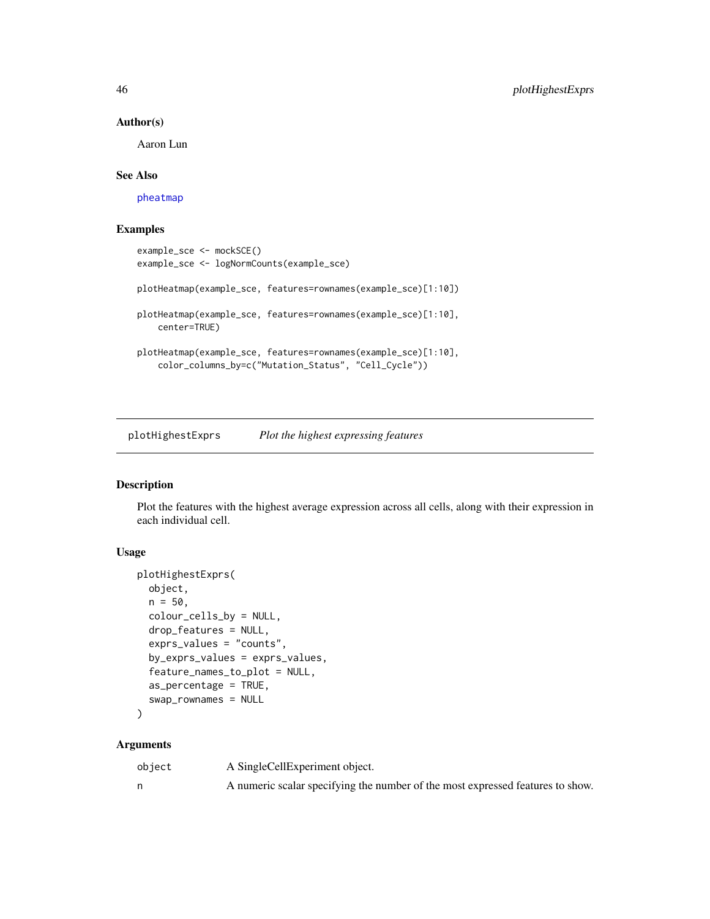### Author(s)

Aaron Lun

### See Also

pheatmap

### Examples

```
example_sce <- mockSCE()
example_sce <- logNormCounts(example_sce)

plotHeatmap(example_sce, features=rownames(example_sce)[1:10])

plotHeatmap(example_sce, features=rownames(example_sce)[1:10],
    center=TRUE)

plotHeatmap(example_sce, features=rownames(example_sce)[1:10],
    color_columns_by=c("Mutation_Status", "Cell_Cycle"))
```

---

## plotHighestExprs — *Plot the highest expressing features*

### Description

Plot the features with the highest average expression across all cells, along with their expression in each individual cell.

### Usage

```
plotHighestExprs(
  object,
  n = 50,
  colour_cells_by = NULL,
  drop_features = NULL,
  exprs_values = "counts",
  by_exprs_values = exprs_values,
  feature_names_to_plot = NULL,
  as_percentage = TRUE,
  swap_rownames = NULL
)
```

### Arguments

| | |
|---|---|
| object | A SingleCellExperiment object. |
| n | A numeric scalar specifying the number of the most expressed features to show. |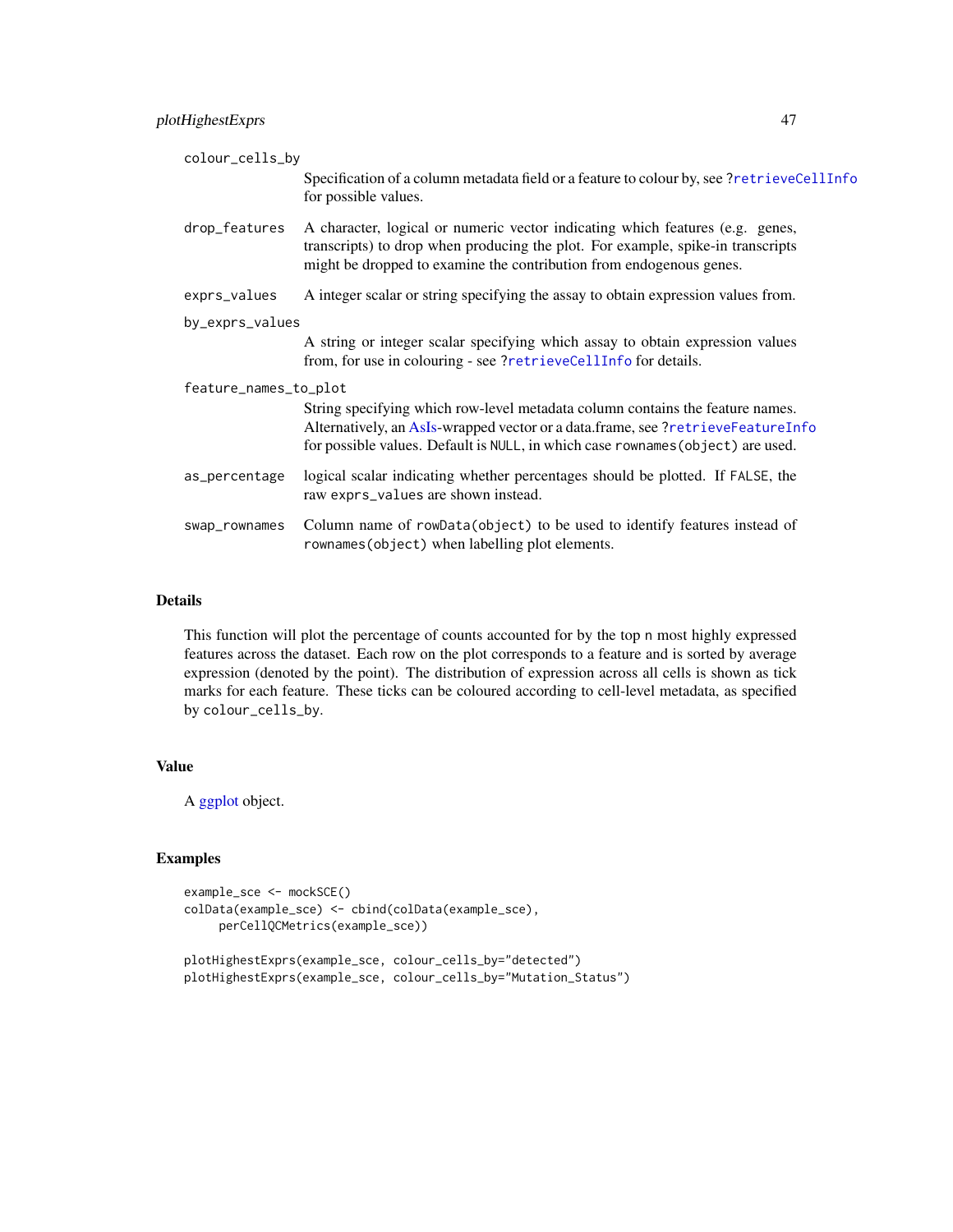`colour_cells_by`
: Specification of a column metadata field or a feature to colour by, see ?retrieveCellInfo for possible values.

`drop_features`
: A character, logical or numeric vector indicating which features (e.g. genes, transcripts) to drop when producing the plot. For example, spike-in transcripts might be dropped to examine the contribution from endogenous genes.

`exprs_values`
: A integer scalar or string specifying the assay to obtain expression values from.

`by_exprs_values`
: A string or integer scalar specifying which assay to obtain expression values from, for use in colouring - see ?retrieveCellInfo for details.

`feature_names_to_plot`
: String specifying which row-level metadata column contains the feature names. Alternatively, an AsIs-wrapped vector or a data.frame, see ?retrieveFeatureInfo for possible values. Default is `NULL`, in which case `rownames(object)` are used.

`as_percentage`
: logical scalar indicating whether percentages should be plotted. If `FALSE`, the raw `exprs_values` are shown instead.

`swap_rownames`
: Column name of `rowData(object)` to be used to identify features instead of `rownames(object)` when labelling plot elements.

## Details

This function will plot the percentage of counts accounted for by the top `n` most highly expressed features across the dataset. Each row on the plot corresponds to a feature and is sorted by average expression (denoted by the point). The distribution of expression across all cells is shown as tick marks for each feature. These ticks can be coloured according to cell-level metadata, as specified by `colour_cells_by`.

## Value

A ggplot object.

## Examples

```
example_sce <- mockSCE()
colData(example_sce) <- cbind(colData(example_sce),
     perCellQCMetrics(example_sce))

plotHighestExprs(example_sce, colour_cells_by="detected")
plotHighestExprs(example_sce, colour_cells_by="Mutation_Status")
```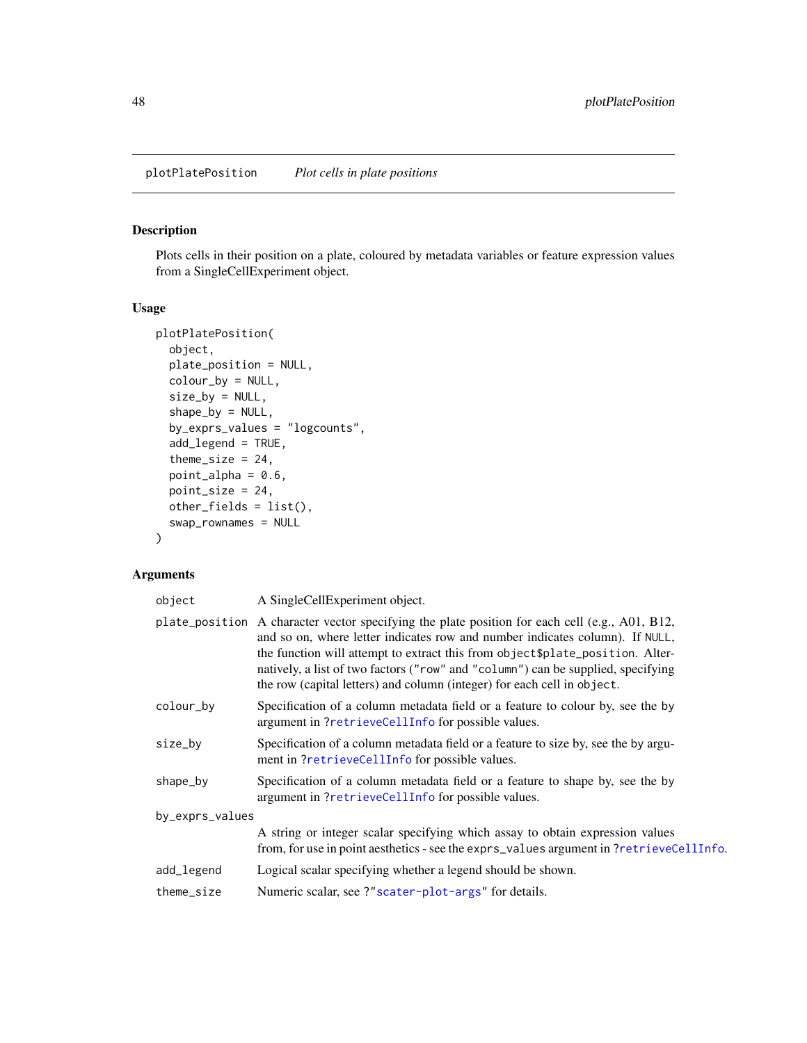plotPlatePosition *Plot cells in plate positions*

## Description

Plots cells in their position on a plate, coloured by metadata variables or feature expression values from a SingleCellExperiment object.

## Usage

```
plotPlatePosition(
  object,
  plate_position = NULL,
  colour_by = NULL,
  size_by = NULL,
  shape_by = NULL,
  by_exprs_values = "logcounts",
  add_legend = TRUE,
  theme_size = 24,
  point_alpha = 0.6,
  point_size = 24,
  other_fields = list(),
  swap_rownames = NULL
)
```

## Arguments

| | |
|---|---|
| `object` | A SingleCellExperiment object. |
| `plate_position` | A character vector specifying the plate position for each cell (e.g., A01, B12, and so on, where letter indicates row and number indicates column). If `NULL`, the function will attempt to extract this from `object$plate_position`. Alternatively, a list of two factors (`"row"` and `"column"`) can be supplied, specifying the row (capital letters) and column (integer) for each cell in `object`. |
| `colour_by` | Specification of a column metadata field or a feature to colour by, see the `by` argument in `?retrieveCellInfo` for possible values. |
| `size_by` | Specification of a column metadata field or a feature to size by, see the `by` argument in `?retrieveCellInfo` for possible values. |
| `shape_by` | Specification of a column metadata field or a feature to shape by, see the `by` argument in `?retrieveCellInfo` for possible values. |
| `by_exprs_values` | A string or integer scalar specifying which assay to obtain expression values from, for use in point aesthetics - see the `exprs_values` argument in `?retrieveCellInfo`. |
| `add_legend` | Logical scalar specifying whether a legend should be shown. |
| `theme_size` | Numeric scalar, see `?"scater-plot-args"` for details. |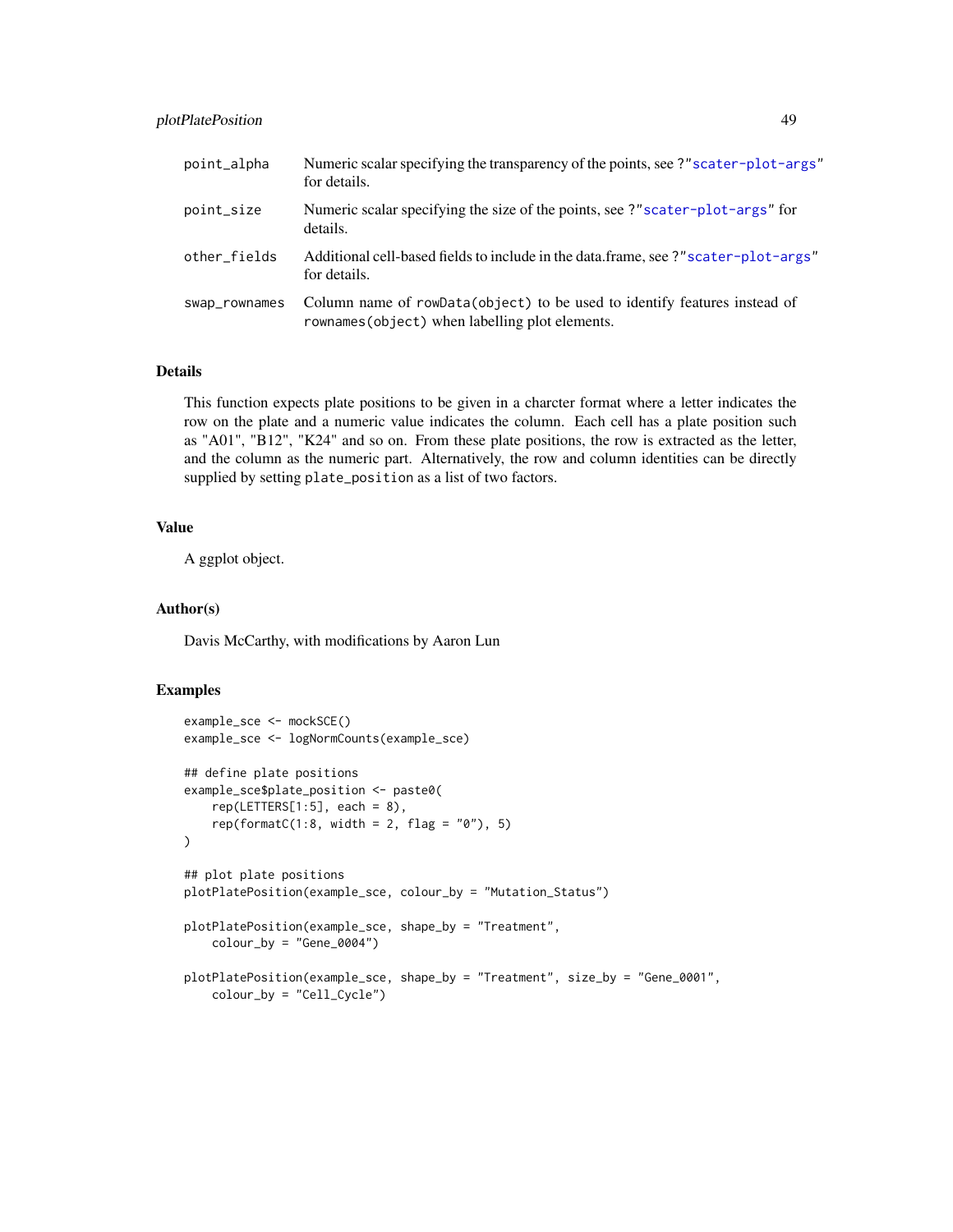| | |
|---|---|
| point_alpha | Numeric scalar specifying the transparency of the points, see ?"scater-plot-args" for details. |
| point_size | Numeric scalar specifying the size of the points, see ?"scater-plot-args" for details. |
| other_fields | Additional cell-based fields to include in the data.frame, see ?"scater-plot-args" for details. |
| swap_rownames | Column name of rowData(object) to be used to identify features instead of rownames(object) when labelling plot elements. |

## Details

This function expects plate positions to be given in a charcter format where a letter indicates the row on the plate and a numeric value indicates the column. Each cell has a plate position such as "A01", "B12", "K24" and so on. From these plate positions, the row is extracted as the letter, and the column as the numeric part. Alternatively, the row and column identities can be directly supplied by setting plate_position as a list of two factors.

## Value

A ggplot object.

## Author(s)

Davis McCarthy, with modifications by Aaron Lun

## Examples

```
example_sce <- mockSCE()
example_sce <- logNormCounts(example_sce)

## define plate positions
example_sce$plate_position <- paste0(
    rep(LETTERS[1:5], each = 8),
    rep(formatC(1:8, width = 2, flag = "0"), 5)
)

## plot plate positions
plotPlatePosition(example_sce, colour_by = "Mutation_Status")

plotPlatePosition(example_sce, shape_by = "Treatment",
    colour_by = "Gene_0004")

plotPlatePosition(example_sce, shape_by = "Treatment", size_by = "Gene_0001",
    colour_by = "Cell_Cycle")
```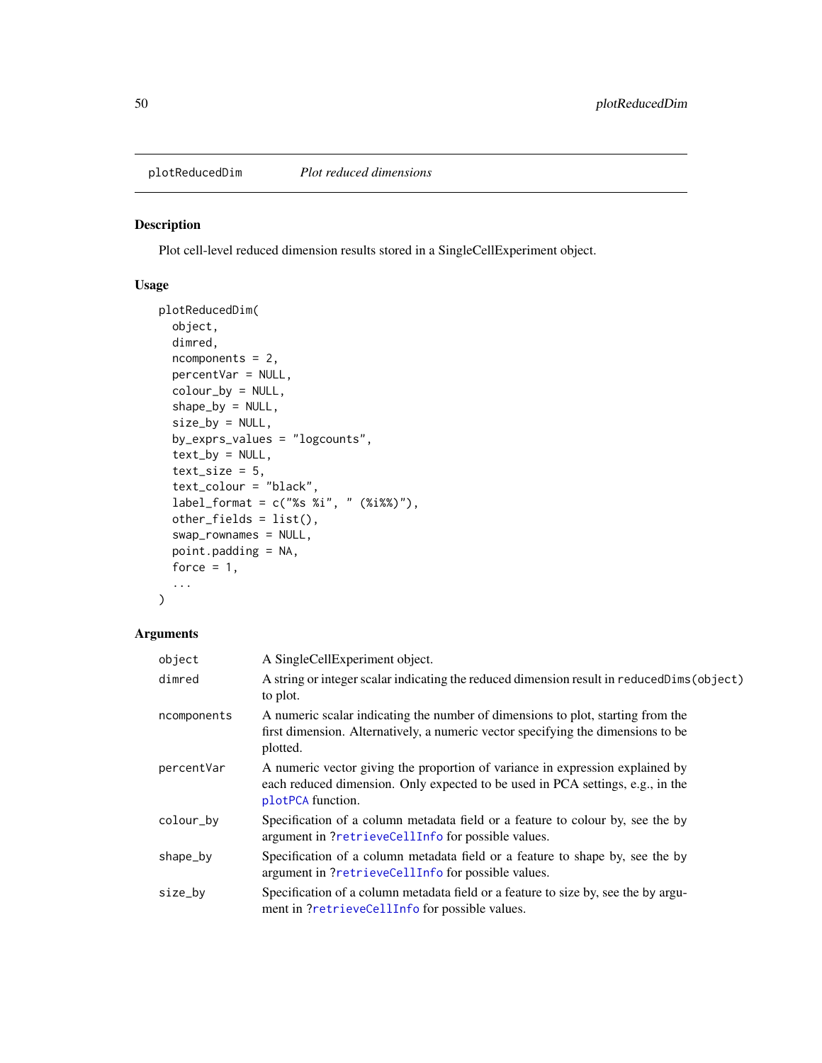## plotReducedDim — *Plot reduced dimensions*

### Description

Plot cell-level reduced dimension results stored in a SingleCellExperiment object.

### Usage

```
plotReducedDim(
  object,
  dimred,
  ncomponents = 2,
  percentVar = NULL,
  colour_by = NULL,
  shape_by = NULL,
  size_by = NULL,
  by_exprs_values = "logcounts",
  text_by = NULL,
  text_size = 5,
  text_colour = "black",
  label_format = c("%s %i", " (%i%%)"),
  other_fields = list(),
  swap_rownames = NULL,
  point.padding = NA,
  force = 1,
  ...
)
```

### Arguments

| Argument | Description |
|---|---|
| `object` | A SingleCellExperiment object. |
| `dimred` | A string or integer scalar indicating the reduced dimension result in `reducedDims(object)` to plot. |
| `ncomponents` | A numeric scalar indicating the number of dimensions to plot, starting from the first dimension. Alternatively, a numeric vector specifying the dimensions to be plotted. |
| `percentVar` | A numeric vector giving the proportion of variance in expression explained by each reduced dimension. Only expected to be used in PCA settings, e.g., in the `plotPCA` function. |
| `colour_by` | Specification of a column metadata field or a feature to colour by, see the `by` argument in `?retrieveCellInfo` for possible values. |
| `shape_by` | Specification of a column metadata field or a feature to shape by, see the `by` argument in `?retrieveCellInfo` for possible values. |
| `size_by` | Specification of a column metadata field or a feature to size by, see the `by` argument in `?retrieveCellInfo` for possible values. |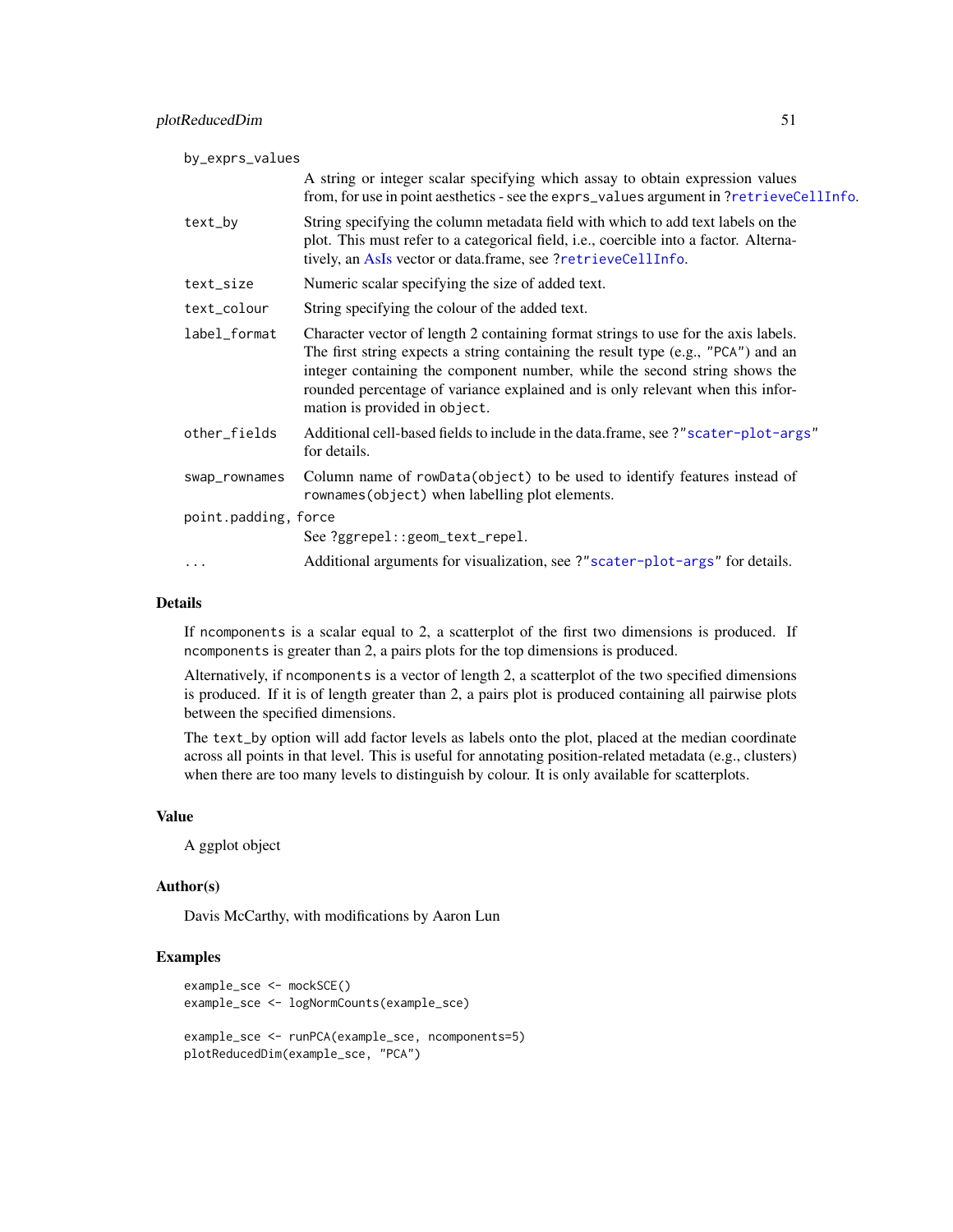`by_exprs_values`
: A string or integer scalar specifying which assay to obtain expression values from, for use in point aesthetics - see the `exprs_values` argument in `?retrieveCellInfo`.

`text_by`
: String specifying the column metadata field with which to add text labels on the plot. This must refer to a categorical field, i.e., coercible into a factor. Alternatively, an AsIs vector or data.frame, see `?retrieveCellInfo`.

`text_size`
: Numeric scalar specifying the size of added text.

`text_colour`
: String specifying the colour of the added text.

`label_format`
: Character vector of length 2 containing format strings to use for the axis labels. The first string expects a string containing the result type (e.g., `"PCA"`) and an integer containing the component number, while the second string shows the rounded percentage of variance explained and is only relevant when this information is provided in `object`.

`other_fields`
: Additional cell-based fields to include in the data.frame, see `?"scater-plot-args"` for details.

`swap_rownames`
: Column name of `rowData(object)` to be used to identify features instead of `rownames(object)` when labelling plot elements.

`point.padding, force`
: See `?ggrepel::geom_text_repel`.

`...`
: Additional arguments for visualization, see `?"scater-plot-args"` for details.

## Details

If `ncomponents` is a scalar equal to 2, a scatterplot of the first two dimensions is produced. If `ncomponents` is greater than 2, a pairs plots for the top dimensions is produced.

Alternatively, if `ncomponents` is a vector of length 2, a scatterplot of the two specified dimensions is produced. If it is of length greater than 2, a pairs plot is produced containing all pairwise plots between the specified dimensions.

The `text_by` option will add factor levels as labels onto the plot, placed at the median coordinate across all points in that level. This is useful for annotating position-related metadata (e.g., clusters) when there are too many levels to distinguish by colour. It is only available for scatterplots.

## Value

A ggplot object

## Author(s)

Davis McCarthy, with modifications by Aaron Lun

## Examples

```
example_sce <- mockSCE()
example_sce <- logNormCounts(example_sce)

example_sce <- runPCA(example_sce, ncomponents=5)
plotReducedDim(example_sce, "PCA")
```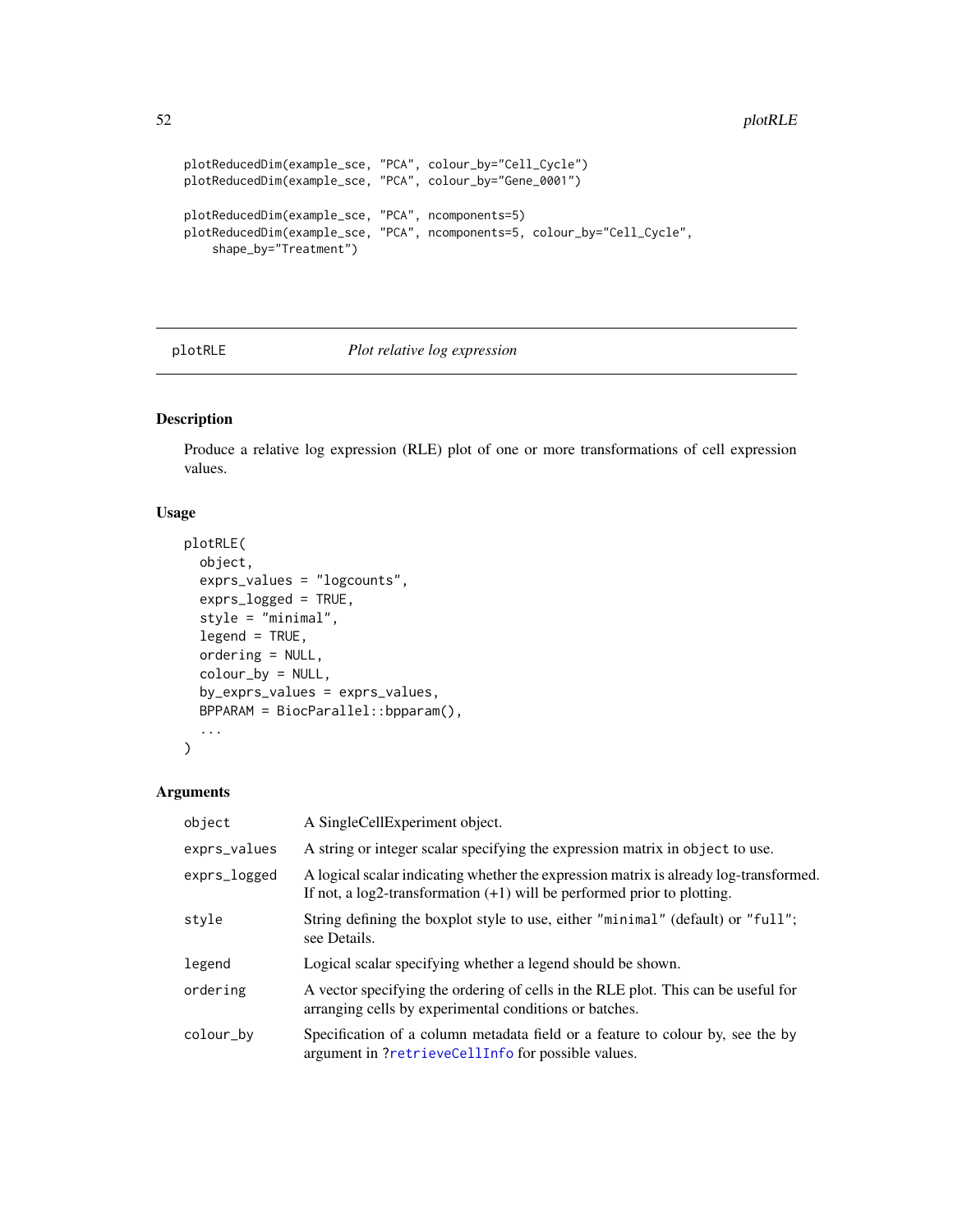```
plotReducedDim(example_sce, "PCA", colour_by="Cell_Cycle")
plotReducedDim(example_sce, "PCA", colour_by="Gene_0001")

plotReducedDim(example_sce, "PCA", ncomponents=5)
plotReducedDim(example_sce, "PCA", ncomponents=5, colour_by="Cell_Cycle",
    shape_by="Treatment")
```

## plotRLE — *Plot relative log expression*

### Description

Produce a relative log expression (RLE) plot of one or more transformations of cell expression values.

### Usage

```
plotRLE(
  object,
  exprs_values = "logcounts",
  exprs_logged = TRUE,
  style = "minimal",
  legend = TRUE,
  ordering = NULL,
  colour_by = NULL,
  by_exprs_values = exprs_values,
  BPPARAM = BiocParallel::bpparam(),
  ...
)
```

### Arguments

| | |
|---|---|
| `object` | A SingleCellExperiment object. |
| `exprs_values` | A string or integer scalar specifying the expression matrix in `object` to use. |
| `exprs_logged` | A logical scalar indicating whether the expression matrix is already log-transformed. If not, a log2-transformation (+1) will be performed prior to plotting. |
| `style` | String defining the boxplot style to use, either `"minimal"` (default) or `"full"`; see Details. |
| `legend` | Logical scalar specifying whether a legend should be shown. |
| `ordering` | A vector specifying the ordering of cells in the RLE plot. This can be useful for arranging cells by experimental conditions or batches. |
| `colour_by` | Specification of a column metadata field or a feature to colour by, see the by argument in `?retrieveCellInfo` for possible values. |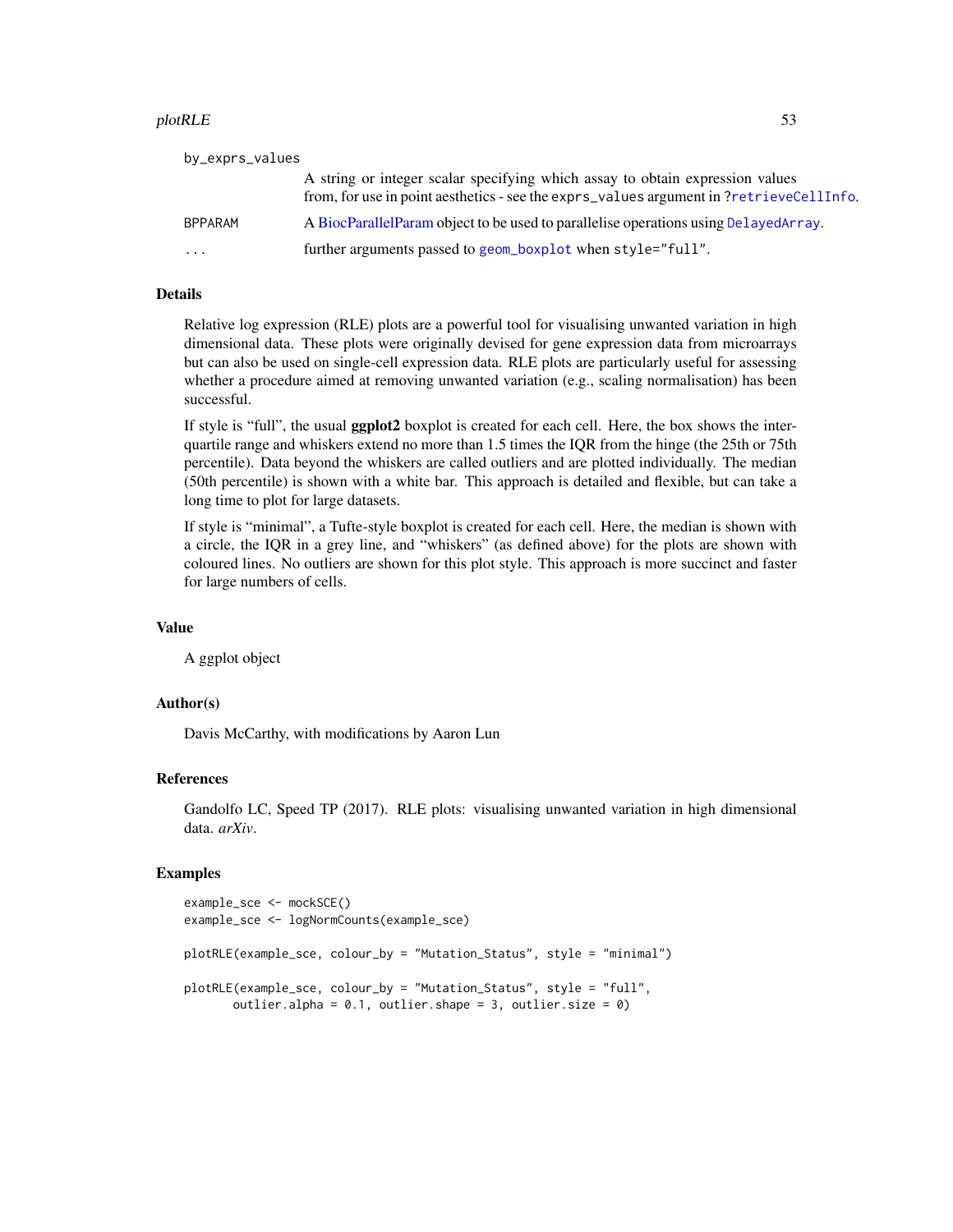by_exprs_values
: A string or integer scalar specifying which assay to obtain expression values from, for use in point aesthetics - see the `exprs_values` argument in `?retrieveCellInfo`.

BPPARAM
: A BiocParallelParam object to be used to parallelise operations using `DelayedArray`.

...
: further arguments passed to `geom_boxplot` when `style="full"`.

## Details

Relative log expression (RLE) plots are a powerful tool for visualising unwanted variation in high dimensional data. These plots were originally devised for gene expression data from microarrays but can also be used on single-cell expression data. RLE plots are particularly useful for assessing whether a procedure aimed at removing unwanted variation (e.g., scaling normalisation) has been successful.

If style is "full", the usual **ggplot2** boxplot is created for each cell. Here, the box shows the inter-quartile range and whiskers extend no more than 1.5 times the IQR from the hinge (the 25th or 75th percentile). Data beyond the whiskers are called outliers and are plotted individually. The median (50th percentile) is shown with a white bar. This approach is detailed and flexible, but can take a long time to plot for large datasets.

If style is "minimal", a Tufte-style boxplot is created for each cell. Here, the median is shown with a circle, the IQR in a grey line, and "whiskers" (as defined above) for the plots are shown with coloured lines. No outliers are shown for this plot style. This approach is more succinct and faster for large numbers of cells.

## Value

A ggplot object

## Author(s)

Davis McCarthy, with modifications by Aaron Lun

## References

Gandolfo LC, Speed TP (2017). RLE plots: visualising unwanted variation in high dimensional data. *arXiv*.

## Examples

```
example_sce <- mockSCE()
example_sce <- logNormCounts(example_sce)

plotRLE(example_sce, colour_by = "Mutation_Status", style = "minimal")

plotRLE(example_sce, colour_by = "Mutation_Status", style = "full",
       outlier.alpha = 0.1, outlier.shape = 3, outlier.size = 0)
```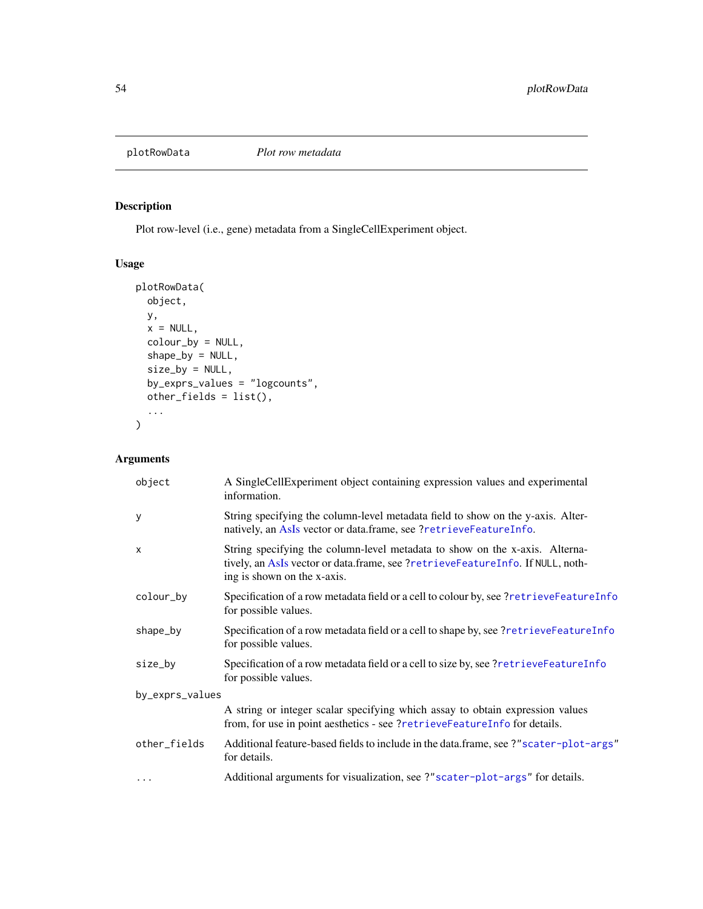plotRowData *Plot row metadata*

## Description

Plot row-level (i.e., gene) metadata from a SingleCellExperiment object.

## Usage

```
plotRowData(
  object,
  y,
  x = NULL,
  colour_by = NULL,
  shape_by = NULL,
  size_by = NULL,
  by_exprs_values = "logcounts",
  other_fields = list(),
  ...
)
```

## Arguments

| | |
|---|---|
| object | A SingleCellExperiment object containing expression values and experimental information. |
| y | String specifying the column-level metadata field to show on the y-axis. Alternatively, an AsIs vector or data.frame, see ?retrieveFeatureInfo. |
| x | String specifying the column-level metadata to show on the x-axis. Alternatively, an AsIs vector or data.frame, see ?retrieveFeatureInfo. If NULL, nothing is shown on the x-axis. |
| colour_by | Specification of a row metadata field or a cell to colour by, see ?retrieveFeatureInfo for possible values. |
| shape_by | Specification of a row metadata field or a cell to shape by, see ?retrieveFeatureInfo for possible values. |
| size_by | Specification of a row metadata field or a cell to size by, see ?retrieveFeatureInfo for possible values. |
| by_exprs_values | A string or integer scalar specifying which assay to obtain expression values from, for use in point aesthetics - see ?retrieveFeatureInfo for details. |
| other_fields | Additional feature-based fields to include in the data.frame, see ?"scater-plot-args" for details. |
| ... | Additional arguments for visualization, see ?"scater-plot-args" for details. |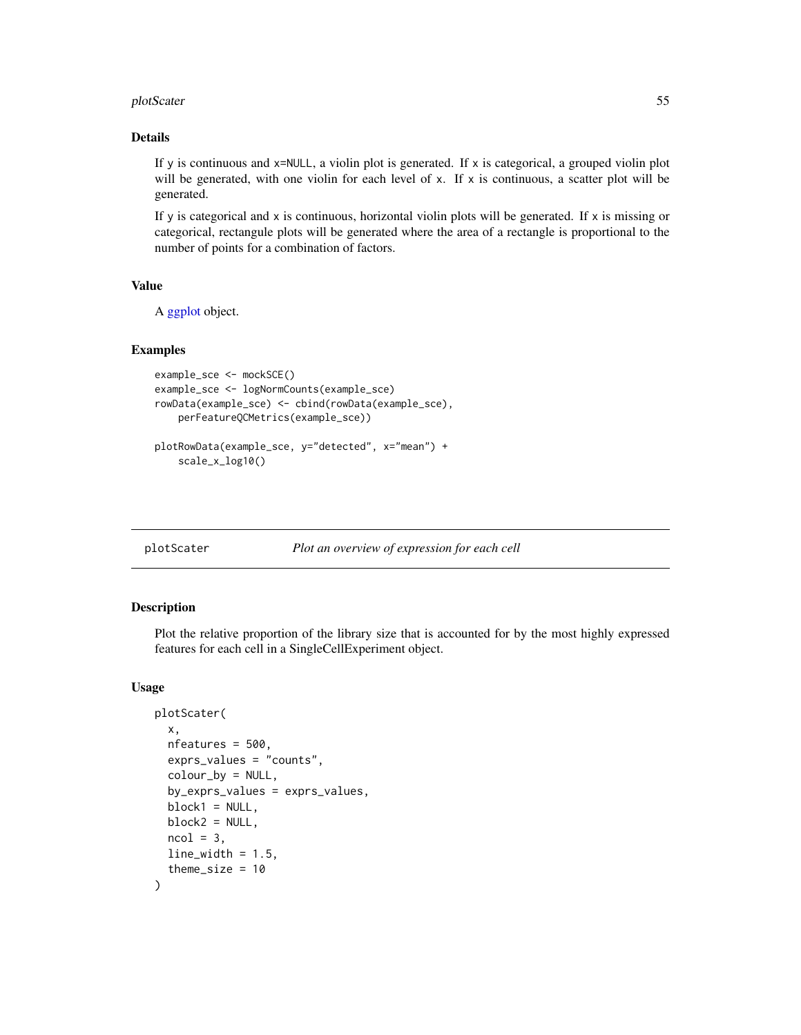### Details

If y is continuous and x=NULL, a violin plot is generated. If x is categorical, a grouped violin plot will be generated, with one violin for each level of x. If x is continuous, a scatter plot will be generated.

If y is categorical and x is continuous, horizontal violin plots will be generated. If x is missing or categorical, rectangule plots will be generated where the area of a rectangle is proportional to the number of points for a combination of factors.

### Value

A ggplot object.

### Examples

```
example_sce <- mockSCE()
example_sce <- logNormCounts(example_sce)
rowData(example_sce) <- cbind(rowData(example_sce),
    perFeatureQCMetrics(example_sce))

plotRowData(example_sce, y="detected", x="mean") +
    scale_x_log10()
```

---

## plotScater — *Plot an overview of expression for each cell*

### Description

Plot the relative proportion of the library size that is accounted for by the most highly expressed features for each cell in a SingleCellExperiment object.

### Usage

```
plotScater(
  x,
  nfeatures = 500,
  exprs_values = "counts",
  colour_by = NULL,
  by_exprs_values = exprs_values,
  block1 = NULL,
  block2 = NULL,
  ncol = 3,
  line_width = 1.5,
  theme_size = 10
)
```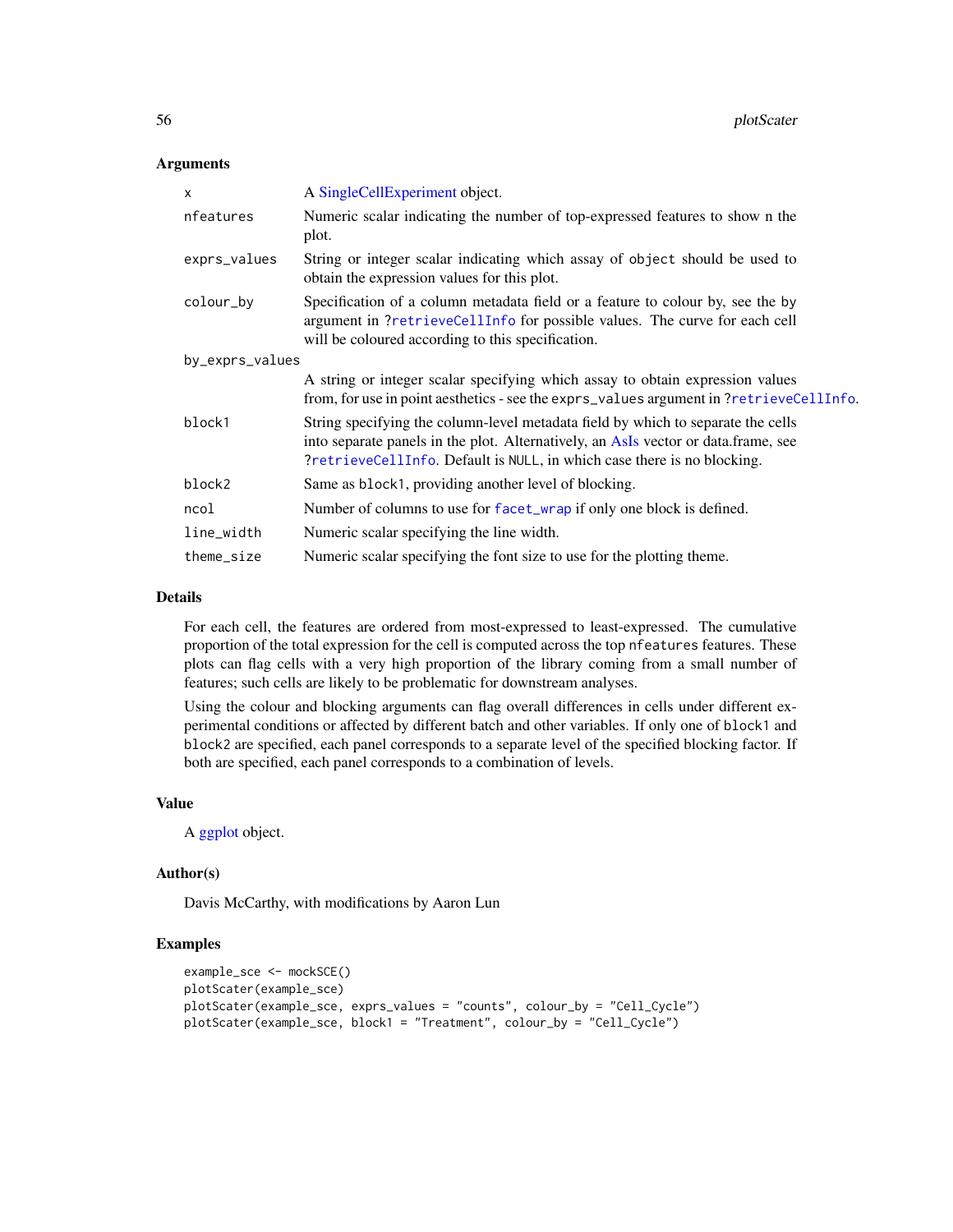### Arguments

| | |
|---|---|
| x | A SingleCellExperiment object. |
| nfeatures | Numeric scalar indicating the number of top-expressed features to show n the plot. |
| exprs_values | String or integer scalar indicating which assay of object should be used to obtain the expression values for this plot. |
| colour_by | Specification of a column metadata field or a feature to colour by, see the by argument in ?retrieveCellInfo for possible values. The curve for each cell will be coloured according to this specification. |
| by_exprs_values | A string or integer scalar specifying which assay to obtain expression values from, for use in point aesthetics - see the exprs_values argument in ?retrieveCellInfo. |
| block1 | String specifying the column-level metadata field by which to separate the cells into separate panels in the plot. Alternatively, an AsIs vector or data.frame, see ?retrieveCellInfo. Default is NULL, in which case there is no blocking. |
| block2 | Same as block1, providing another level of blocking. |
| ncol | Number of columns to use for facet_wrap if only one block is defined. |
| line_width | Numeric scalar specifying the line width. |
| theme_size | Numeric scalar specifying the font size to use for the plotting theme. |

### Details

For each cell, the features are ordered from most-expressed to least-expressed. The cumulative proportion of the total expression for the cell is computed across the top nfeatures features. These plots can flag cells with a very high proportion of the library coming from a small number of features; such cells are likely to be problematic for downstream analyses.

Using the colour and blocking arguments can flag overall differences in cells under different experimental conditions or affected by different batch and other variables. If only one of block1 and block2 are specified, each panel corresponds to a separate level of the specified blocking factor. If both are specified, each panel corresponds to a combination of levels.

### Value

A ggplot object.

### Author(s)

Davis McCarthy, with modifications by Aaron Lun

### Examples

```
example_sce <- mockSCE()
plotScater(example_sce)
plotScater(example_sce, exprs_values = "counts", colour_by = "Cell_Cycle")
plotScater(example_sce, block1 = "Treatment", colour_by = "Cell_Cycle")
```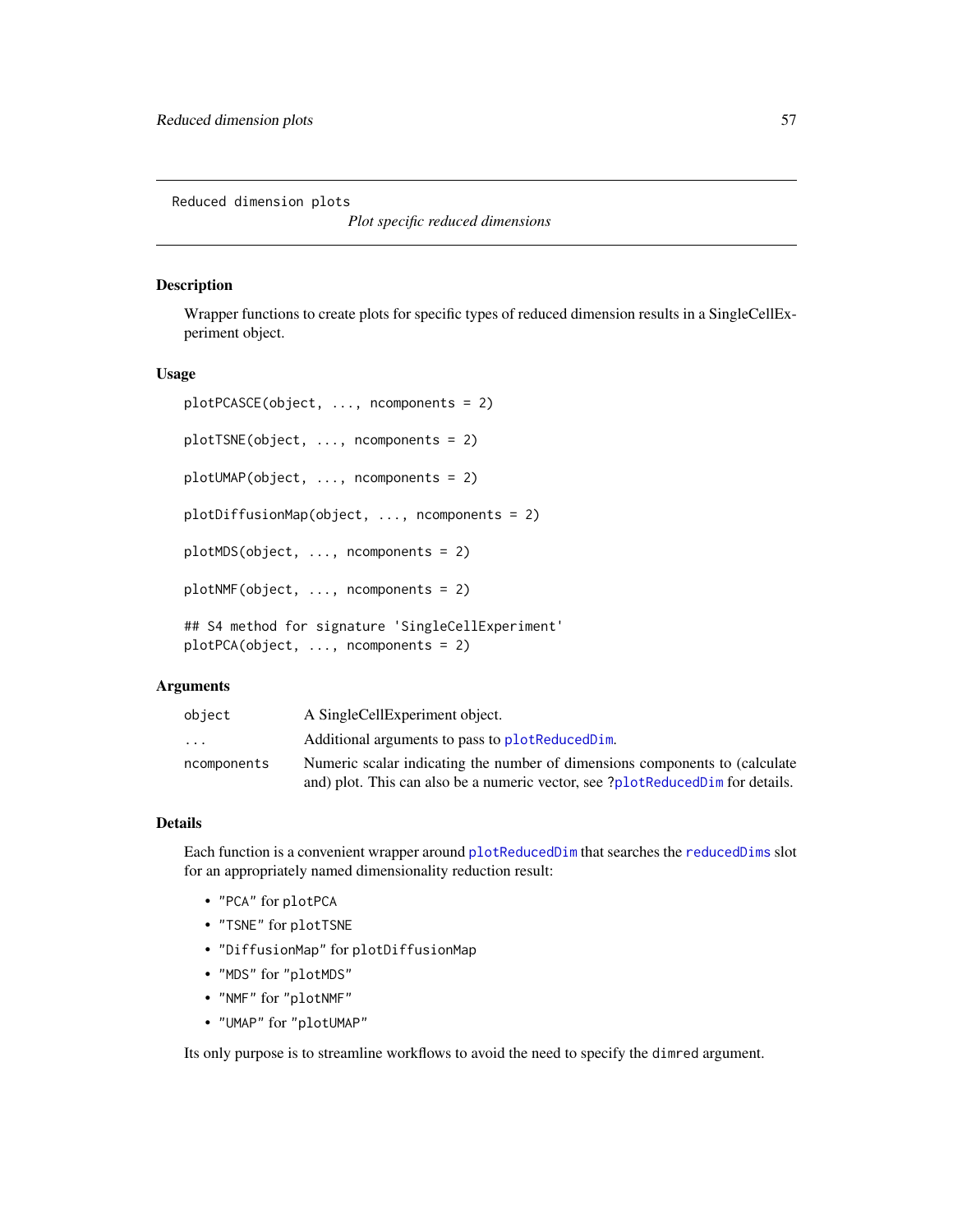## Reduced dimension plots

*Plot specific reduced dimensions*

### Description

Wrapper functions to create plots for specific types of reduced dimension results in a SingleCellExperiment object.

### Usage

```
plotPCASCE(object, ..., ncomponents = 2)

plotTSNE(object, ..., ncomponents = 2)

plotUMAP(object, ..., ncomponents = 2)

plotDiffusionMap(object, ..., ncomponents = 2)

plotMDS(object, ..., ncomponents = 2)

plotNMF(object, ..., ncomponents = 2)

## S4 method for signature 'SingleCellExperiment'
plotPCA(object, ..., ncomponents = 2)
```

### Arguments

| | |
|---|---|
| `object` | A SingleCellExperiment object. |
| `...` | Additional arguments to pass to `plotReducedDim`. |
| `ncomponents` | Numeric scalar indicating the number of dimensions components to (calculate and) plot. This can also be a numeric vector, see ?`plotReducedDim` for details. |

### Details

Each function is a convenient wrapper around `plotReducedDim` that searches the `reducedDims` slot for an appropriately named dimensionality reduction result:

- `"PCA"` for `plotPCA`
- `"TSNE"` for `plotTSNE`
- `"DiffusionMap"` for `plotDiffusionMap`
- `"MDS"` for `"plotMDS"`
- `"NMF"` for `"plotNMF"`
- `"UMAP"` for `"plotUMAP"`

Its only purpose is to streamline workflows to avoid the need to specify the `dimred` argument.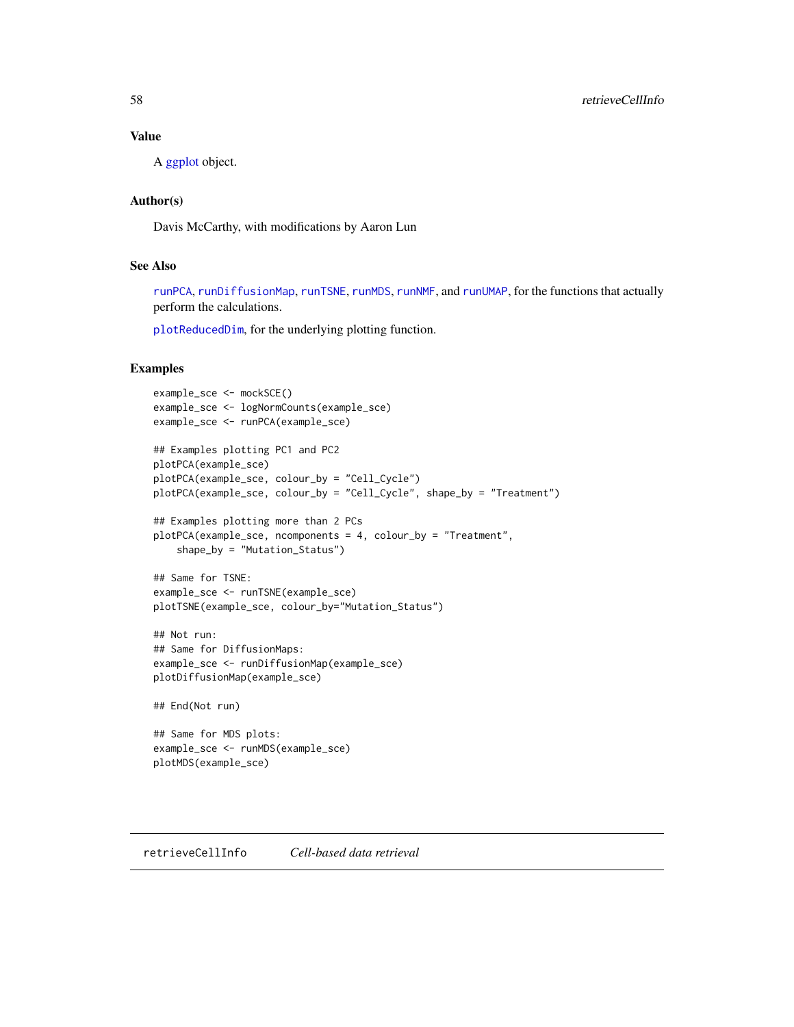### Value

A ggplot object.

### Author(s)

Davis McCarthy, with modifications by Aaron Lun

### See Also

`runPCA`, `runDiffusionMap`, `runTSNE`, `runMDS`, `runNMF`, and `runUMAP`, for the functions that actually perform the calculations.

`plotReducedDim`, for the underlying plotting function.

### Examples

```
example_sce <- mockSCE()
example_sce <- logNormCounts(example_sce)
example_sce <- runPCA(example_sce)

## Examples plotting PC1 and PC2
plotPCA(example_sce)
plotPCA(example_sce, colour_by = "Cell_Cycle")
plotPCA(example_sce, colour_by = "Cell_Cycle", shape_by = "Treatment")

## Examples plotting more than 2 PCs
plotPCA(example_sce, ncomponents = 4, colour_by = "Treatment",
    shape_by = "Mutation_Status")

## Same for TSNE:
example_sce <- runTSNE(example_sce)
plotTSNE(example_sce, colour_by="Mutation_Status")

## Not run:
## Same for DiffusionMaps:
example_sce <- runDiffusionMap(example_sce)
plotDiffusionMap(example_sce)

## End(Not run)

## Same for MDS plots:
example_sce <- runMDS(example_sce)
plotMDS(example_sce)
```

---

## retrieveCellInfo *Cell-based data retrieval*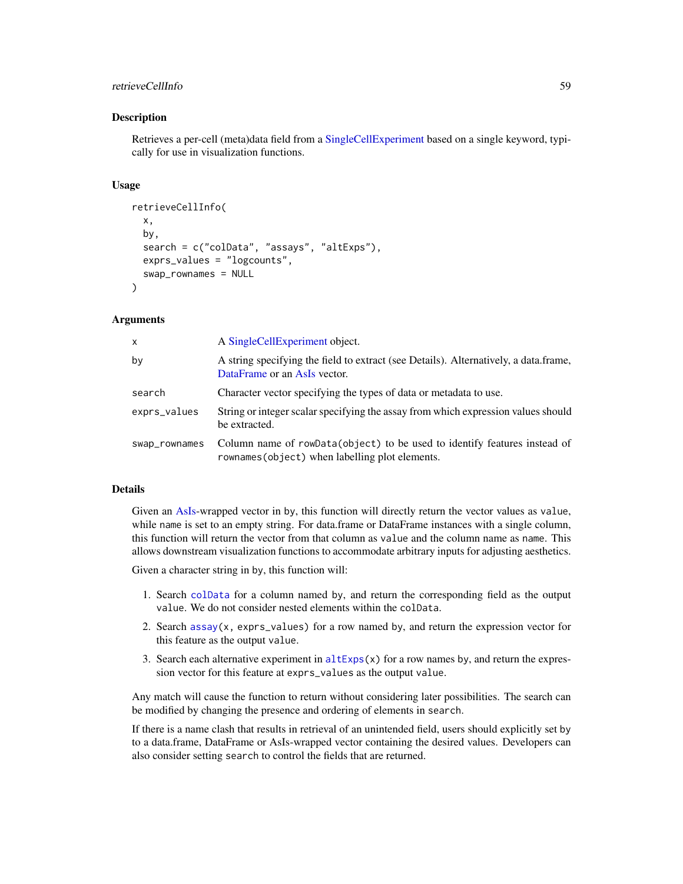## Description

Retrieves a per-cell (meta)data field from a SingleCellExperiment based on a single keyword, typically for use in visualization functions.

## Usage

```
retrieveCellInfo(
  x,
  by,
  search = c("colData", "assays", "altExps"),
  exprs_values = "logcounts",
  swap_rownames = NULL
)
```

## Arguments

| | |
|---|---|
| `x` | A SingleCellExperiment object. |
| `by` | A string specifying the field to extract (see Details). Alternatively, a data.frame, DataFrame or an AsIs vector. |
| `search` | Character vector specifying the types of data or metadata to use. |
| `exprs_values` | String or integer scalar specifying the assay from which expression values should be extracted. |
| `swap_rownames` | Column name of `rowData(object)` to be used to identify features instead of `rownames(object)` when labelling plot elements. |

## Details

Given an AsIs-wrapped vector in `by`, this function will directly return the vector values as `value`, while `name` is set to an empty string. For data.frame or DataFrame instances with a single column, this function will return the vector from that column as `value` and the column name as `name`. This allows downstream visualization functions to accommodate arbitrary inputs for adjusting aesthetics.

Given a character string in `by`, this function will:

1. Search `colData` for a column named `by`, and return the corresponding field as the output `value`. We do not consider nested elements within the `colData`.
2. Search `assay(x, exprs_values)` for a row named `by`, and return the expression vector for this feature as the output `value`.
3. Search each alternative experiment in `altExps(x)` for a row names `by`, and return the expression vector for this feature at `exprs_values` as the output `value`.

Any match will cause the function to return without considering later possibilities. The search can be modified by changing the presence and ordering of elements in `search`.

If there is a name clash that results in retrieval of an unintended field, users should explicitly set `by` to a data.frame, DataFrame or AsIs-wrapped vector containing the desired values. Developers can also consider setting `search` to control the fields that are returned.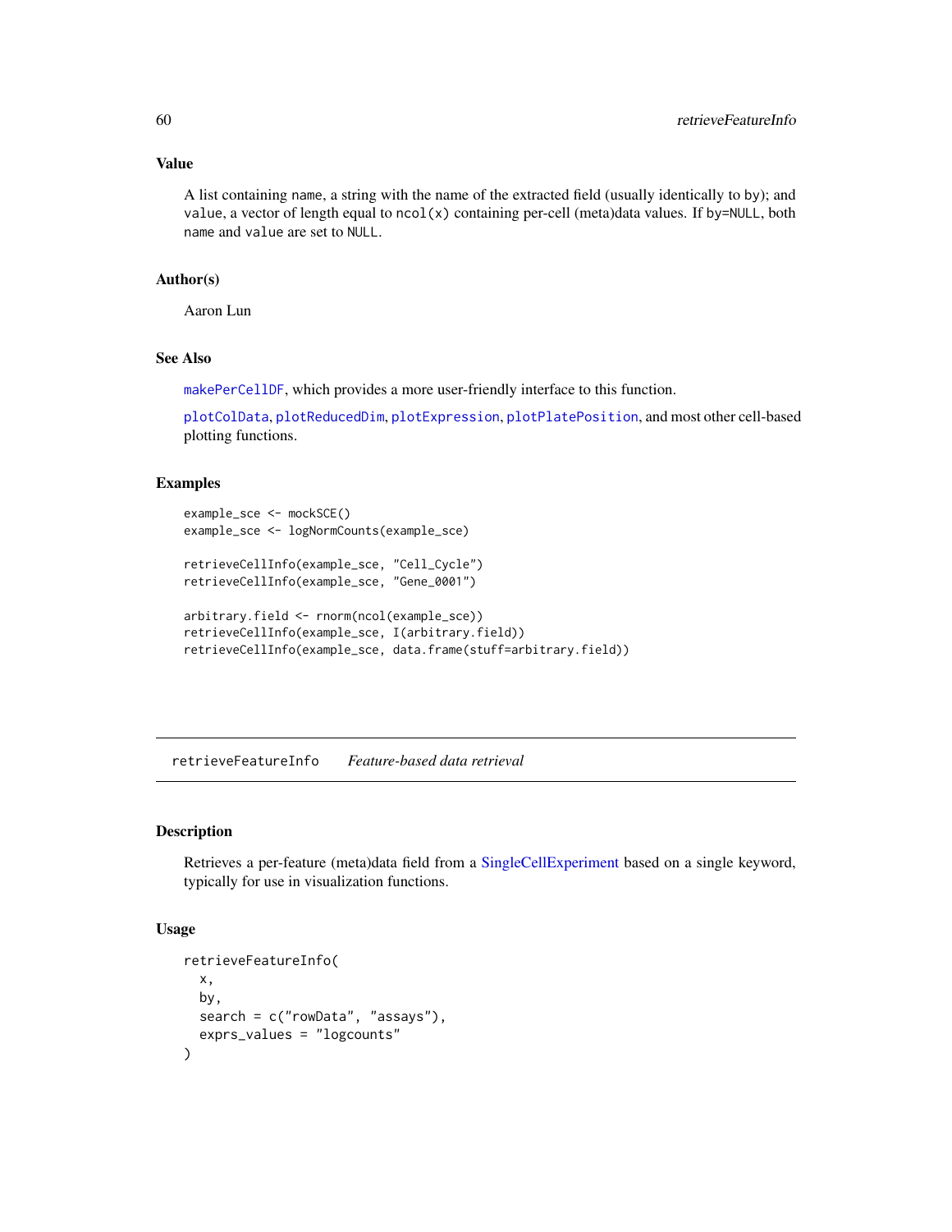### Value

A list containing `name`, a string with the name of the extracted field (usually identically to `by`); and `value`, a vector of length equal to `ncol(x)` containing per-cell (meta)data values. If `by=NULL`, both `name` and `value` are set to `NULL`.

### Author(s)

Aaron Lun

### See Also

makePerCellDF, which provides a more user-friendly interface to this function.

plotColData, plotReducedDim, plotExpression, plotPlatePosition, and most other cell-based plotting functions.

### Examples

```
example_sce <- mockSCE()
example_sce <- logNormCounts(example_sce)

retrieveCellInfo(example_sce, "Cell_Cycle")
retrieveCellInfo(example_sce, "Gene_0001")

arbitrary.field <- rnorm(ncol(example_sce))
retrieveCellInfo(example_sce, I(arbitrary.field))
retrieveCellInfo(example_sce, data.frame(stuff=arbitrary.field))
```

---

## retrieveFeatureInfo    *Feature-based data retrieval*

---

### Description

Retrieves a per-feature (meta)data field from a SingleCellExperiment based on a single keyword, typically for use in visualization functions.

### Usage

```
retrieveFeatureInfo(
  x,
  by,
  search = c("rowData", "assays"),
  exprs_values = "logcounts"
)
```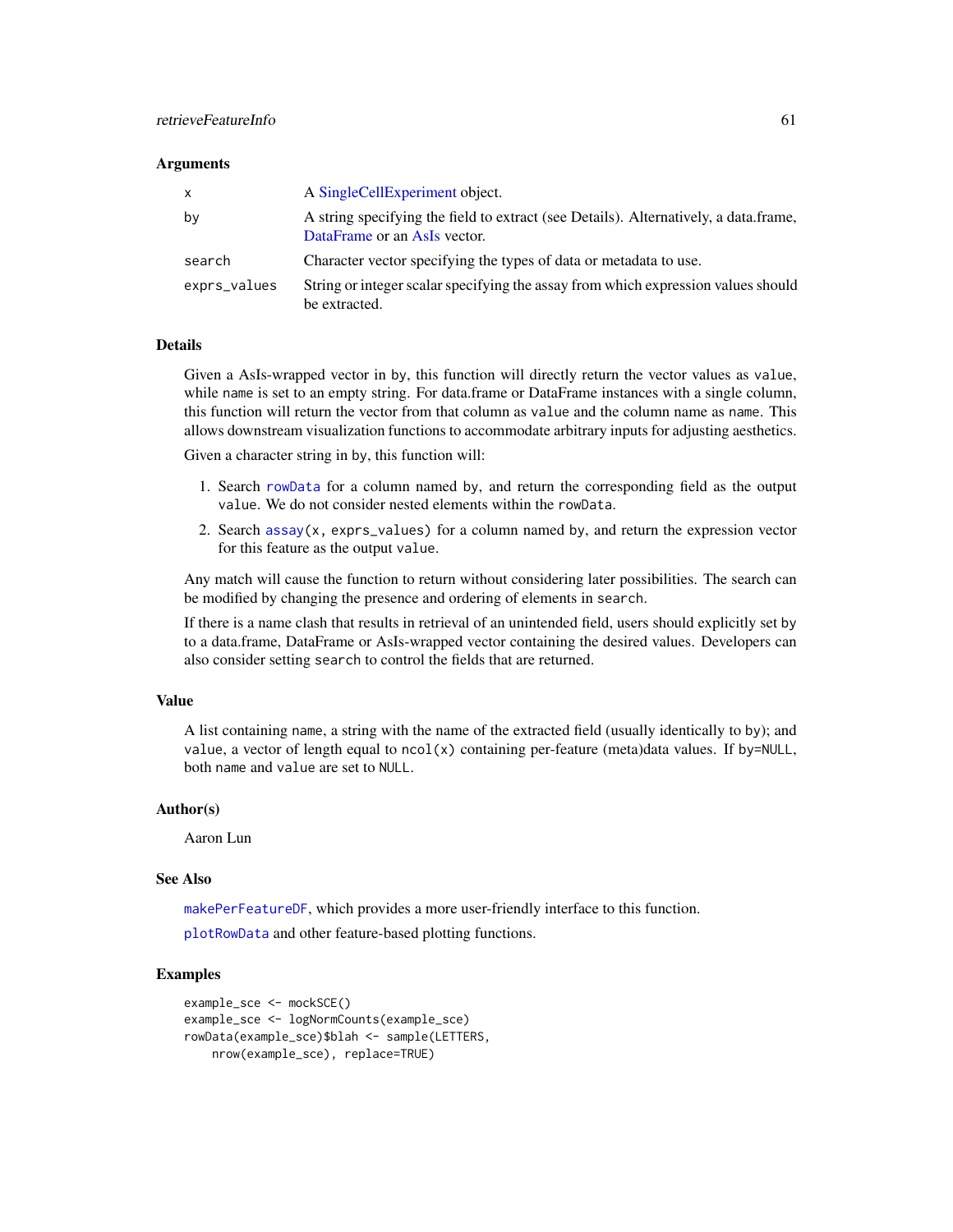### Arguments

| | |
|---|---|
| x | A SingleCellExperiment object. |
| by | A string specifying the field to extract (see Details). Alternatively, a data.frame, DataFrame or an AsIs vector. |
| search | Character vector specifying the types of data or metadata to use. |
| exprs_values | String or integer scalar specifying the assay from which expression values should be extracted. |

### Details

Given a AsIs-wrapped vector in by, this function will directly return the vector values as `value`, while name is set to an empty string. For data.frame or DataFrame instances with a single column, this function will return the vector from that column as `value` and the column name as name. This allows downstream visualization functions to accommodate arbitrary inputs for adjusting aesthetics.

Given a character string in by, this function will:

1. Search `rowData` for a column named by, and return the corresponding field as the output `value`. We do not consider nested elements within the `rowData`.
2. Search `assay(x, exprs_values)` for a column named by, and return the expression vector for this feature as the output `value`.

Any match will cause the function to return without considering later possibilities. The search can be modified by changing the presence and ordering of elements in `search`.

If there is a name clash that results in retrieval of an unintended field, users should explicitly set by to a data.frame, DataFrame or AsIs-wrapped vector containing the desired values. Developers can also consider setting `search` to control the fields that are returned.

### Value

A list containing name, a string with the name of the extracted field (usually identically to by); and `value`, a vector of length equal to `ncol(x)` containing per-feature (meta)data values. If `by=NULL`, both name and `value` are set to `NULL`.

### Author(s)

Aaron Lun

### See Also

`makePerFeatureDF`, which provides a more user-friendly interface to this function.

`plotRowData` and other feature-based plotting functions.

### Examples

```
example_sce <- mockSCE()
example_sce <- logNormCounts(example_sce)
rowData(example_sce)$blah <- sample(LETTERS,
    nrow(example_sce), replace=TRUE)
```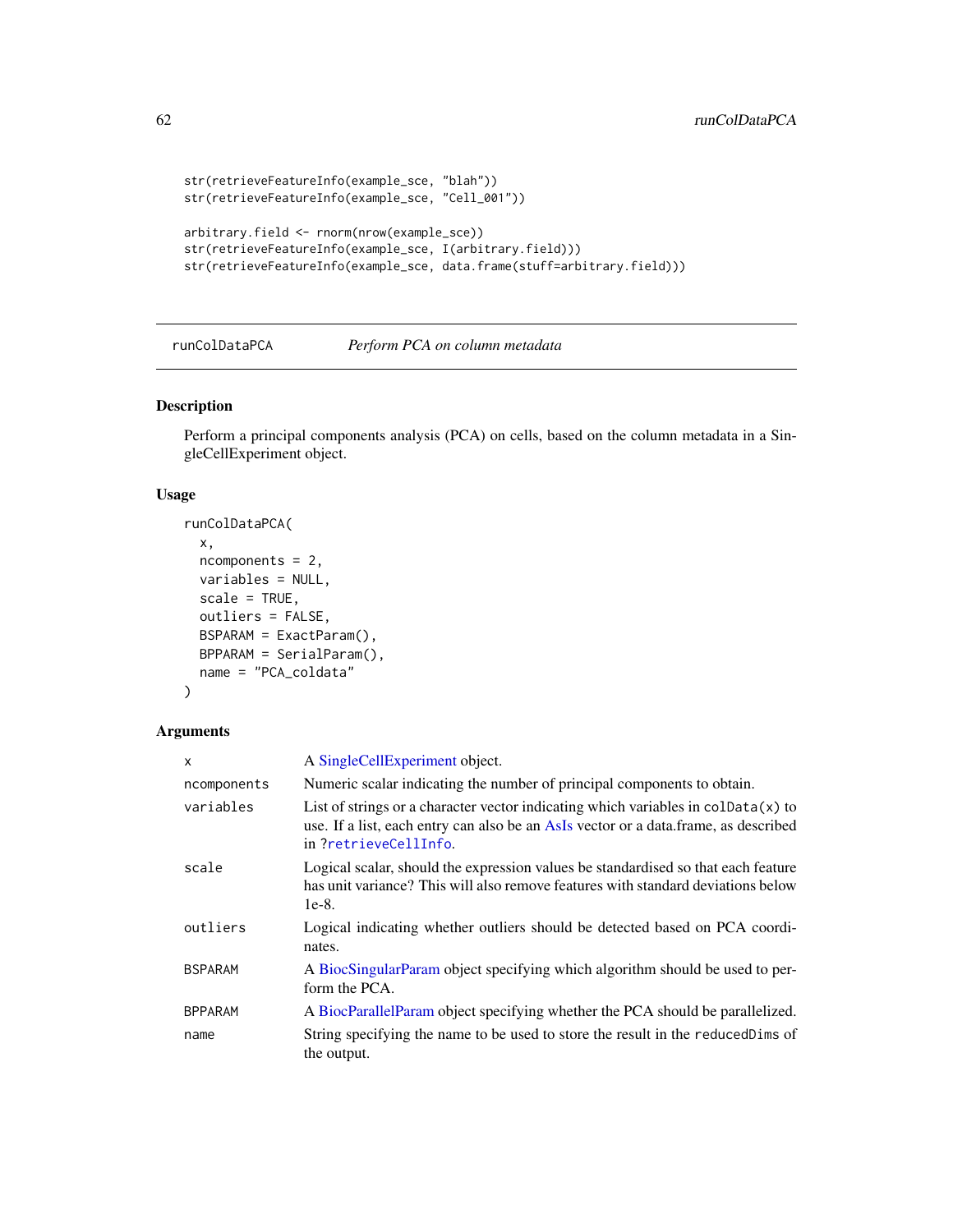```
str(retrieveFeatureInfo(example_sce, "blah"))
str(retrieveFeatureInfo(example_sce, "Cell_001"))

arbitrary.field <- rnorm(nrow(example_sce))
str(retrieveFeatureInfo(example_sce, I(arbitrary.field)))
str(retrieveFeatureInfo(example_sce, data.frame(stuff=arbitrary.field)))
```

---

## runColDataPCA *Perform PCA on column metadata*

### Description

Perform a principal components analysis (PCA) on cells, based on the column metadata in a SingleCellExperiment object.

### Usage

```
runColDataPCA(
  x,
  ncomponents = 2,
  variables = NULL,
  scale = TRUE,
  outliers = FALSE,
  BSPARAM = ExactParam(),
  BPPARAM = SerialParam(),
  name = "PCA_coldata"
)
```

### Arguments

| | |
|---|---|
| `x` | A SingleCellExperiment object. |
| `ncomponents` | Numeric scalar indicating the number of principal components to obtain. |
| `variables` | List of strings or a character vector indicating which variables in `colData(x)` to use. If a list, each entry can also be an AsIs vector or a data.frame, as described in `?retrieveCellInfo`. |
| `scale` | Logical scalar, should the expression values be standardised so that each feature has unit variance? This will also remove features with standard deviations below 1e-8. |
| `outliers` | Logical indicating whether outliers should be detected based on PCA coordinates. |
| `BSPARAM` | A BiocSingularParam object specifying which algorithm should be used to perform the PCA. |
| `BPPARAM` | A BiocParallelParam object specifying whether the PCA should be parallelized. |
| `name` | String specifying the name to be used to store the result in the `reducedDims` of the output. |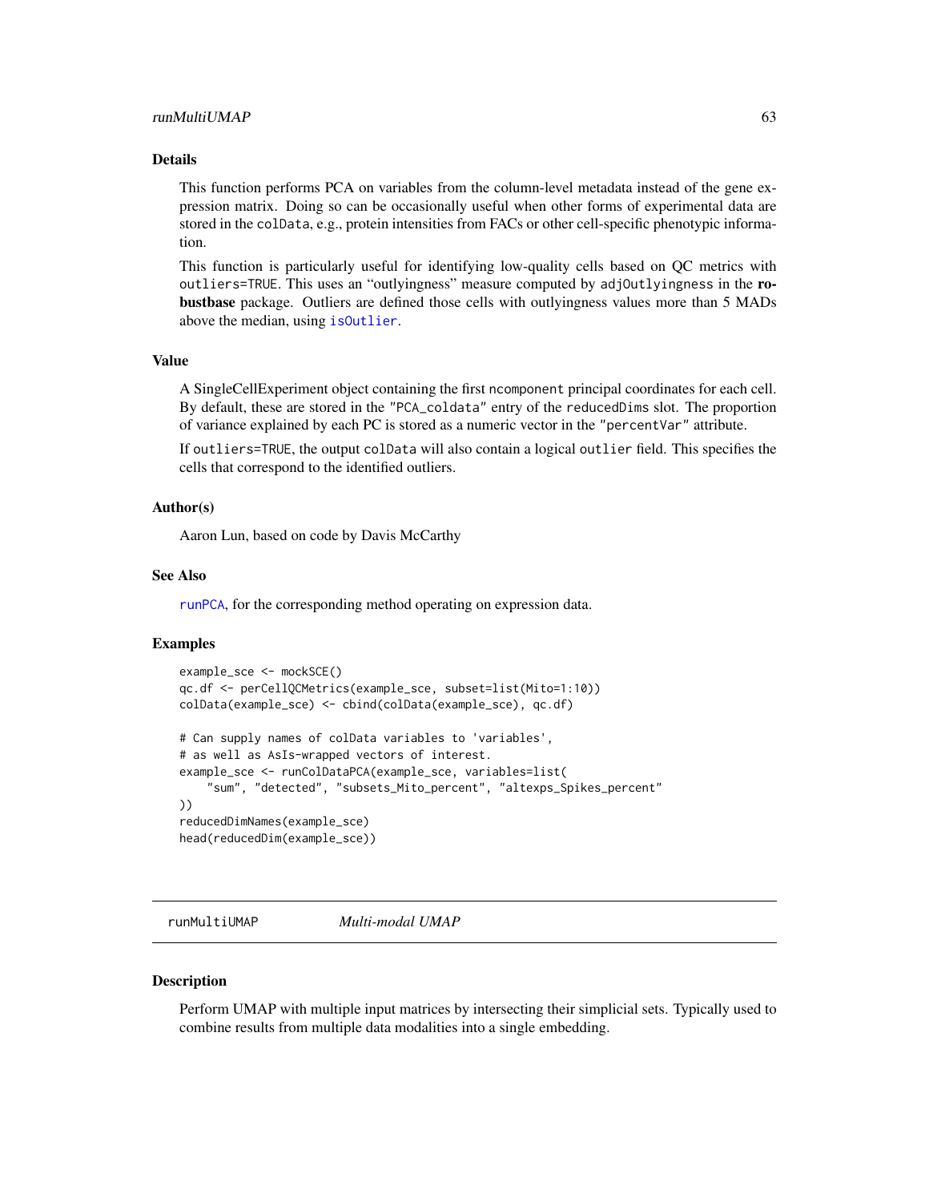### Details

This function performs PCA on variables from the column-level metadata instead of the gene expression matrix. Doing so can be occasionally useful when other forms of experimental data are stored in the colData, e.g., protein intensities from FACs or other cell-specific phenotypic information.

This function is particularly useful for identifying low-quality cells based on QC metrics with outliers=TRUE. This uses an "outlyingness" measure computed by adjOutlyingness in the **robustbase** package. Outliers are defined those cells with outlyingness values more than 5 MADs above the median, using isOutlier.

### Value

A SingleCellExperiment object containing the first ncomponent principal coordinates for each cell. By default, these are stored in the "PCA_coldata" entry of the reducedDims slot. The proportion of variance explained by each PC is stored as a numeric vector in the "percentVar" attribute.

If outliers=TRUE, the output colData will also contain a logical outlier field. This specifies the cells that correspond to the identified outliers.

### Author(s)

Aaron Lun, based on code by Davis McCarthy

### See Also

runPCA, for the corresponding method operating on expression data.

### Examples

```
example_sce <- mockSCE()
qc.df <- perCellQCMetrics(example_sce, subset=list(Mito=1:10))
colData(example_sce) <- cbind(colData(example_sce), qc.df)

# Can supply names of colData variables to 'variables',
# as well as AsIs-wrapped vectors of interest.
example_sce <- runColDataPCA(example_sce, variables=list(
    "sum", "detected", "subsets_Mito_percent", "altexps_Spikes_percent"
))
reducedDimNames(example_sce)
head(reducedDim(example_sce))
```

---

## runMultiUMAP *Multi-modal UMAP*

### Description

Perform UMAP with multiple input matrices by intersecting their simplicial sets. Typically used to combine results from multiple data modalities into a single embedding.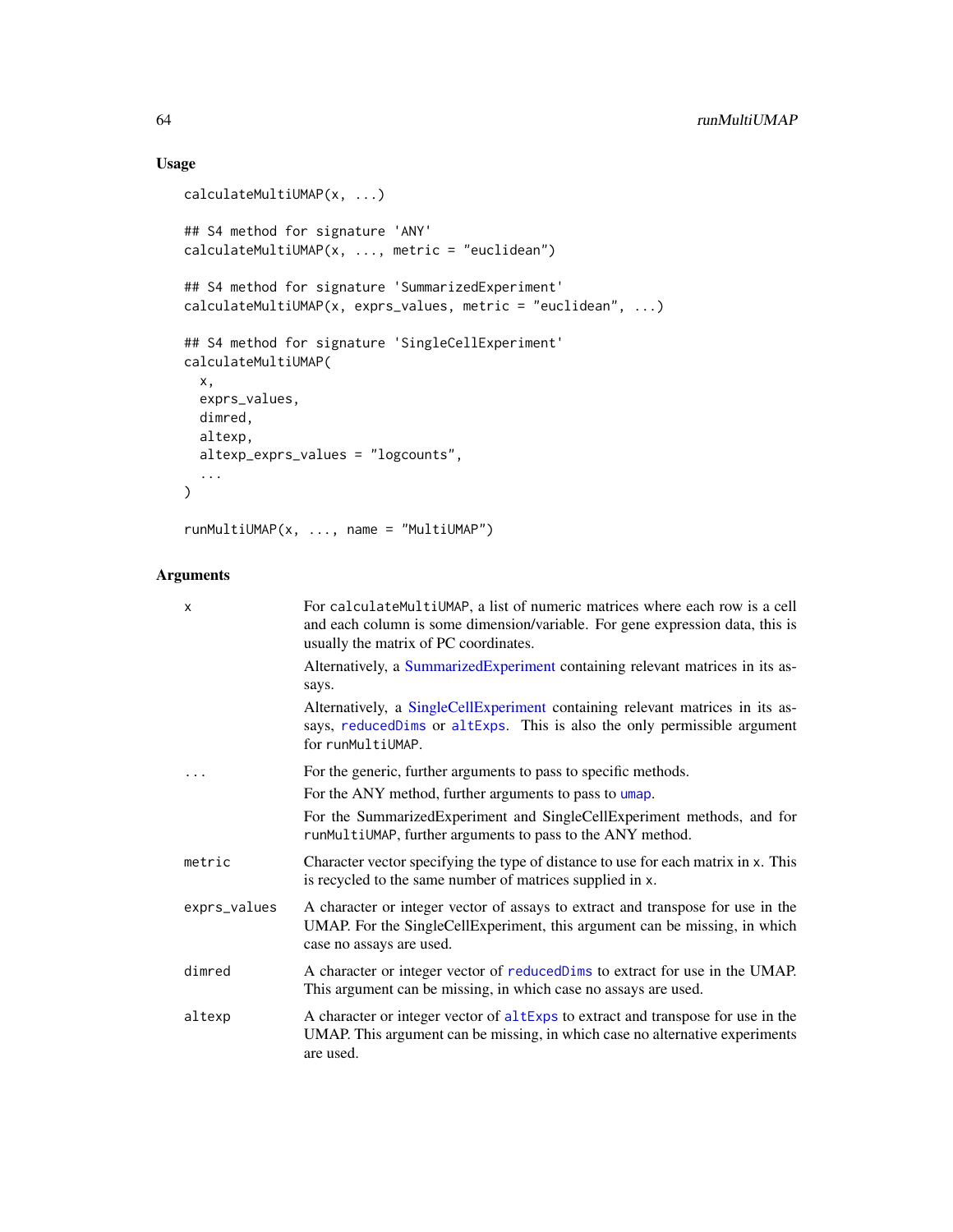## Usage

```
calculateMultiUMAP(x, ...)

## S4 method for signature 'ANY'
calculateMultiUMAP(x, ..., metric = "euclidean")

## S4 method for signature 'SummarizedExperiment'
calculateMultiUMAP(x, exprs_values, metric = "euclidean", ...)

## S4 method for signature 'SingleCellExperiment'
calculateMultiUMAP(
  x,
  exprs_values,
  dimred,
  altexp,
  altexp_exprs_values = "logcounts",
  ...
)

runMultiUMAP(x, ..., name = "MultiUMAP")
```

## Arguments

| | |
|---|---|
| `x` | For `calculateMultiUMAP`, a list of numeric matrices where each row is a cell and each column is some dimension/variable. For gene expression data, this is usually the matrix of PC coordinates.<br>Alternatively, a SummarizedExperiment containing relevant matrices in its assays.<br>Alternatively, a SingleCellExperiment containing relevant matrices in its assays, `reducedDims` or `altExps`. This is also the only permissible argument for `runMultiUMAP`. |
| `...` | For the generic, further arguments to pass to specific methods.<br>For the ANY method, further arguments to pass to `umap`.<br>For the SummarizedExperiment and SingleCellExperiment methods, and for `runMultiUMAP`, further arguments to pass to the ANY method. |
| `metric` | Character vector specifying the type of distance to use for each matrix in `x`. This is recycled to the same number of matrices supplied in `x`. |
| `exprs_values` | A character or integer vector of assays to extract and transpose for use in the UMAP. For the SingleCellExperiment, this argument can be missing, in which case no assays are used. |
| `dimred` | A character or integer vector of `reducedDims` to extract for use in the UMAP. This argument can be missing, in which case no assays are used. |
| `altexp` | A character or integer vector of `altExps` to extract and transpose for use in the UMAP. This argument can be missing, in which case no alternative experiments are used. |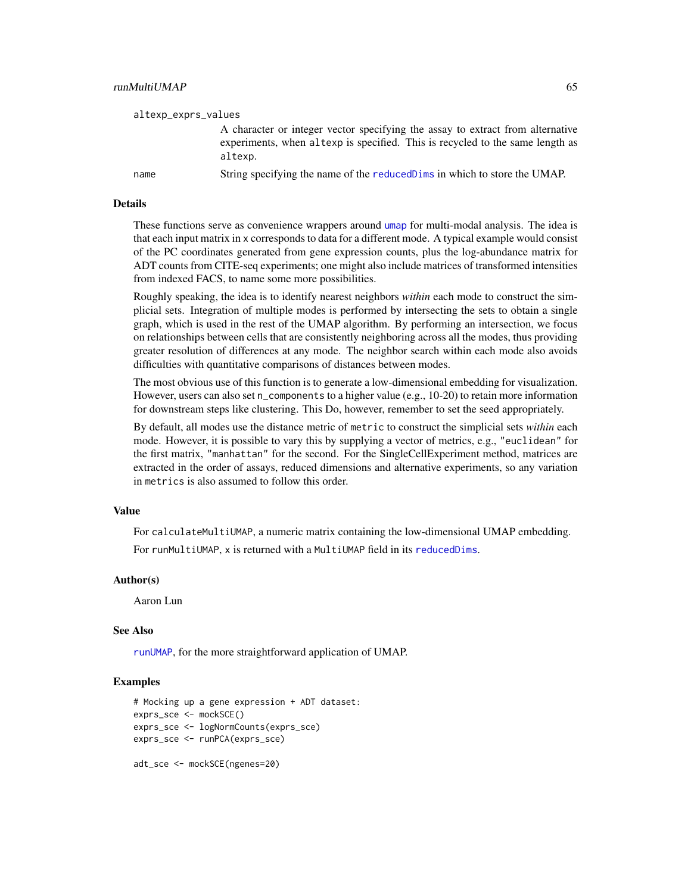altexp_exprs_values
: A character or integer vector specifying the assay to extract from alternative experiments, when altexp is specified. This is recycled to the same length as altexp.

name
: String specifying the name of the reducedDims in which to store the UMAP.

## Details

These functions serve as convenience wrappers around umap for multi-modal analysis. The idea is that each input matrix in x corresponds to data for a different mode. A typical example would consist of the PC coordinates generated from gene expression counts, plus the log-abundance matrix for ADT counts from CITE-seq experiments; one might also include matrices of transformed intensities from indexed FACS, to name some more possibilities.

Roughly speaking, the idea is to identify nearest neighbors *within* each mode to construct the simplicial sets. Integration of multiple modes is performed by intersecting the sets to obtain a single graph, which is used in the rest of the UMAP algorithm. By performing an intersection, we focus on relationships between cells that are consistently neighboring across all the modes, thus providing greater resolution of differences at any mode. The neighbor search within each mode also avoids difficulties with quantitative comparisons of distances between modes.

The most obvious use of this function is to generate a low-dimensional embedding for visualization. However, users can also set n_components to a higher value (e.g., 10-20) to retain more information for downstream steps like clustering. This Do, however, remember to set the seed appropriately.

By default, all modes use the distance metric of metric to construct the simplicial sets *within* each mode. However, it is possible to vary this by supplying a vector of metrics, e.g., "euclidean" for the first matrix, "manhattan" for the second. For the SingleCellExperiment method, matrices are extracted in the order of assays, reduced dimensions and alternative experiments, so any variation in metrics is also assumed to follow this order.

## Value

For calculateMultiUMAP, a numeric matrix containing the low-dimensional UMAP embedding.

For runMultiUMAP, x is returned with a MultiUMAP field in its reducedDims.

## Author(s)

Aaron Lun

## See Also

runUMAP, for the more straightforward application of UMAP.

## Examples

```
# Mocking up a gene expression + ADT dataset:
exprs_sce <- mockSCE()
exprs_sce <- logNormCounts(exprs_sce)
exprs_sce <- runPCA(exprs_sce)

adt_sce <- mockSCE(ngenes=20)
```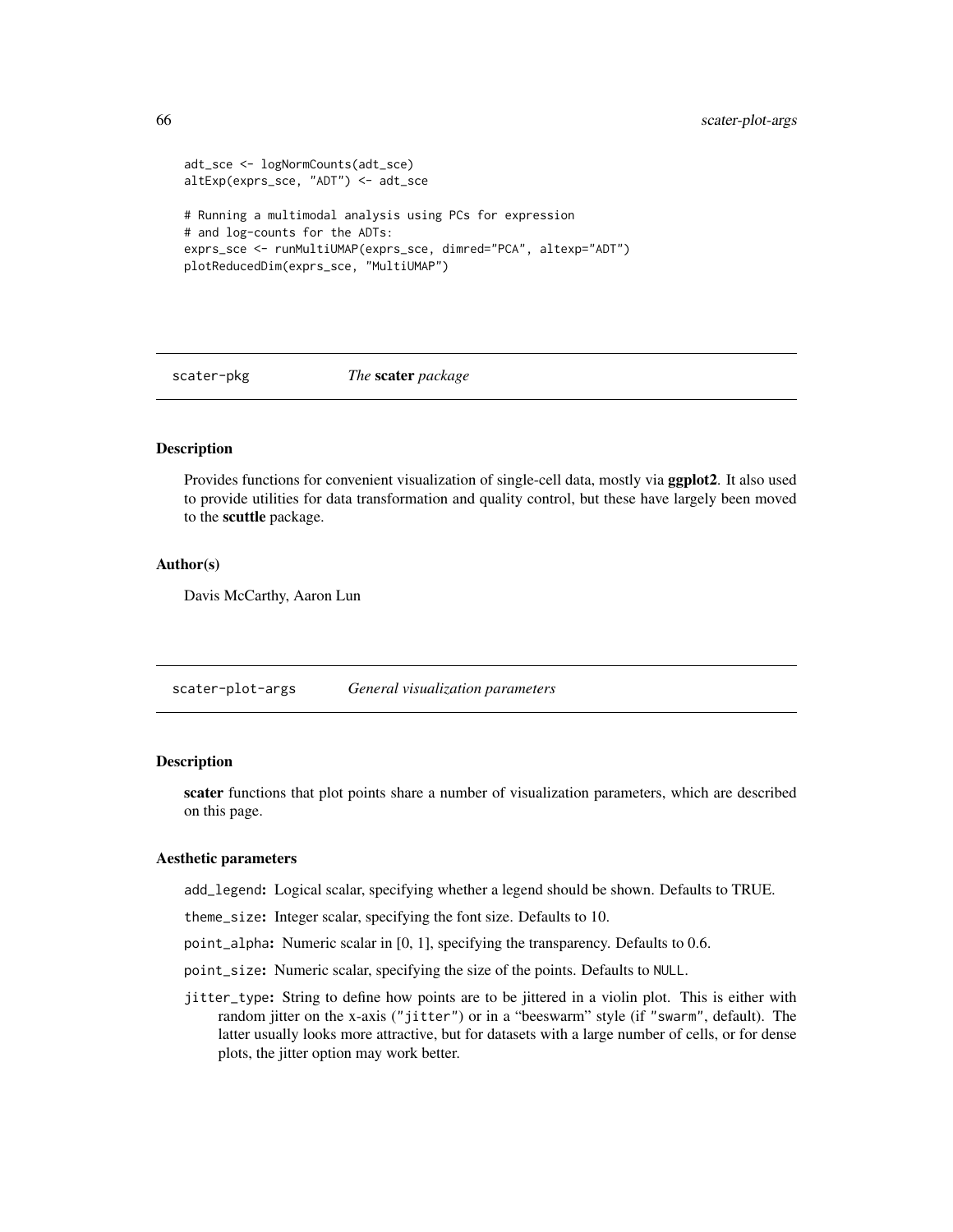```
adt_sce <- logNormCounts(adt_sce)
altExp(exprs_sce, "ADT") <- adt_sce

# Running a multimodal analysis using PCs for expression
# and log-counts for the ADTs:
exprs_sce <- runMultiUMAP(exprs_sce, dimred="PCA", altexp="ADT")
plotReducedDim(exprs_sce, "MultiUMAP")
```

## scater-pkg *The* **scater** *package*

### Description

Provides functions for convenient visualization of single-cell data, mostly via **ggplot2**. It also used to provide utilities for data transformation and quality control, but these have largely been moved to the **scuttle** package.

### Author(s)

Davis McCarthy, Aaron Lun

## scater-plot-args *General visualization parameters*

### Description

**scater** functions that plot points share a number of visualization parameters, which are described on this page.

### Aesthetic parameters

- `add_legend`**:** Logical scalar, specifying whether a legend should be shown. Defaults to TRUE.
- `theme_size`**:** Integer scalar, specifying the font size. Defaults to 10.
- `point_alpha`**:** Numeric scalar in [0, 1], specifying the transparency. Defaults to 0.6.
- `point_size`**:** Numeric scalar, specifying the size of the points. Defaults to `NULL`.
- `jitter_type`**:** String to define how points are to be jittered in a violin plot. This is either with random jitter on the x-axis (`"jitter"`) or in a "beeswarm" style (if `"swarm"`, default). The latter usually looks more attractive, but for datasets with a large number of cells, or for dense plots, the jitter option may work better.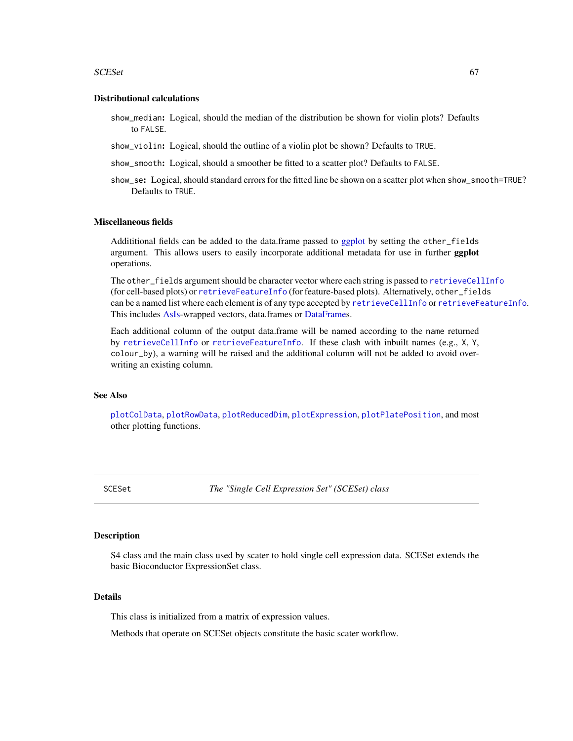### Distributional calculations

**show_median:** Logical, should the median of the distribution be shown for violin plots? Defaults to FALSE.

**show_violin:** Logical, should the outline of a violin plot be shown? Defaults to TRUE.

**show_smooth:** Logical, should a smoother be fitted to a scatter plot? Defaults to FALSE.

**show_se:** Logical, should standard errors for the fitted line be shown on a scatter plot when show_smooth=TRUE? Defaults to TRUE.

### Miscellaneous fields

Addititional fields can be added to the data.frame passed to ggplot by setting the other_fields argument. This allows users to easily incorporate additional metadata for use in further **ggplot** operations.

The other_fields argument should be character vector where each string is passed to retrieveCellInfo (for cell-based plots) or retrieveFeatureInfo (for feature-based plots). Alternatively, other_fields can be a named list where each element is of any type accepted by retrieveCellInfo or retrieveFeatureInfo. This includes AsIs-wrapped vectors, data.frames or DataFrames.

Each additional column of the output data.frame will be named according to the name returned by retrieveCellInfo or retrieveFeatureInfo. If these clash with inbuilt names (e.g., X, Y, colour_by), a warning will be raised and the additional column will not be added to avoid overwriting an existing column.

### See Also

plotColData, plotRowData, plotReducedDim, plotExpression, plotPlatePosition, and most other plotting functions.

---

## SCESet — *The "Single Cell Expression Set" (SCESet) class*

---

### Description

S4 class and the main class used by scater to hold single cell expression data. SCESet extends the basic Bioconductor ExpressionSet class.

### Details

This class is initialized from a matrix of expression values.

Methods that operate on SCESet objects constitute the basic scater workflow.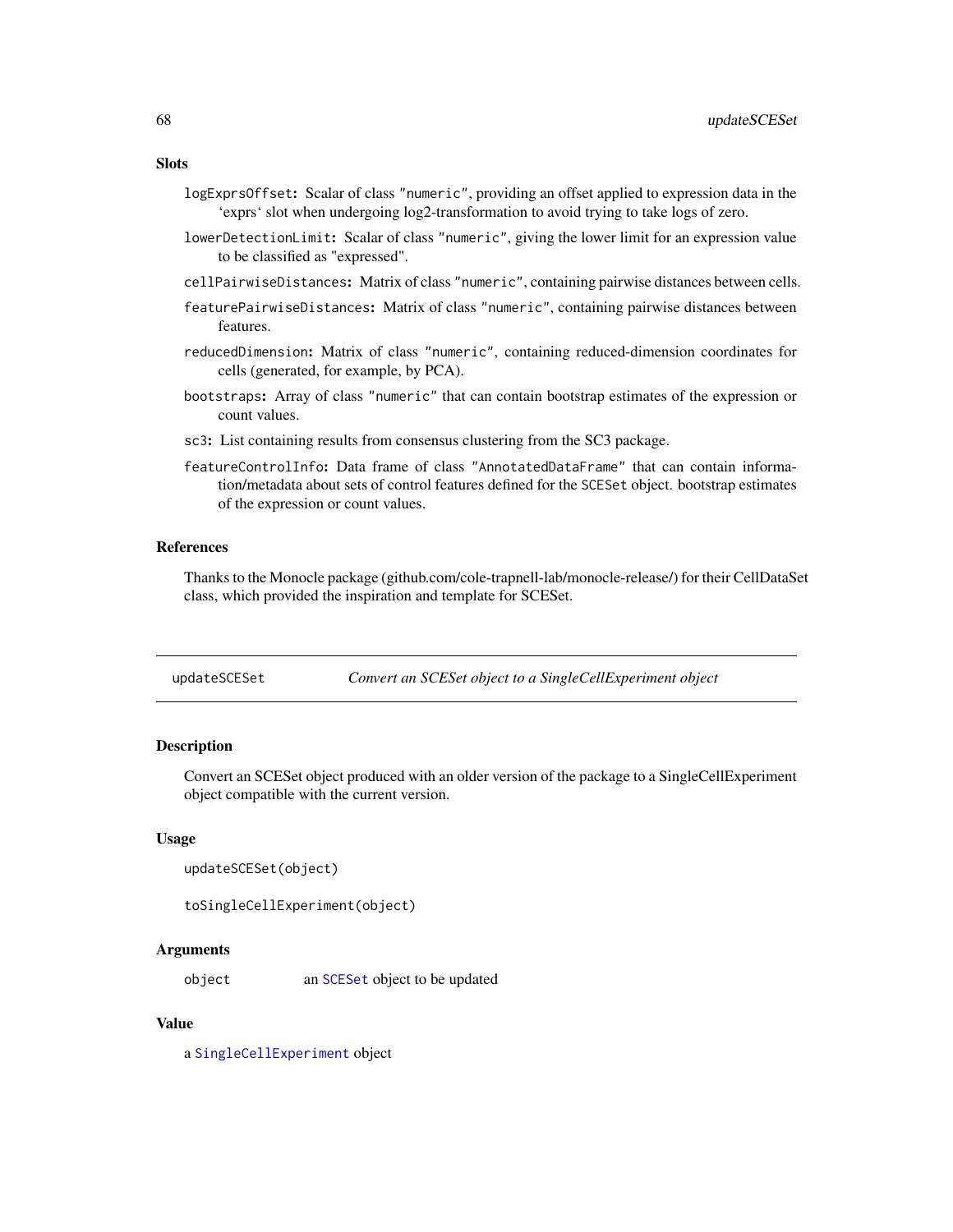## Slots

- `logExprsOffset`**:** Scalar of class `"numeric"`, providing an offset applied to expression data in the 'exprs' slot when undergoing log2-transformation to avoid trying to take logs of zero.
- `lowerDetectionLimit`**:** Scalar of class `"numeric"`, giving the lower limit for an expression value to be classified as "expressed".
- `cellPairwiseDistances`**:** Matrix of class `"numeric"`, containing pairwise distances between cells.
- `featurePairwiseDistances`**:** Matrix of class `"numeric"`, containing pairwise distances between features.
- `reducedDimension`**:** Matrix of class `"numeric"`, containing reduced-dimension coordinates for cells (generated, for example, by PCA).
- `bootstraps`**:** Array of class `"numeric"` that can contain bootstrap estimates of the expression or count values.
- `sc3`**:** List containing results from consensus clustering from the SC3 package.
- `featureControlInfo`**:** Data frame of class `"AnnotatedDataFrame"` that can contain information/metadata about sets of control features defined for the `SCESet` object. bootstrap estimates of the expression or count values.

## References

Thanks to the Monocle package (github.com/cole-trapnell-lab/monocle-release/) for their CellDataSet class, which provided the inspiration and template for SCESet.

---

# updateSCESet — *Convert an SCESet object to a SingleCellExperiment object*

---

## Description

Convert an SCESet object produced with an older version of the package to a SingleCellExperiment object compatible with the current version.

## Usage

```
updateSCESet(object)

toSingleCellExperiment(object)
```

## Arguments

| | |
|---|---|
| `object` | an `SCESet` object to be updated |

## Value

a `SingleCellExperiment` object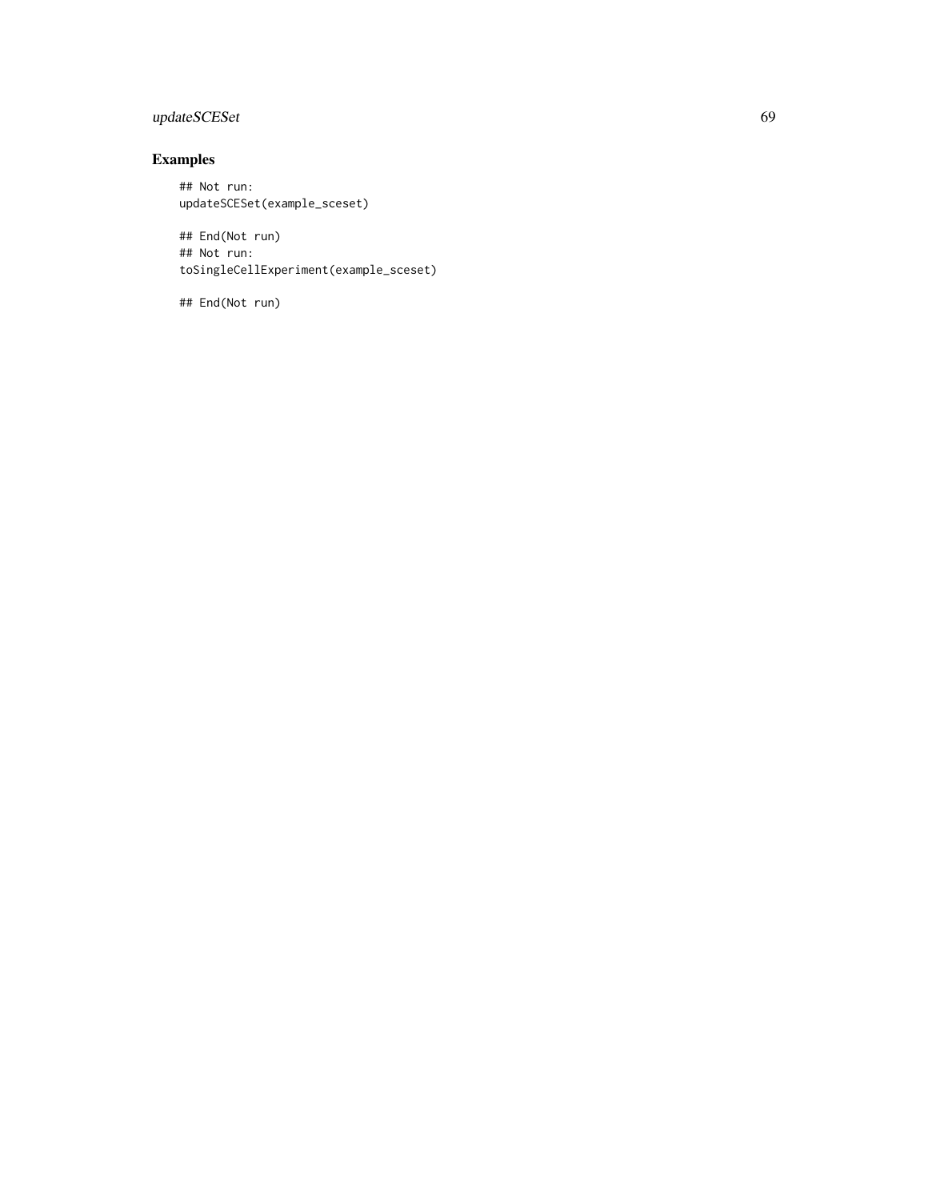## Examples

```
## Not run:
updateSCESet(example_sceset)

## End(Not run)
## Not run:
toSingleCellExperiment(example_sceset)

## End(Not run)
```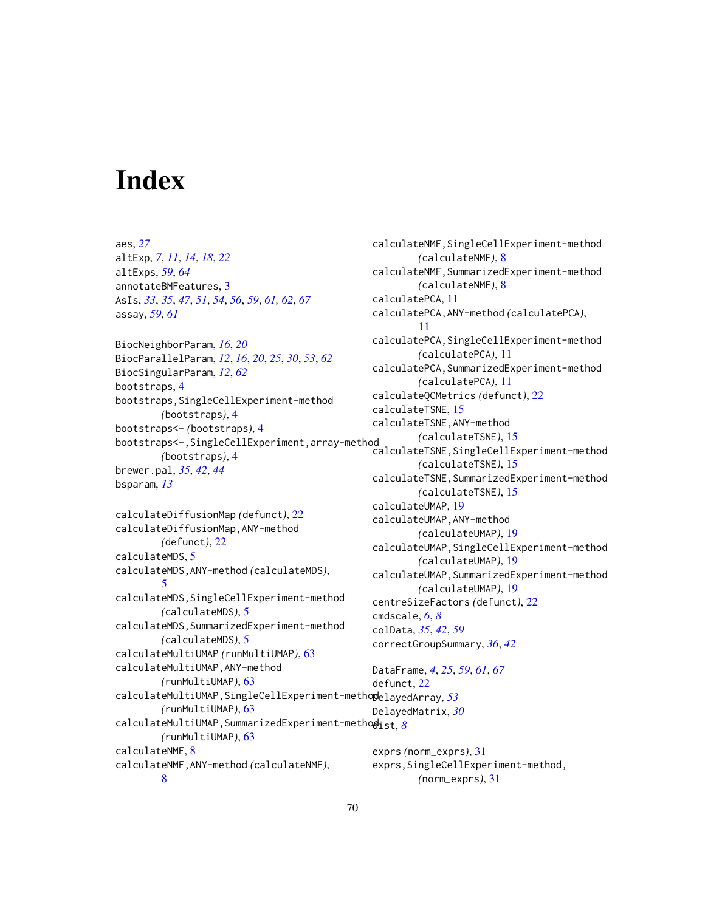# Index

aes, *27*
altExp, *7*, *11*, *14*, *18*, *22*
altExps, *59*, *64*
annotateBMFeatures, 3
AsIs, *33*, *35*, *47*, *51*, *54*, *56*, *59*, *61, 62*, *67*
assay, *59*, *61*

BiocNeighborParam, *16*, *20*
BiocParallelParam, *12*, *16*, *20*, *25*, *30*, *53*, *62*
BiocSingularParam, *12*, *62*
bootstraps, 4
bootstraps,SingleCellExperiment-method *(bootstraps)*, 4
bootstraps<- *(bootstraps)*, 4
bootstraps<-,SingleCellExperiment,array-method *(bootstraps)*, 4
brewer.pal, *35*, *42*, *44*
bsparam, *13*

calculateDiffusionMap *(defunct)*, 22
calculateDiffusionMap,ANY-method *(defunct)*, 22
calculateMDS, 5
calculateMDS,ANY-method *(calculateMDS)*, 5
calculateMDS,SingleCellExperiment-method *(calculateMDS)*, 5
calculateMDS,SummarizedExperiment-method *(calculateMDS)*, 5
calculateMultiUMAP *(runMultiUMAP)*, 63
calculateMultiUMAP,ANY-method *(runMultiUMAP)*, 63
calculateMultiUMAP,SingleCellExperiment-method *(runMultiUMAP)*, 63
calculateMultiUMAP,SummarizedExperiment-method *(runMultiUMAP)*, 63
calculateNMF, 8
calculateNMF,ANY-method *(calculateNMF)*, 8
calculateNMF,SingleCellExperiment-method *(calculateNMF)*, 8
calculateNMF,SummarizedExperiment-method *(calculateNMF)*, 8
calculatePCA, 11
calculatePCA,ANY-method *(calculatePCA)*, 11
calculatePCA,SingleCellExperiment-method *(calculatePCA)*, 11
calculatePCA,SummarizedExperiment-method *(calculatePCA)*, 11
calculateQCMetrics *(defunct)*, 22
calculateTSNE, 15
calculateTSNE,ANY-method *(calculateTSNE)*, 15
calculateTSNE,SingleCellExperiment-method *(calculateTSNE)*, 15
calculateTSNE,SummarizedExperiment-method *(calculateTSNE)*, 15
calculateUMAP, 19
calculateUMAP,ANY-method *(calculateUMAP)*, 19
calculateUMAP,SingleCellExperiment-method *(calculateUMAP)*, 19
calculateUMAP,SummarizedExperiment-method *(calculateUMAP)*, 19
centreSizeFactors *(defunct)*, 22
cmdscale, *6*, *8*
colData, *35*, *42*, *59*
correctGroupSummary, *36*, *42*

DataFrame, *4*, *25*, *59*, *61*, *67*
defunct, 22
DelayedArray, *53*
DelayedMatrix, *30*
dist, *8*

exprs *(norm_exprs)*, 31
exprs,SingleCellExperiment-method, *(norm_exprs)*, 31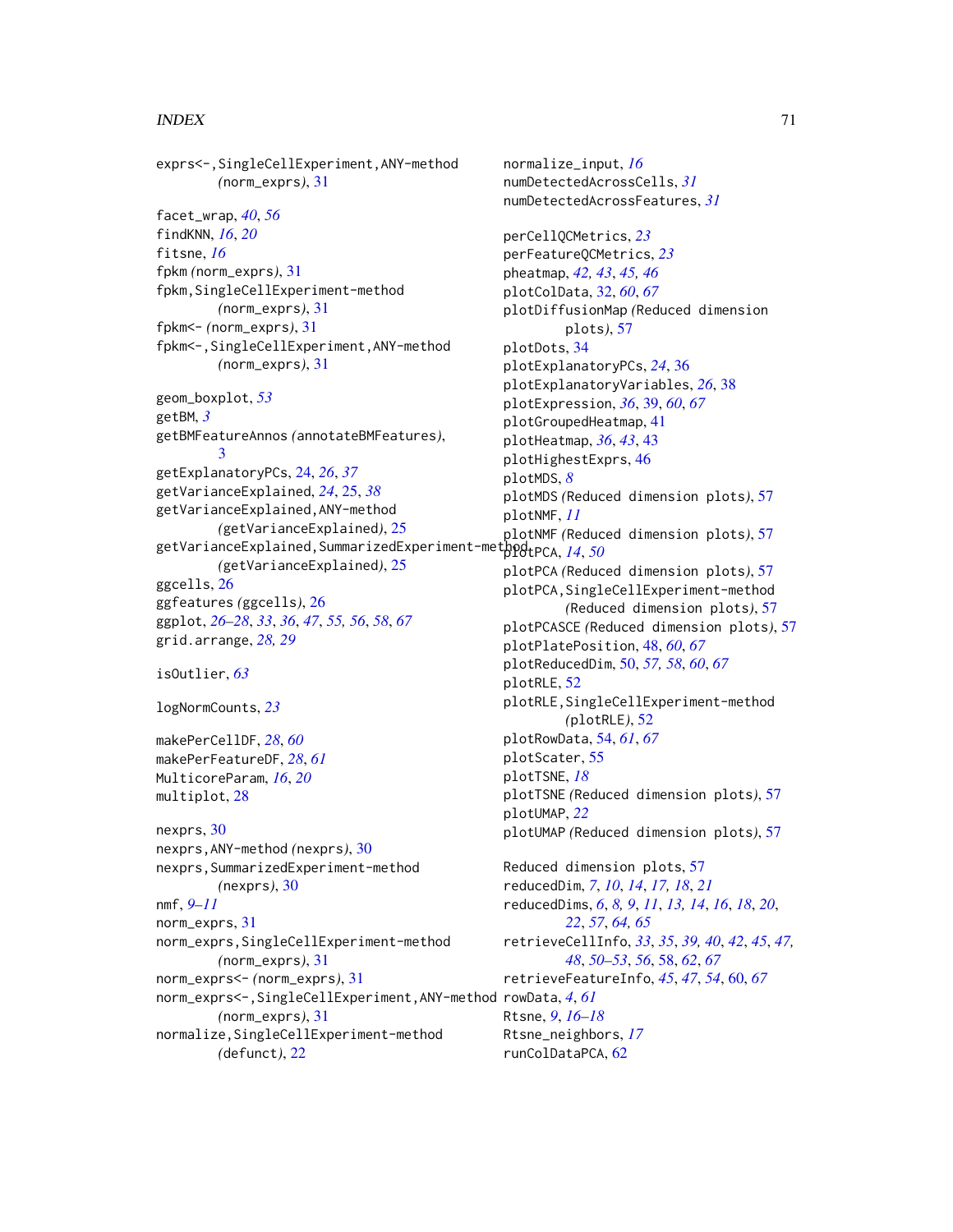exprs<-,SingleCellExperiment,ANY-method *(norm_exprs)*, 31

facet_wrap, *40*, *56*
findKNN, *16*, *20*
fitsne, *16*
fpkm *(norm_exprs)*, 31
fpkm,SingleCellExperiment-method *(norm_exprs)*, 31
fpkm<- *(norm_exprs)*, 31
fpkm<-,SingleCellExperiment,ANY-method *(norm_exprs)*, 31

geom_boxplot, *53*
getBM, *3*
getBMFeatureAnnos *(annotateBMFeatures)*, 3
getExplanatoryPCs, 24, *26*, *37*
getVarianceExplained, *24*, 25, *38*
getVarianceExplained,ANY-method *(getVarianceExplained)*, 25
getVarianceExplained,SummarizedExperiment-method *(getVarianceExplained)*, 25
ggcells, 26
ggfeatures *(ggcells)*, 26
ggplot, *26–28*, *33*, *36*, *47*, *55*, *56*, *58*, *67*
grid.arrange, *28*, *29*

isOutlier, *63*

logNormCounts, *23*

makePerCellDF, *28*, *60*
makePerFeatureDF, *28*, *61*
MulticoreParam, *16*, *20*
multiplot, 28

nexprs, 30
nexprs,ANY-method *(nexprs)*, 30
nexprs,SummarizedExperiment-method *(nexprs)*, 30
nmf, *9–11*
norm_exprs, 31
norm_exprs,SingleCellExperiment-method *(norm_exprs)*, 31
norm_exprs<- *(norm_exprs)*, 31
norm_exprs<-,SingleCellExperiment,ANY-method *(norm_exprs)*, 31
normalize,SingleCellExperiment-method *(defunct)*, 22
normalize_input, *16*
numDetectedAcrossCells, *31*
numDetectedAcrossFeatures, *31*

perCellQCMetrics, *23*
perFeatureQCMetrics, *23*
pheatmap, *42*, *43*, *45*, *46*
plotColData, 32, *60*, *67*
plotDiffusionMap *(Reduced dimension plots)*, 57
plotDots, 34
plotExplanatoryPCs, *24*, 36
plotExplanatoryVariables, *26*, 38
plotExpression, *36*, 39, *60*, *67*
plotGroupedHeatmap, 41
plotHeatmap, *36*, *43*, 43
plotHighestExprs, 46
plotMDS, *8*
plotMDS *(Reduced dimension plots)*, 57
plotNMF, *11*
plotNMF *(Reduced dimension plots)*, 57
plotPCA, *14*, *50*
plotPCA *(Reduced dimension plots)*, 57
plotPCA,SingleCellExperiment-method *(Reduced dimension plots)*, 57
plotPCASCE *(Reduced dimension plots)*, 57
plotPlatePosition, 48, *60*, *67*
plotReducedDim, 50, *57*, *58*, *60*, *67*
plotRLE, 52
plotRLE,SingleCellExperiment-method *(plotRLE)*, 52
plotRowData, 54, *61*, *67*
plotScater, 55
plotTSNE, *18*
plotTSNE *(Reduced dimension plots)*, 57
plotUMAP, *22*
plotUMAP *(Reduced dimension plots)*, 57

Reduced dimension plots, 57
reducedDim, *7*, *10*, *14*, *17*, *18*, *21*
reducedDims, *6*, *8*, *9*, *11*, *13*, *14*, *16*, *18*, *20*, *22*, *57*, *64*, *65*
retrieveCellInfo, *33*, *35*, *39*, *40*, *42*, *45*, *47*, *48*, *50–53*, *56*, 58, *62*, *67*
retrieveFeatureInfo, *45*, *47*, *54*, 60, *67*
rowData, *4*, *61*
Rtsne, *9*, *16–18*
Rtsne_neighbors, *17*
runColDataPCA, 62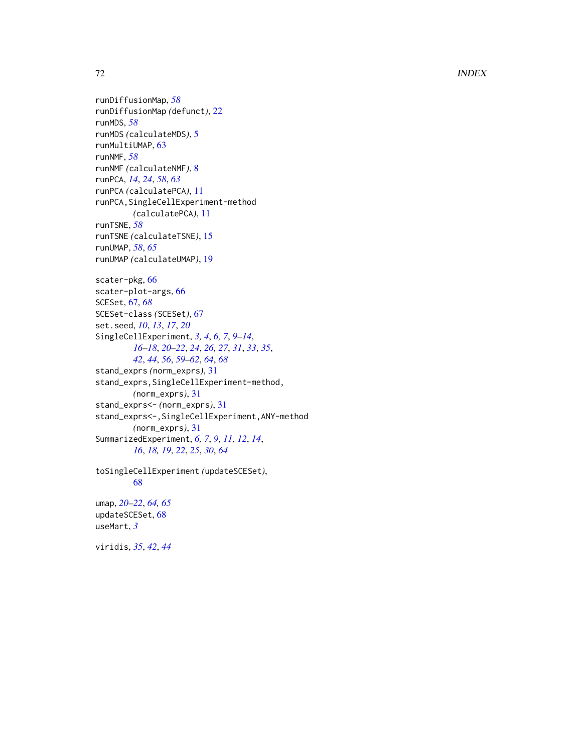runDiffusionMap, *58*
runDiffusionMap *(defunct)*, 22
runMDS, *58*
runMDS *(calculateMDS)*, 5
runMultiUMAP, 63
runNMF, *58*
runNMF *(calculateNMF)*, 8
runPCA, *14*, *24*, *58*, *63*
runPCA *(calculatePCA)*, 11
runPCA,SingleCellExperiment-method *(calculatePCA)*, 11
runTSNE, *58*
runTSNE *(calculateTSNE)*, 15
runUMAP, *58*, *65*
runUMAP *(calculateUMAP)*, 19

scater-pkg, 66
scater-plot-args, 66
SCESet, 67, *68*
SCESet-class *(SCESet)*, 67
set.seed, *10*, *13*, *17*, *20*
SingleCellExperiment, *3, 4*, *6, 7*, *9–14*, *16–18*, *20–22*, *24*, *26, 27*, *31*, *33*, *35*, *42*, *44*, *56*, *59–62*, *64*, *68*
stand_exprs *(norm_exprs)*, 31
stand_exprs,SingleCellExperiment-method, *(norm_exprs)*, 31
stand_exprs<- *(norm_exprs)*, 31
stand_exprs<-,SingleCellExperiment,ANY-method *(norm_exprs)*, 31
SummarizedExperiment, *6, 7*, *9*, *11, 12*, *14*, *16*, *18, 19*, *22*, *25*, *30*, *64*

toSingleCellExperiment *(updateSCESet)*, 68

umap, *20–22*, *64, 65*
updateSCESet, 68
useMart, *3*

viridis, *35*, *42*, *44*